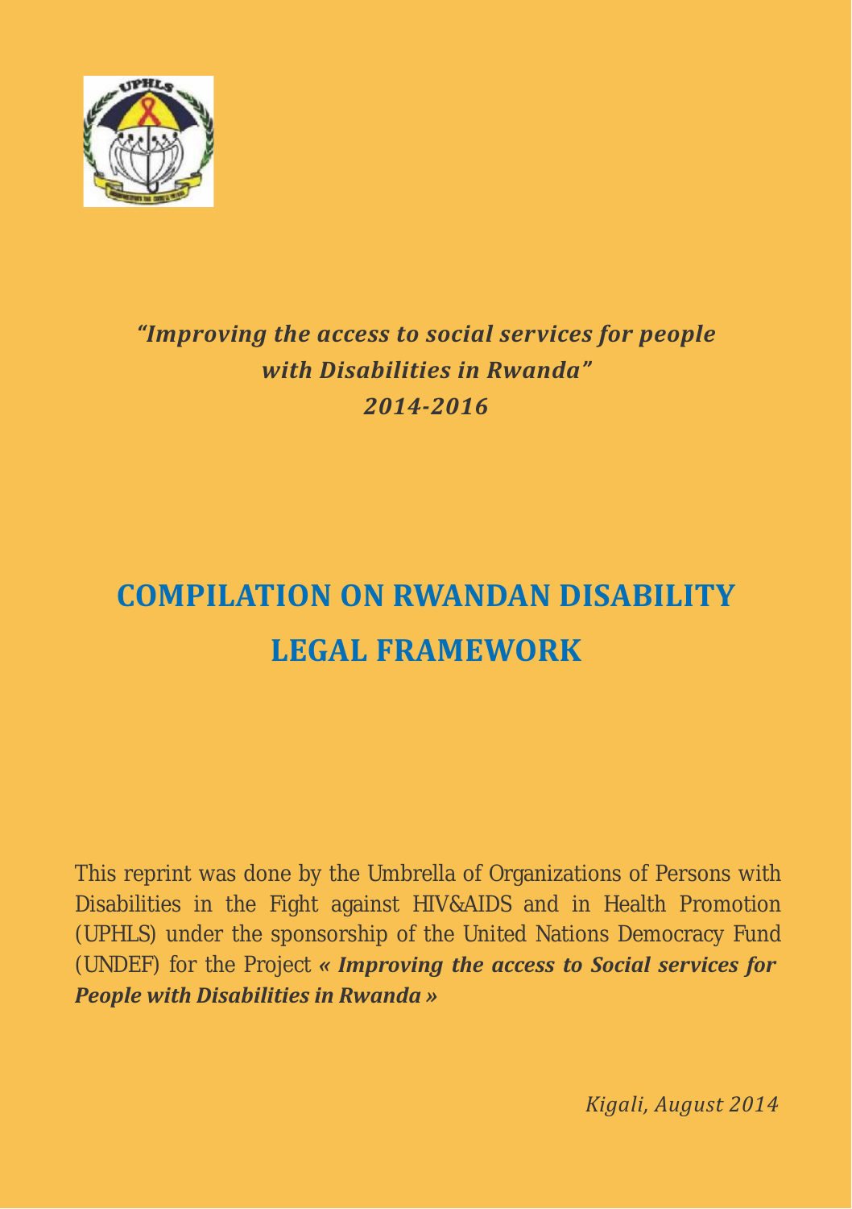*"Improving the access to social services for people with Disabilities in Rwanda"*
*2014-2016*

# COMPILATION ON RWANDAN DISABILITY LEGAL FRAMEWORK

This reprint was done by the Umbrella of Organizations of Persons with Disabilities in the Fight against HIV&AIDS and in Health Promotion (UPHLS) under the sponsorship of the United Nations Democracy Fund (UNDEF) for the Project ***« Improving the access to Social services for People with Disabilities in Rwanda »***

*Kigali, August 2014*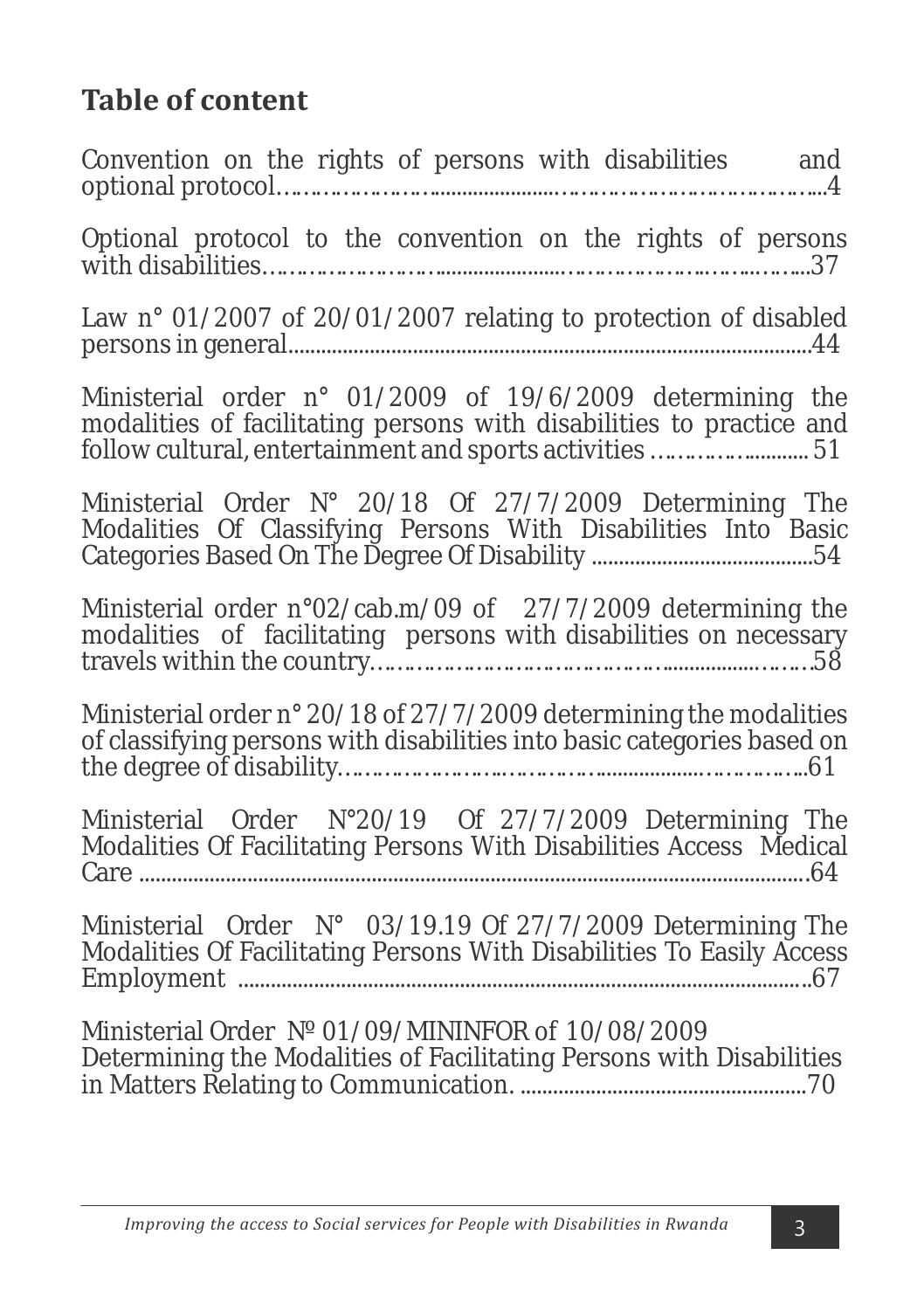## Table of content

Convention on the rights of persons with disabilities and optional protocol……………………………………………………………………………4

Optional protocol to the convention on the rights of persons with disabilities……………………………………………………………………37

Law n° 01/2007 of 20/01/2007 relating to protection of disabled persons in general……………………………………………………………………44

Ministerial order n° 01/2009 of 19/6/2009 determining the modalities of facilitating persons with disabilities to practice and follow cultural, entertainment and sports activities ………………… 51

Ministerial Order N° 20/18 Of 27/7/2009 Determining The Modalities Of Classifying Persons With Disabilities Into Basic Categories Based On The Degree Of Disability ……………………………54

Ministerial order n°02/cab.m/09 of 27/7/2009 determining the modalities of facilitating persons with disabilities on necessary travels within the country…………………………………………………………58

Ministerial order n° 20/18 of 27/7/2009 determining the modalities of classifying persons with disabilities into basic categories based on the degree of disability………………………………………………………61

Ministerial Order N°20/19 Of 27/7/2009 Determining The Modalities Of Facilitating Persons With Disabilities Access Medical Care ……………………………………………………………………………64

Ministerial Order N° 03/19.19 Of 27/7/2009 Determining The Modalities Of Facilitating Persons With Disabilities To Easily Access Employment ……………………………………………………………………67

Ministerial Order № 01/09/MININFOR of 10/08/2009 Determining the Modalities of Facilitating Persons with Disabilities in Matters Relating to Communication. ……………………………………70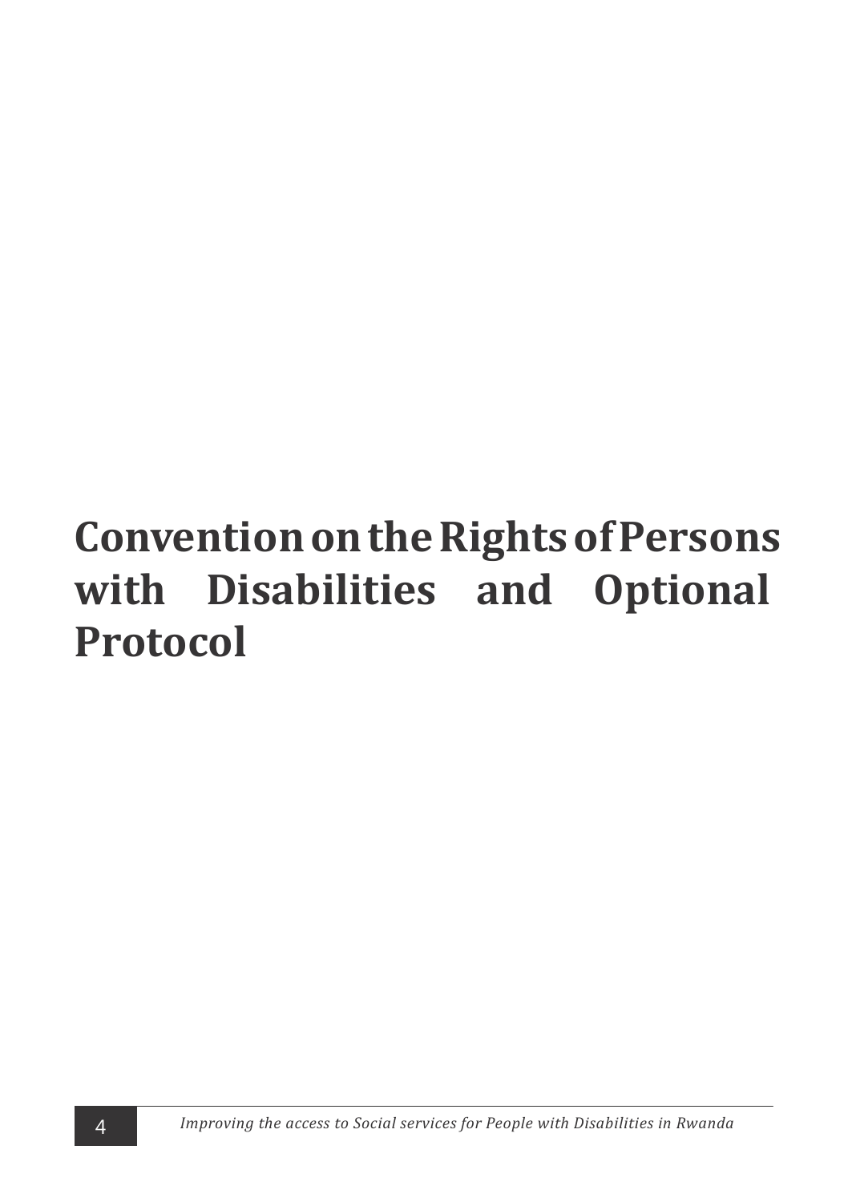# Convention on the Rights of Persons with Disabilities and Optional Protocol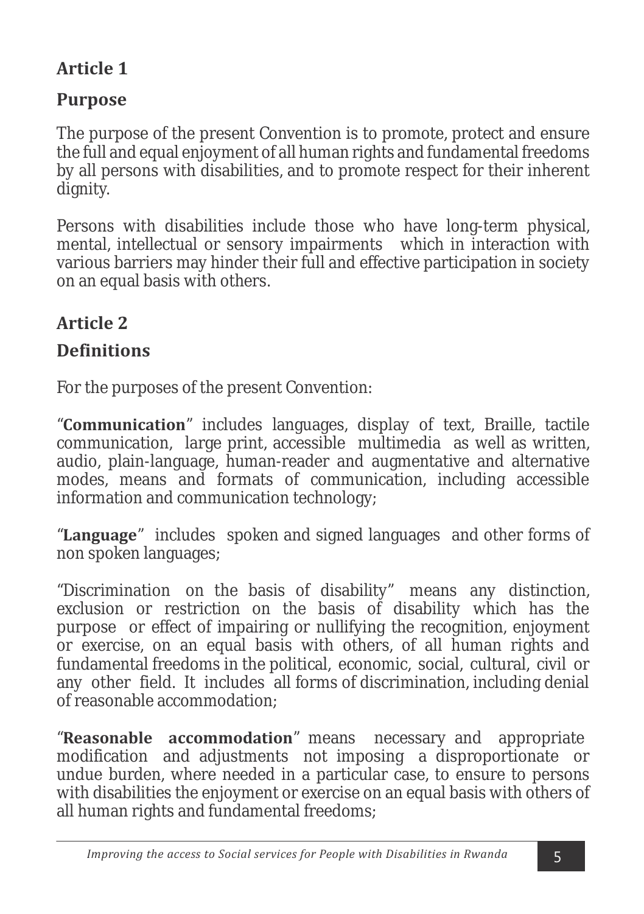## Article 1

## Purpose

The purpose of the present Convention is to promote, protect and ensure the full and equal enjoyment of all human rights and fundamental freedoms by all persons with disabilities, and to promote respect for their inherent dignity.

Persons with disabilities include those who have long-term physical, mental, intellectual or sensory impairments which in interaction with various barriers may hinder their full and effective participation in society on an equal basis with others.

## Article 2

## Definitions

For the purposes of the present Convention:

"**Communication**" includes languages, display of text, Braille, tactile communication, large print, accessible multimedia as well as written, audio, plain-language, human-reader and augmentative and alternative modes, means and formats of communication, including accessible information and communication technology;

"**Language**" includes spoken and signed languages and other forms of non spoken languages;

"Discrimination on the basis of disability" means any distinction, exclusion or restriction on the basis of disability which has the purpose or effect of impairing or nullifying the recognition, enjoyment or exercise, on an equal basis with others, of all human rights and fundamental freedoms in the political, economic, social, cultural, civil or any other field. It includes all forms of discrimination, including denial of reasonable accommodation;

"**Reasonable accommodation**" means necessary and appropriate modification and adjustments not imposing a disproportionate or undue burden, where needed in a particular case, to ensure to persons with disabilities the enjoyment or exercise on an equal basis with others of all human rights and fundamental freedoms;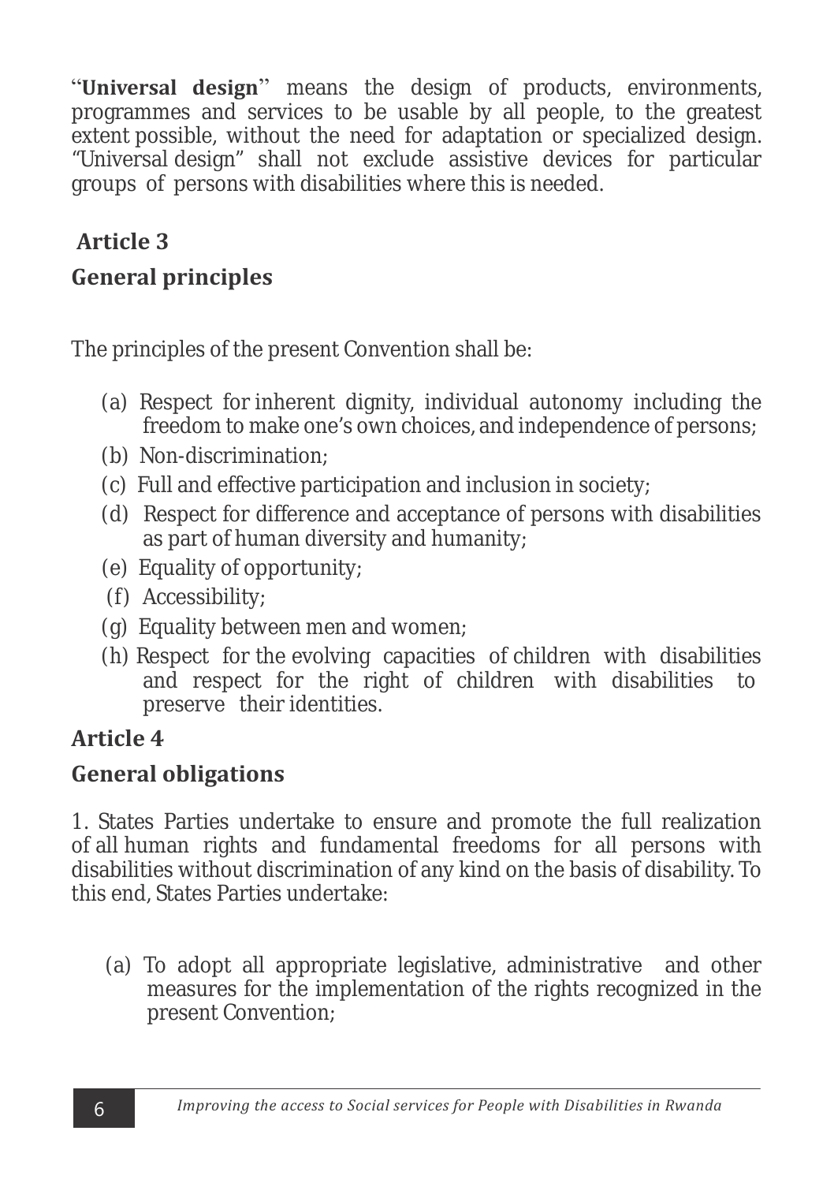"**Universal design**" means the design of products, environments, programmes and services to be usable by all people, to the greatest extent possible, without the need for adaptation or specialized design. "Universal design" shall not exclude assistive devices for particular groups of persons with disabilities where this is needed.

## Article 3

## General principles

The principles of the present Convention shall be:

(a) Respect for inherent dignity, individual autonomy including the freedom to make one's own choices, and independence of persons;

(b) Non-discrimination;

(c) Full and effective participation and inclusion in society;

(d) Respect for difference and acceptance of persons with disabilities as part of human diversity and humanity;

(e) Equality of opportunity;

(f) Accessibility;

(g) Equality between men and women;

(h) Respect for the evolving capacities of children with disabilities and respect for the right of children with disabilities to preserve their identities.

## Article 4

## General obligations

1. States Parties undertake to ensure and promote the full realization of all human rights and fundamental freedoms for all persons with disabilities without discrimination of any kind on the basis of disability. To this end, States Parties undertake:

(a) To adopt all appropriate legislative, administrative and other measures for the implementation of the rights recognized in the present Convention;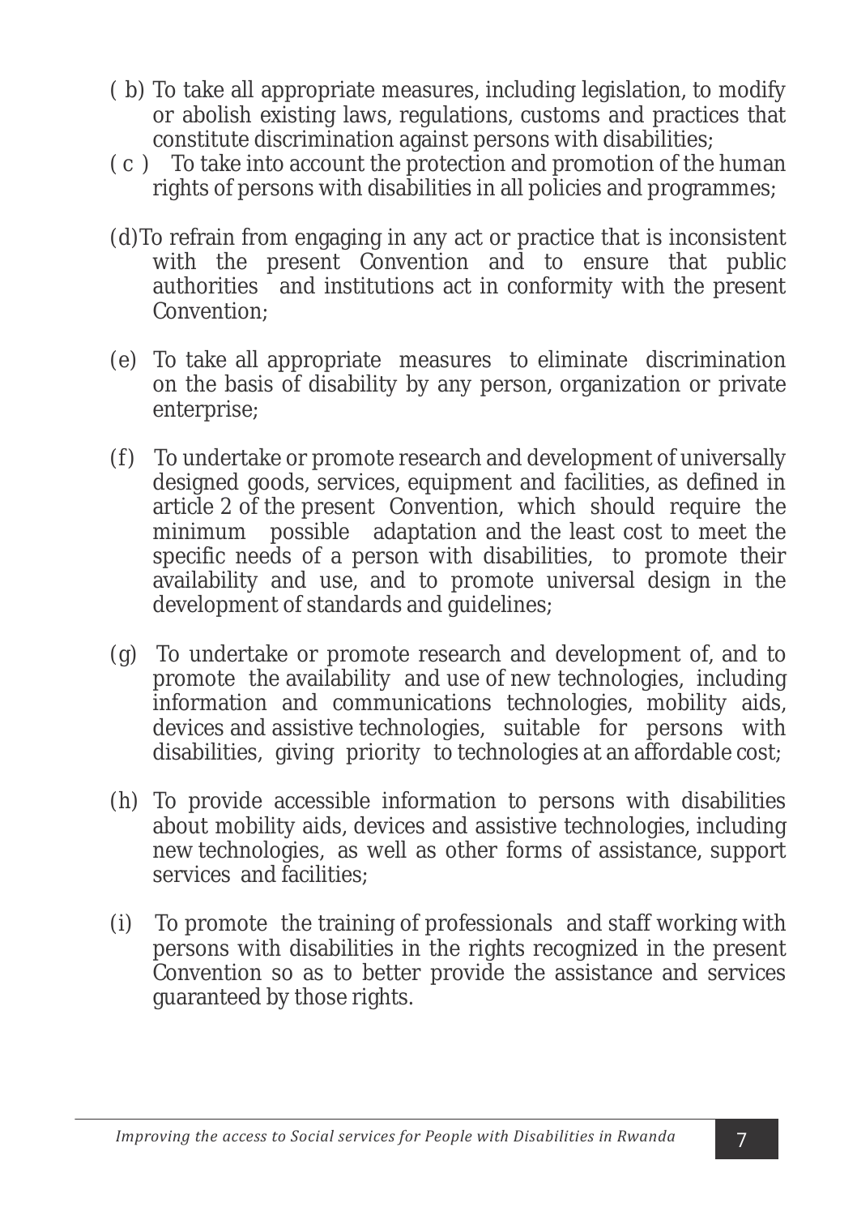(b) To take all appropriate measures, including legislation, to modify or abolish existing laws, regulations, customs and practices that constitute discrimination against persons with disabilities;

(c) To take into account the protection and promotion of the human rights of persons with disabilities in all policies and programmes;

(d) To refrain from engaging in any act or practice that is inconsistent with the present Convention and to ensure that public authorities and institutions act in conformity with the present Convention;

(e) To take all appropriate measures to eliminate discrimination on the basis of disability by any person, organization or private enterprise;

(f) To undertake or promote research and development of universally designed goods, services, equipment and facilities, as defined in article 2 of the present Convention, which should require the minimum possible adaptation and the least cost to meet the specific needs of a person with disabilities, to promote their availability and use, and to promote universal design in the development of standards and guidelines;

(g) To undertake or promote research and development of, and to promote the availability and use of new technologies, including information and communications technologies, mobility aids, devices and assistive technologies, suitable for persons with disabilities, giving priority to technologies at an affordable cost;

(h) To provide accessible information to persons with disabilities about mobility aids, devices and assistive technologies, including new technologies, as well as other forms of assistance, support services and facilities;

(i) To promote the training of professionals and staff working with persons with disabilities in the rights recognized in the present Convention so as to better provide the assistance and services guaranteed by those rights.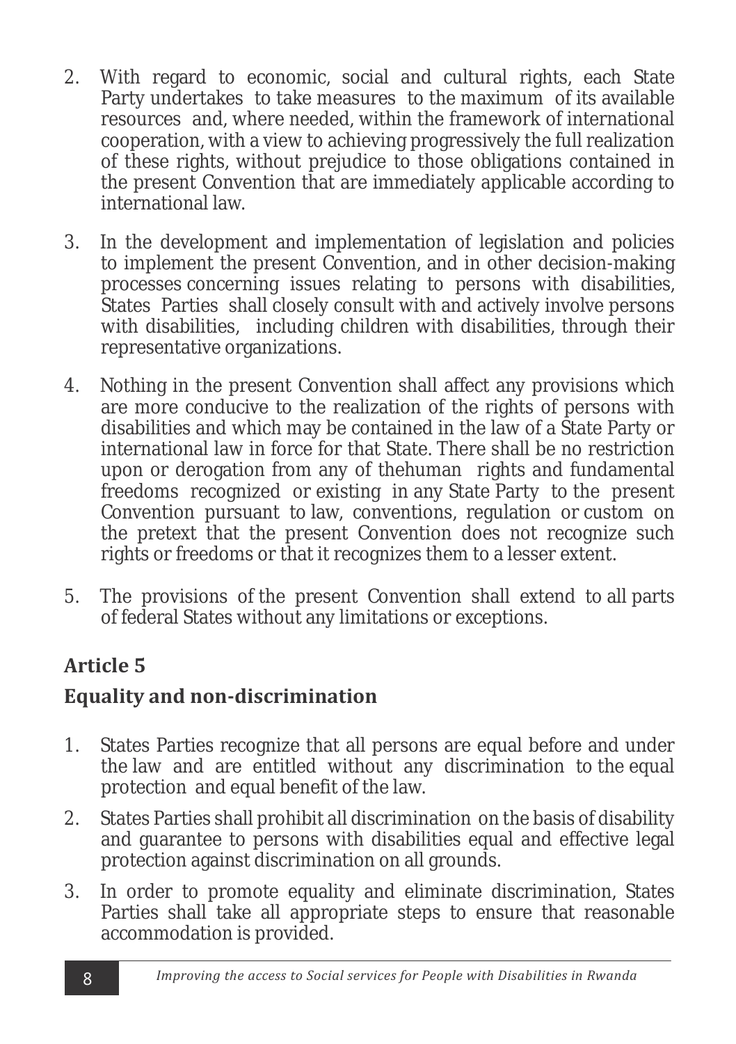2. With regard to economic, social and cultural rights, each State Party undertakes to take measures to the maximum of its available resources and, where needed, within the framework of international cooperation, with a view to achieving progressively the full realization of these rights, without prejudice to those obligations contained in the present Convention that are immediately applicable according to international law.

3. In the development and implementation of legislation and policies to implement the present Convention, and in other decision-making processes concerning issues relating to persons with disabilities, States Parties shall closely consult with and actively involve persons with disabilities, including children with disabilities, through their representative organizations.

4. Nothing in the present Convention shall affect any provisions which are more conducive to the realization of the rights of persons with disabilities and which may be contained in the law of a State Party or international law in force for that State. There shall be no restriction upon or derogation from any of thehuman rights and fundamental freedoms recognized or existing in any State Party to the present Convention pursuant to law, conventions, regulation or custom on the pretext that the present Convention does not recognize such rights or freedoms or that it recognizes them to a lesser extent.

5. The provisions of the present Convention shall extend to all parts of federal States without any limitations or exceptions.

## Article 5

## Equality and non-discrimination

1. States Parties recognize that all persons are equal before and under the law and are entitled without any discrimination to the equal protection and equal benefit of the law.

2. States Parties shall prohibit all discrimination on the basis of disability and guarantee to persons with disabilities equal and effective legal protection against discrimination on all grounds.

3. In order to promote equality and eliminate discrimination, States Parties shall take all appropriate steps to ensure that reasonable accommodation is provided.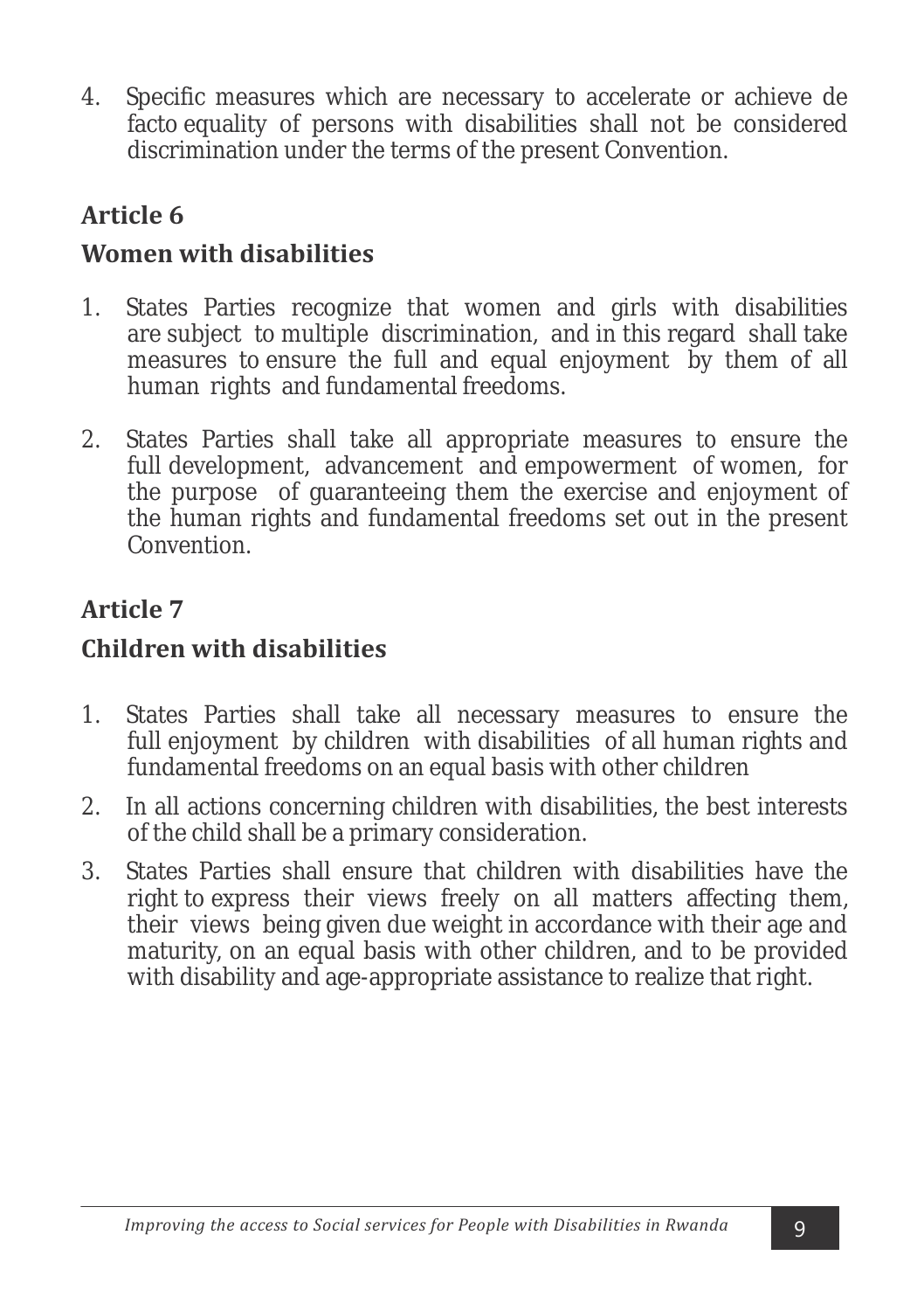4. Specific measures which are necessary to accelerate or achieve de facto equality of persons with disabilities shall not be considered discrimination under the terms of the present Convention.

## Article 6

## Women with disabilities

1. States Parties recognize that women and girls with disabilities are subject to multiple discrimination, and in this regard shall take measures to ensure the full and equal enjoyment by them of all human rights and fundamental freedoms.

2. States Parties shall take all appropriate measures to ensure the full development, advancement and empowerment of women, for the purpose of guaranteeing them the exercise and enjoyment of the human rights and fundamental freedoms set out in the present Convention.

## Article 7

## Children with disabilities

1. States Parties shall take all necessary measures to ensure the full enjoyment by children with disabilities of all human rights and fundamental freedoms on an equal basis with other children

2. In all actions concerning children with disabilities, the best interests of the child shall be a primary consideration.

3. States Parties shall ensure that children with disabilities have the right to express their views freely on all matters affecting them, their views being given due weight in accordance with their age and maturity, on an equal basis with other children, and to be provided with disability and age-appropriate assistance to realize that right.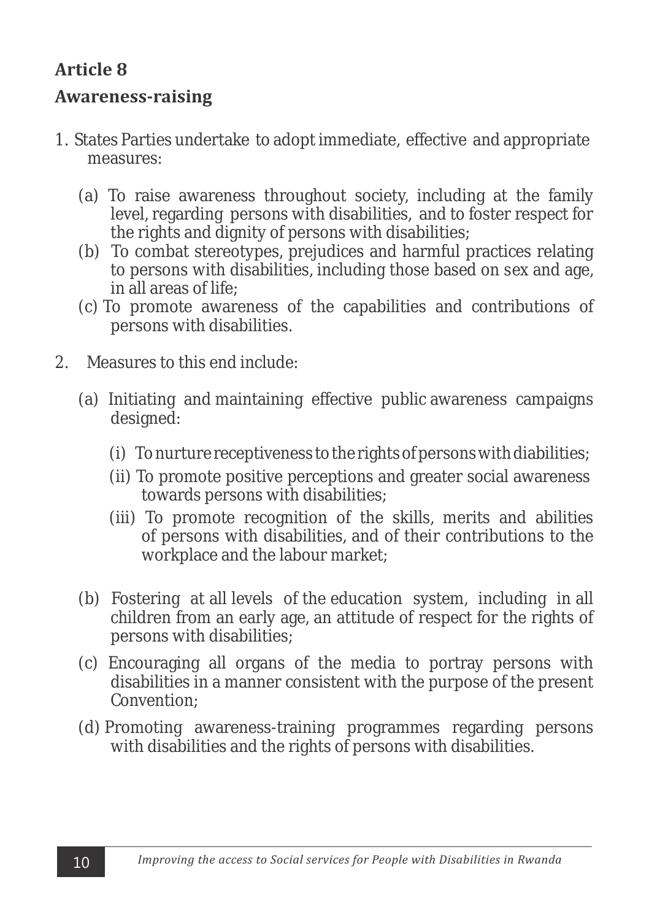## Article 8

### Awareness-raising

1. States Parties undertake to adopt immediate, effective and appropriate measures:

   (a) To raise awareness throughout society, including at the family level, regarding persons with disabilities, and to foster respect for the rights and dignity of persons with disabilities;

   (b) To combat stereotypes, prejudices and harmful practices relating to persons with disabilities, including those based on sex and age, in all areas of life;

   (c) To promote awareness of the capabilities and contributions of persons with disabilities.

2. Measures to this end include:

   (a) Initiating and maintaining effective public awareness campaigns designed:

   (i) To nurture receptiveness to the rights of persons with diabilities;

   (ii) To promote positive perceptions and greater social awareness towards persons with disabilities;

   (iii) To promote recognition of the skills, merits and abilities of persons with disabilities, and of their contributions to the workplace and the labour market;

   (b) Fostering at all levels of the education system, including in all children from an early age, an attitude of respect for the rights of persons with disabilities;

   (c) Encouraging all organs of the media to portray persons with disabilities in a manner consistent with the purpose of the present Convention;

   (d) Promoting awareness-training programmes regarding persons with disabilities and the rights of persons with disabilities.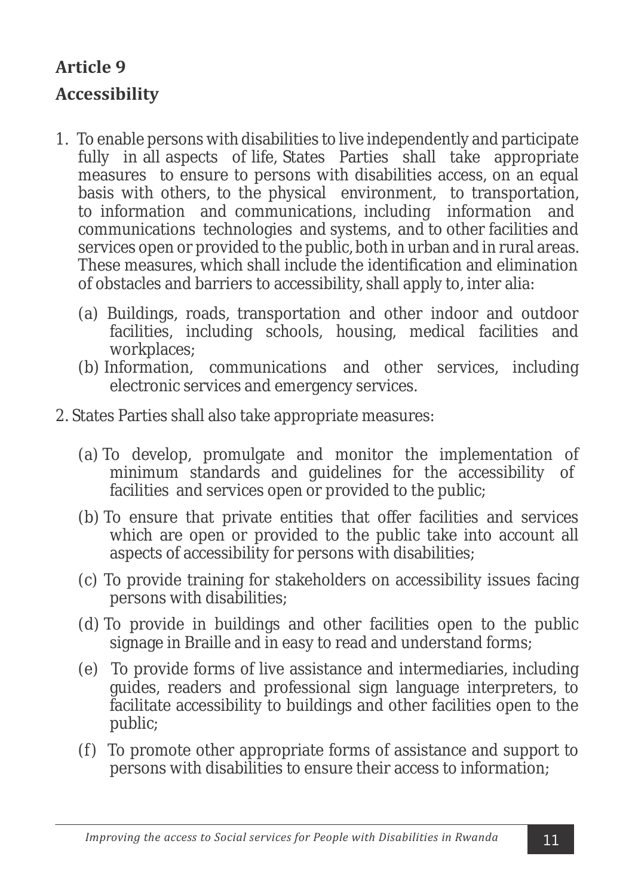## Article 9

## Accessibility

1. To enable persons with disabilities to live independently and participate fully in all aspects of life, States Parties shall take appropriate measures to ensure to persons with disabilities access, on an equal basis with others, to the physical environment, to transportation, to information and communications, including information and communications technologies and systems, and to other facilities and services open or provided to the public, both in urban and in rural areas. These measures, which shall include the identification and elimination of obstacles and barriers to accessibility, shall apply to, inter alia:

   (a) Buildings, roads, transportation and other indoor and outdoor facilities, including schools, housing, medical facilities and workplaces;

   (b) Information, communications and other services, including electronic services and emergency services.

2. States Parties shall also take appropriate measures:

   (a) To develop, promulgate and monitor the implementation of minimum standards and guidelines for the accessibility of facilities and services open or provided to the public;

   (b) To ensure that private entities that offer facilities and services which are open or provided to the public take into account all aspects of accessibility for persons with disabilities;

   (c) To provide training for stakeholders on accessibility issues facing persons with disabilities;

   (d) To provide in buildings and other facilities open to the public signage in Braille and in easy to read and understand forms;

   (e) To provide forms of live assistance and intermediaries, including guides, readers and professional sign language interpreters, to facilitate accessibility to buildings and other facilities open to the public;

   (f) To promote other appropriate forms of assistance and support to persons with disabilities to ensure their access to information;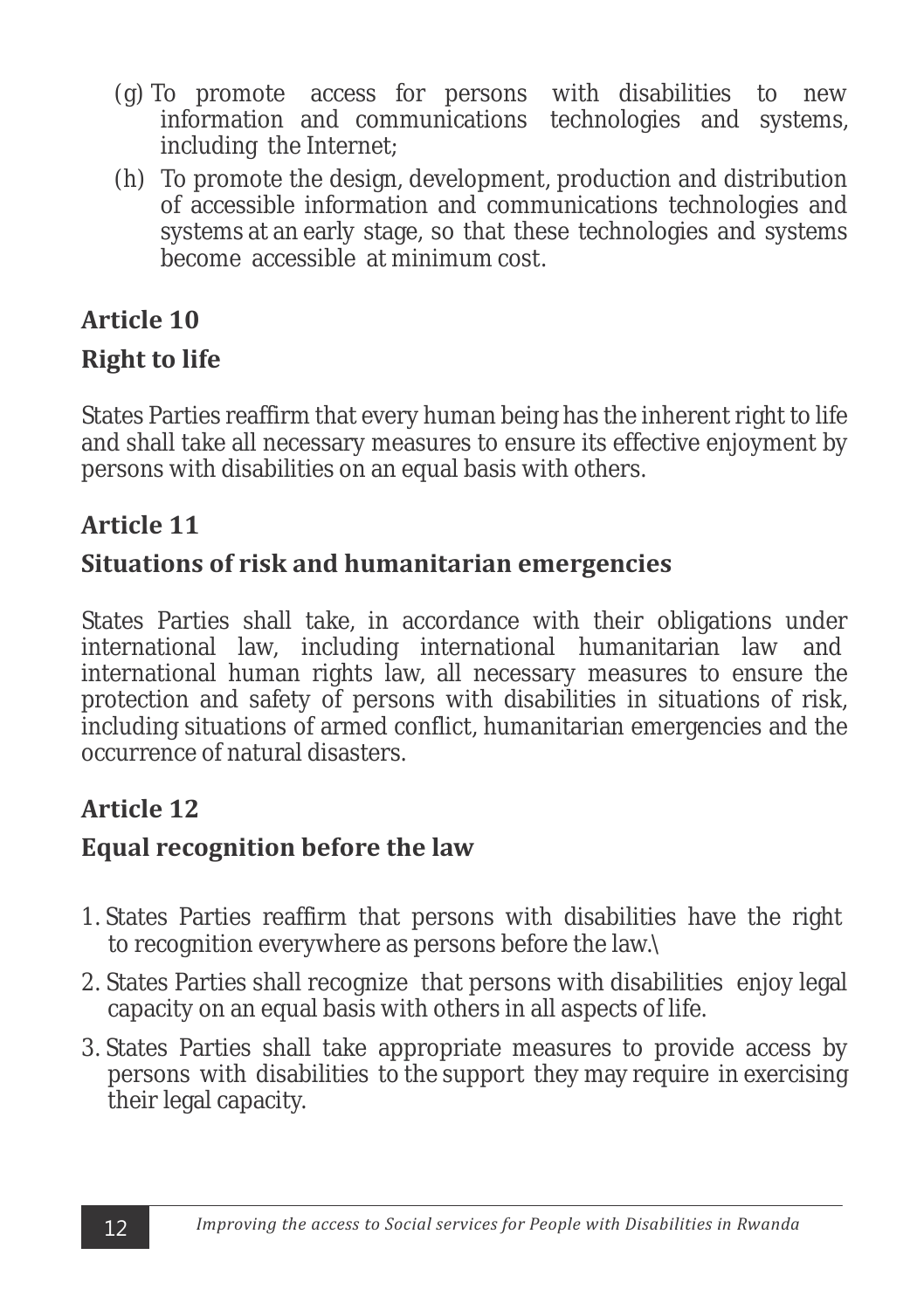(g) To promote access for persons with disabilities to new information and communications technologies and systems, including the Internet;

(h) To promote the design, development, production and distribution of accessible information and communications technologies and systems at an early stage, so that these technologies and systems become accessible at minimum cost.

## Article 10

### Right to life

States Parties reaffirm that every human being has the inherent right to life and shall take all necessary measures to ensure its effective enjoyment by persons with disabilities on an equal basis with others.

## Article 11

### Situations of risk and humanitarian emergencies

States Parties shall take, in accordance with their obligations under international law, including international humanitarian law and international human rights law, all necessary measures to ensure the protection and safety of persons with disabilities in situations of risk, including situations of armed conflict, humanitarian emergencies and the occurrence of natural disasters.

## Article 12

### Equal recognition before the law

1. States Parties reaffirm that persons with disabilities have the right to recognition everywhere as persons before the law.\
2. States Parties shall recognize that persons with disabilities enjoy legal capacity on an equal basis with others in all aspects of life.
3. States Parties shall take appropriate measures to provide access by persons with disabilities to the support they may require in exercising their legal capacity.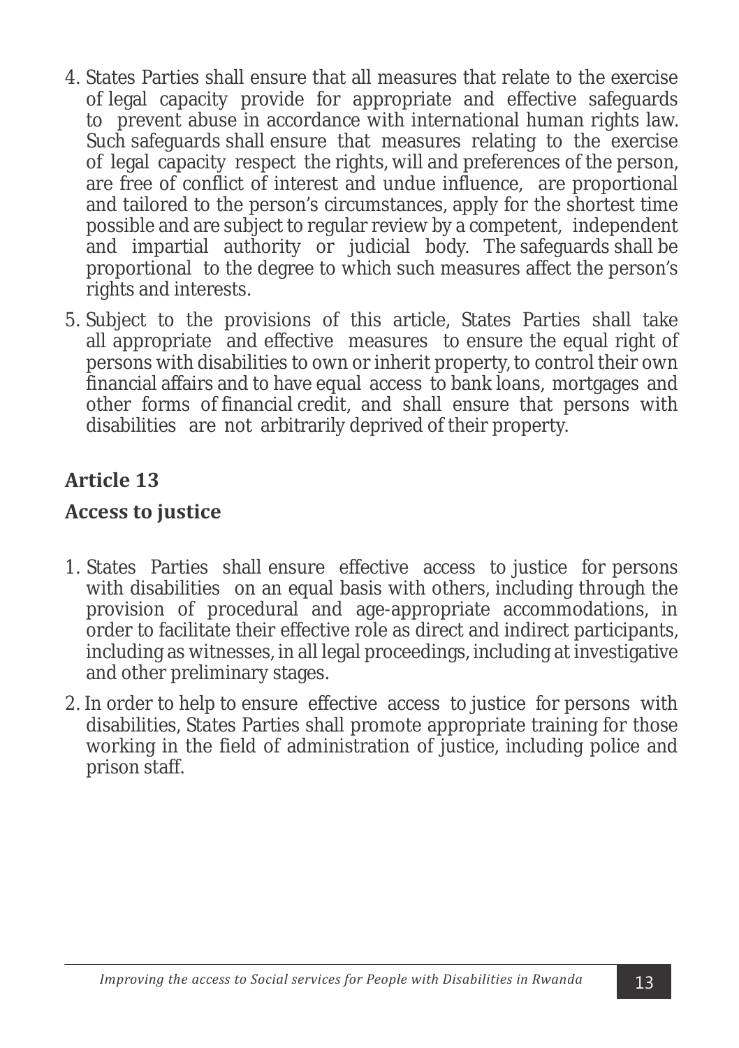4. States Parties shall ensure that all measures that relate to the exercise of legal capacity provide for appropriate and effective safeguards to prevent abuse in accordance with international human rights law. Such safeguards shall ensure that measures relating to the exercise of legal capacity respect the rights, will and preferences of the person, are free of conflict of interest and undue influence, are proportional and tailored to the person's circumstances, apply for the shortest time possible and are subject to regular review by a competent, independent and impartial authority or judicial body. The safeguards shall be proportional to the degree to which such measures affect the person's rights and interests.
5. Subject to the provisions of this article, States Parties shall take all appropriate and effective measures to ensure the equal right of persons with disabilities to own or inherit property, to control their own financial affairs and to have equal access to bank loans, mortgages and other forms of financial credit, and shall ensure that persons with disabilities are not arbitrarily deprived of their property.

## Article 13

## Access to justice

1. States Parties shall ensure effective access to justice for persons with disabilities on an equal basis with others, including through the provision of procedural and age-appropriate accommodations, in order to facilitate their effective role as direct and indirect participants, including as witnesses, in all legal proceedings, including at investigative and other preliminary stages.
2. In order to help to ensure effective access to justice for persons with disabilities, States Parties shall promote appropriate training for those working in the field of administration of justice, including police and prison staff.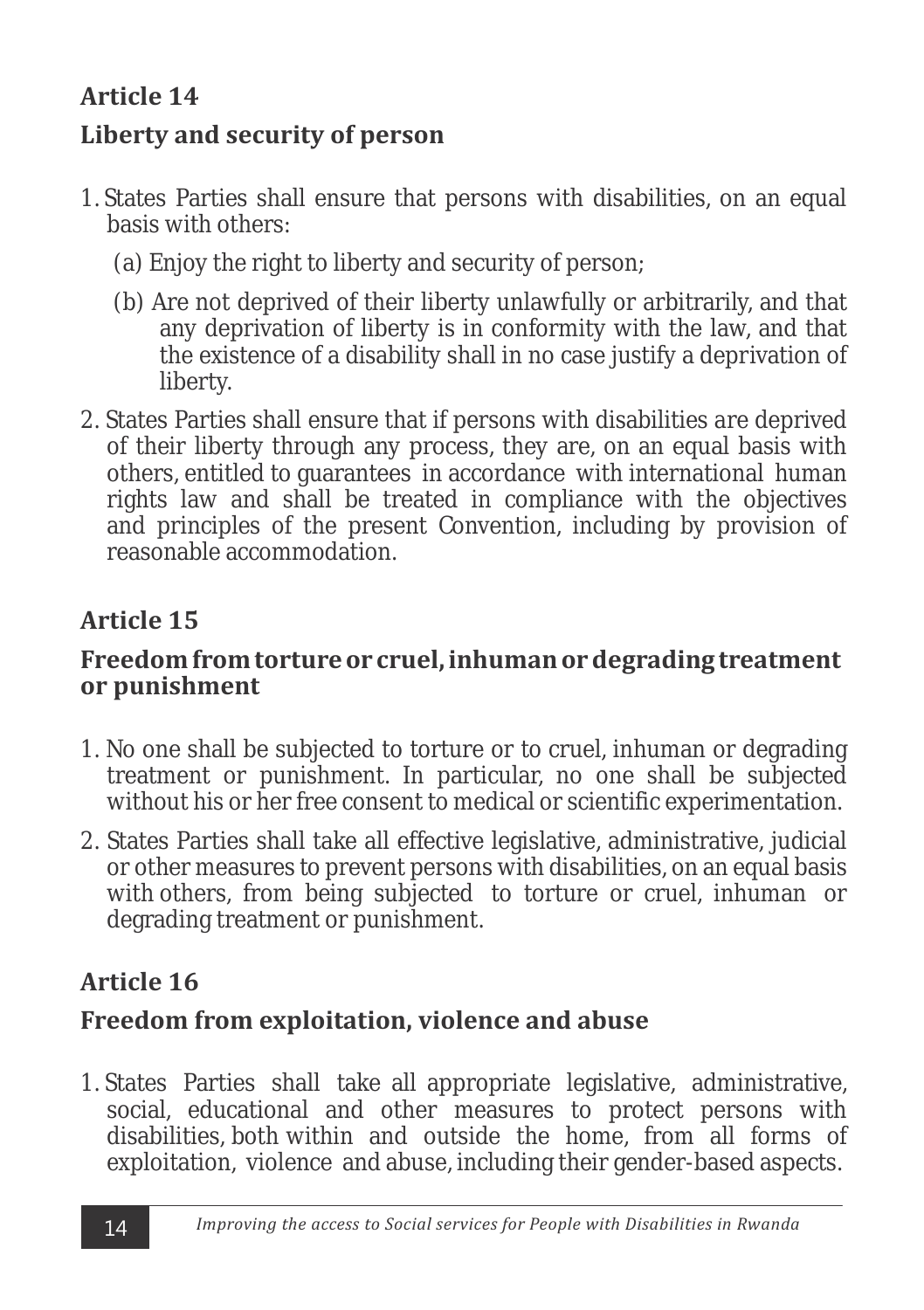## Article 14

## Liberty and security of person

1. States Parties shall ensure that persons with disabilities, on an equal basis with others:
   (a) Enjoy the right to liberty and security of person;
   (b) Are not deprived of their liberty unlawfully or arbitrarily, and that any deprivation of liberty is in conformity with the law, and that the existence of a disability shall in no case justify a deprivation of liberty.
2. States Parties shall ensure that if persons with disabilities are deprived of their liberty through any process, they are, on an equal basis with others, entitled to guarantees in accordance with international human rights law and shall be treated in compliance with the objectives and principles of the present Convention, including by provision of reasonable accommodation.

## Article 15

## Freedom from torture or cruel, inhuman or degrading treatment or punishment

1. No one shall be subjected to torture or to cruel, inhuman or degrading treatment or punishment. In particular, no one shall be subjected without his or her free consent to medical or scientific experimentation.
2. States Parties shall take all effective legislative, administrative, judicial or other measures to prevent persons with disabilities, on an equal basis with others, from being subjected to torture or cruel, inhuman or degrading treatment or punishment.

## Article 16

## Freedom from exploitation, violence and abuse

1. States Parties shall take all appropriate legislative, administrative, social, educational and other measures to protect persons with disabilities, both within and outside the home, from all forms of exploitation, violence and abuse, including their gender-based aspects.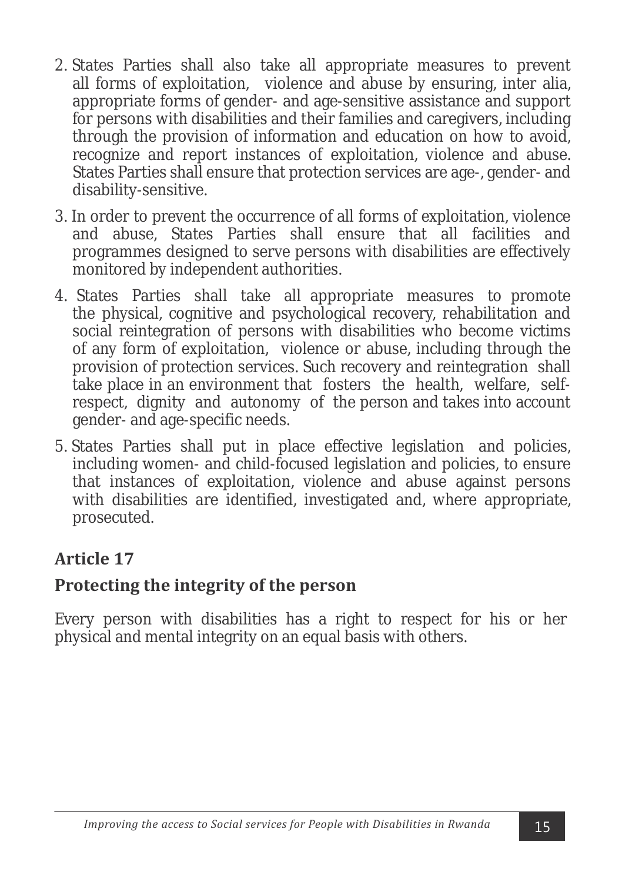2. States Parties shall also take all appropriate measures to prevent all forms of exploitation, violence and abuse by ensuring, inter alia, appropriate forms of gender- and age-sensitive assistance and support for persons with disabilities and their families and caregivers, including through the provision of information and education on how to avoid, recognize and report instances of exploitation, violence and abuse. States Parties shall ensure that protection services are age-, gender- and disability-sensitive.

3. In order to prevent the occurrence of all forms of exploitation, violence and abuse, States Parties shall ensure that all facilities and programmes designed to serve persons with disabilities are effectively monitored by independent authorities.

4. States Parties shall take all appropriate measures to promote the physical, cognitive and psychological recovery, rehabilitation and social reintegration of persons with disabilities who become victims of any form of exploitation, violence or abuse, including through the provision of protection services. Such recovery and reintegration shall take place in an environment that fosters the health, welfare, self-respect, dignity and autonomy of the person and takes into account gender- and age-specific needs.

5. States Parties shall put in place effective legislation and policies, including women- and child-focused legislation and policies, to ensure that instances of exploitation, violence and abuse against persons with disabilities are identified, investigated and, where appropriate, prosecuted.

## Article 17

### Protecting the integrity of the person

Every person with disabilities has a right to respect for his or her physical and mental integrity on an equal basis with others.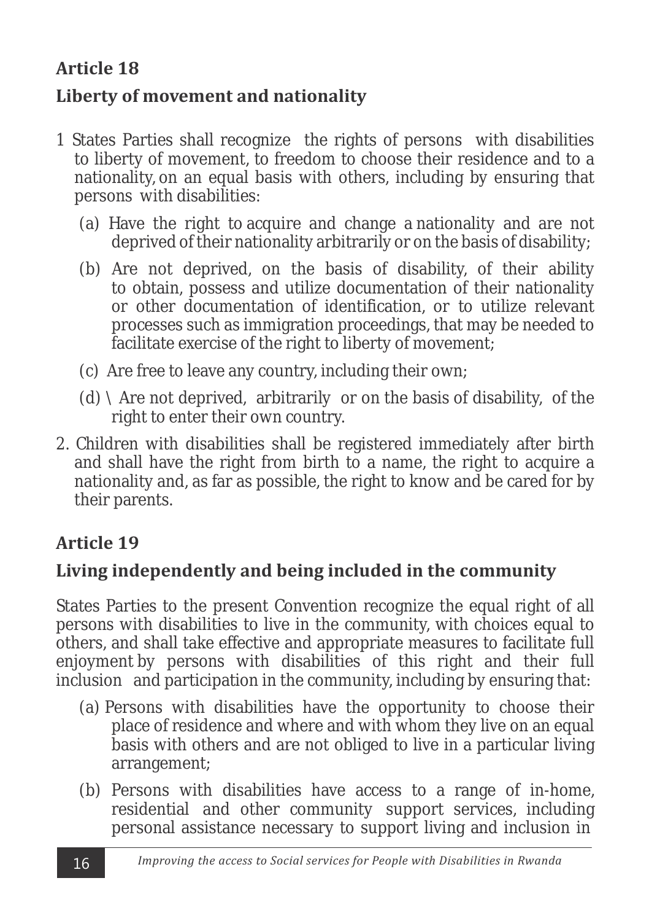## Article 18

### Liberty of movement and nationality

1 States Parties shall recognize the rights of persons with disabilities to liberty of movement, to freedom to choose their residence and to a nationality, on an equal basis with others, including by ensuring that persons with disabilities:

  (a) Have the right to acquire and change a nationality and are not deprived of their nationality arbitrarily or on the basis of disability;

  (b) Are not deprived, on the basis of disability, of their ability to obtain, possess and utilize documentation of their nationality or other documentation of identification, or to utilize relevant processes such as immigration proceedings, that may be needed to facilitate exercise of the right to liberty of movement;

  (c) Are free to leave any country, including their own;

  (d) \ Are not deprived, arbitrarily or on the basis of disability, of the right to enter their own country.

2. Children with disabilities shall be registered immediately after birth and shall have the right from birth to a name, the right to acquire a nationality and, as far as possible, the right to know and be cared for by their parents.

## Article 19

### Living independently and being included in the community

States Parties to the present Convention recognize the equal right of all persons with disabilities to live in the community, with choices equal to others, and shall take effective and appropriate measures to facilitate full enjoyment by persons with disabilities of this right and their full inclusion and participation in the community, including by ensuring that:

  (a) Persons with disabilities have the opportunity to choose their place of residence and where and with whom they live on an equal basis with others and are not obliged to live in a particular living arrangement;

  (b) Persons with disabilities have access to a range of in-home, residential and other community support services, including personal assistance necessary to support living and inclusion in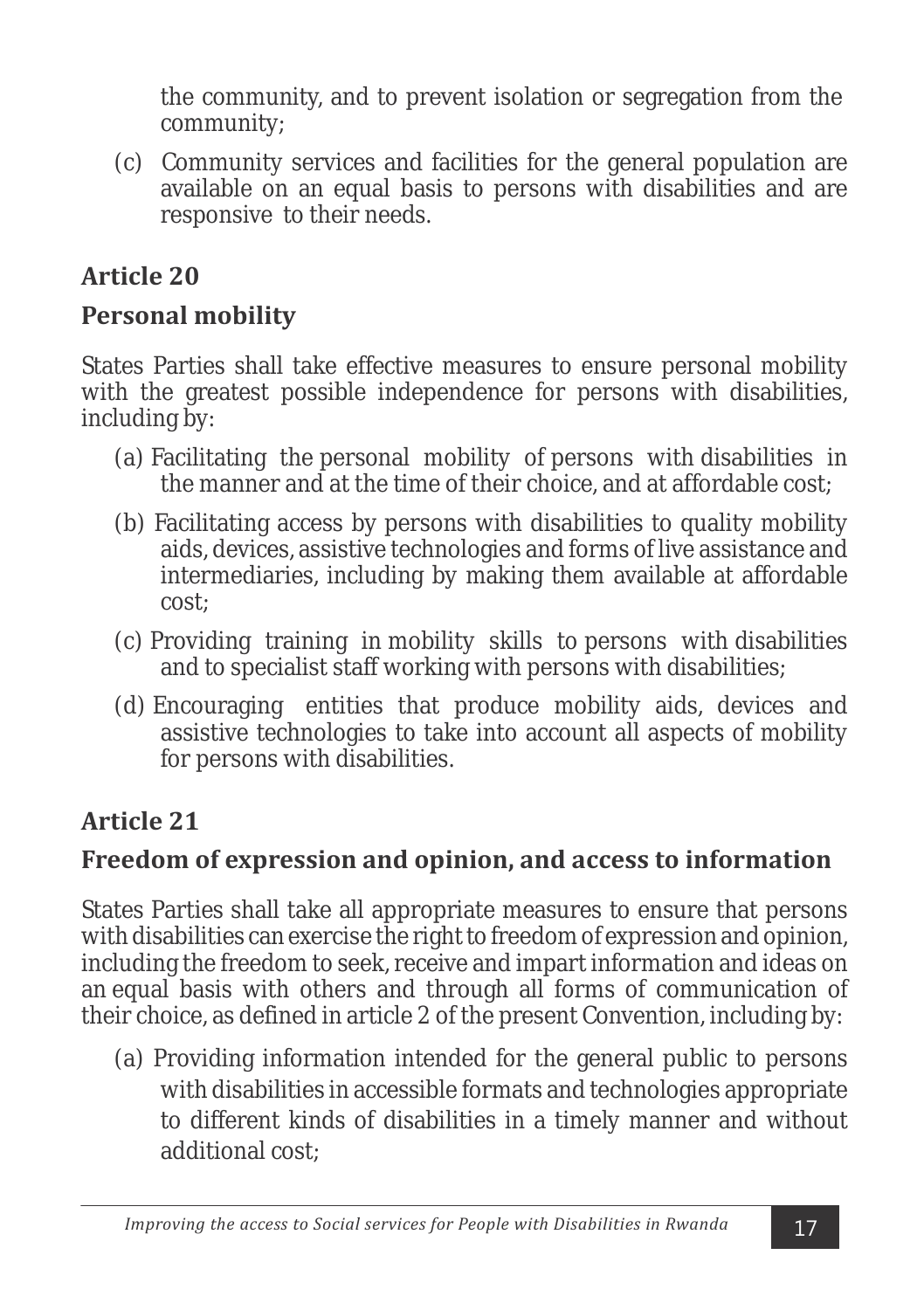the community, and to prevent isolation or segregation from the community;

(c) Community services and facilities for the general population are available on an equal basis to persons with disabilities and are responsive to their needs.

## Article 20

## Personal mobility

States Parties shall take effective measures to ensure personal mobility with the greatest possible independence for persons with disabilities, including by:

(a) Facilitating the personal mobility of persons with disabilities in the manner and at the time of their choice, and at affordable cost;

(b) Facilitating access by persons with disabilities to quality mobility aids, devices, assistive technologies and forms of live assistance and intermediaries, including by making them available at affordable cost;

(c) Providing training in mobility skills to persons with disabilities and to specialist staff working with persons with disabilities;

(d) Encouraging entities that produce mobility aids, devices and assistive technologies to take into account all aspects of mobility for persons with disabilities.

## Article 21

## Freedom of expression and opinion, and access to information

States Parties shall take all appropriate measures to ensure that persons with disabilities can exercise the right to freedom of expression and opinion, including the freedom to seek, receive and impart information and ideas on an equal basis with others and through all forms of communication of their choice, as defined in article 2 of the present Convention, including by:

(a) Providing information intended for the general public to persons with disabilities in accessible formats and technologies appropriate to different kinds of disabilities in a timely manner and without additional cost;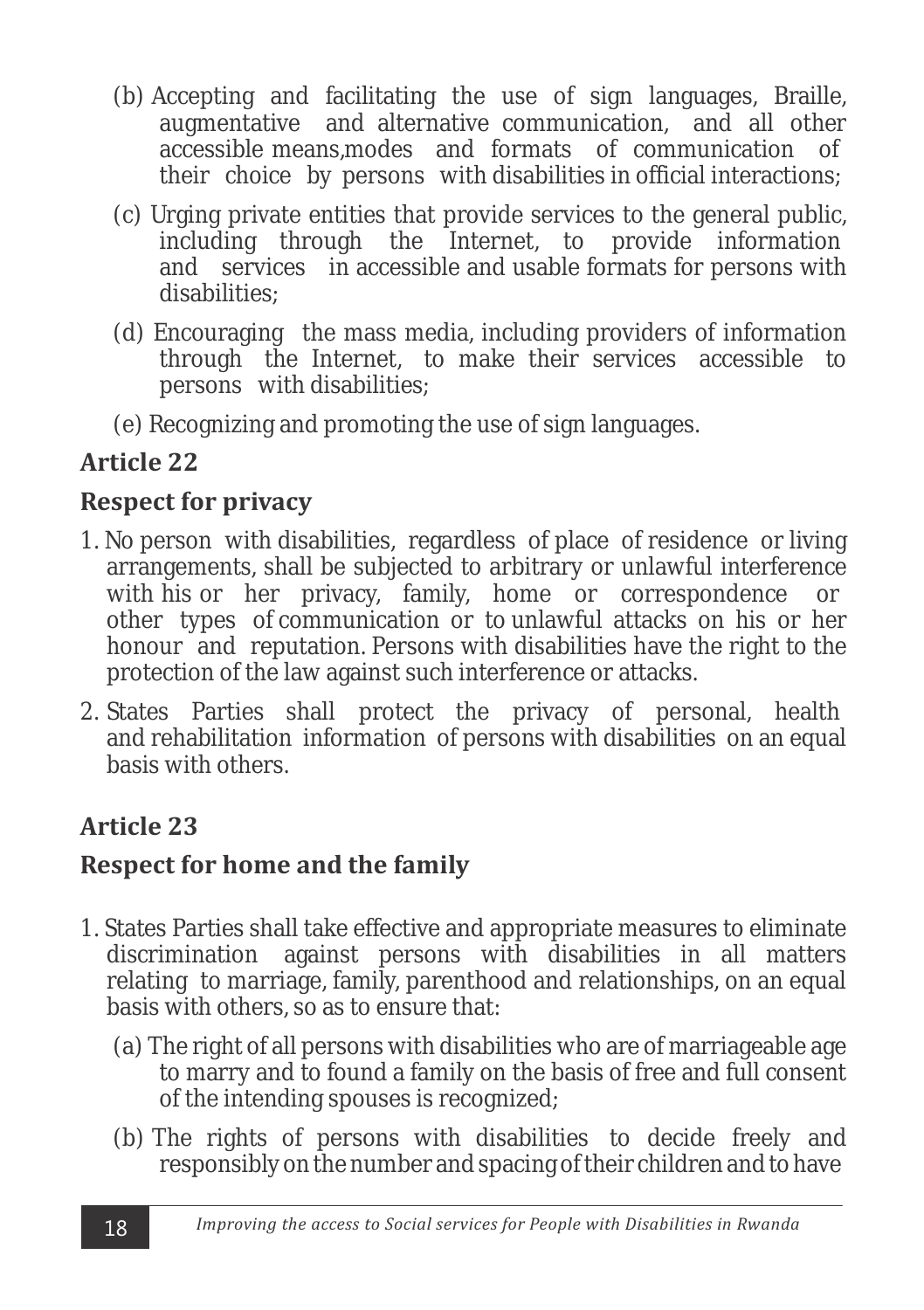(b) Accepting and facilitating the use of sign languages, Braille, augmentative and alternative communication, and all other accessible means,modes and formats of communication of their choice by persons with disabilities in official interactions;

(c) Urging private entities that provide services to the general public, including through the Internet, to provide information and services in accessible and usable formats for persons with disabilities;

(d) Encouraging the mass media, including providers of information through the Internet, to make their services accessible to persons with disabilities;

(e) Recognizing and promoting the use of sign languages.

## Article 22

## Respect for privacy

1. No person with disabilities, regardless of place of residence or living arrangements, shall be subjected to arbitrary or unlawful interference with his or her privacy, family, home or correspondence or other types of communication or to unlawful attacks on his or her honour and reputation. Persons with disabilities have the right to the protection of the law against such interference or attacks.

2. States Parties shall protect the privacy of personal, health and rehabilitation information of persons with disabilities on an equal basis with others.

## Article 23

## Respect for home and the family

1. States Parties shall take effective and appropriate measures to eliminate discrimination against persons with disabilities in all matters relating to marriage, family, parenthood and relationships, on an equal basis with others, so as to ensure that:

   (a) The right of all persons with disabilities who are of marriageable age to marry and to found a family on the basis of free and full consent of the intending spouses is recognized;

   (b) The rights of persons with disabilities to decide freely and responsibly on the number and spacing of their children and to have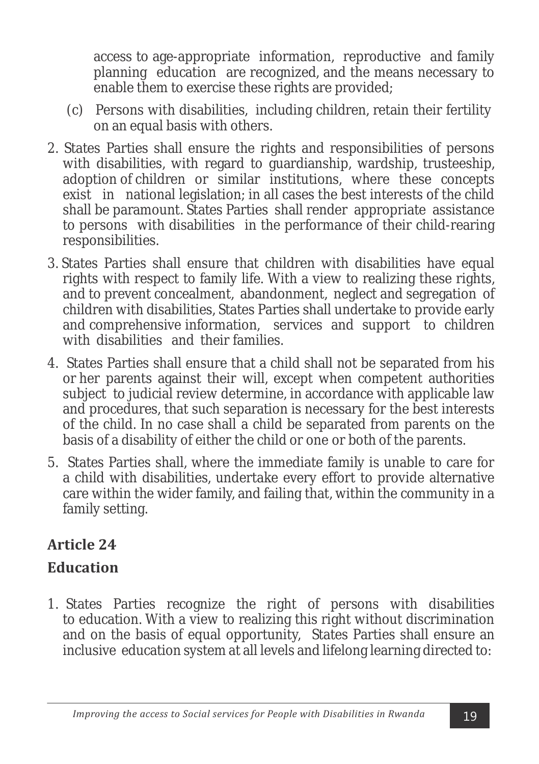access to age-appropriate information, reproductive and family planning education are recognized, and the means necessary to enable them to exercise these rights are provided;

(c) Persons with disabilities, including children, retain their fertility on an equal basis with others.

2. States Parties shall ensure the rights and responsibilities of persons with disabilities, with regard to guardianship, wardship, trusteeship, adoption of children or similar institutions, where these concepts exist in national legislation; in all cases the best interests of the child shall be paramount. States Parties shall render appropriate assistance to persons with disabilities in the performance of their child-rearing responsibilities.

3. States Parties shall ensure that children with disabilities have equal rights with respect to family life. With a view to realizing these rights, and to prevent concealment, abandonment, neglect and segregation of children with disabilities, States Parties shall undertake to provide early and comprehensive information, services and support to children with disabilities and their families.

4. States Parties shall ensure that a child shall not be separated from his or her parents against their will, except when competent authorities subject to judicial review determine, in accordance with applicable law and procedures, that such separation is necessary for the best interests of the child. In no case shall a child be separated from parents on the basis of a disability of either the child or one or both of the parents.

5. States Parties shall, where the immediate family is unable to care for a child with disabilities, undertake every effort to provide alternative care within the wider family, and failing that, within the community in a family setting.

## Article 24

## Education

1. States Parties recognize the right of persons with disabilities to education. With a view to realizing this right without discrimination and on the basis of equal opportunity, States Parties shall ensure an inclusive education system at all levels and lifelong learning directed to: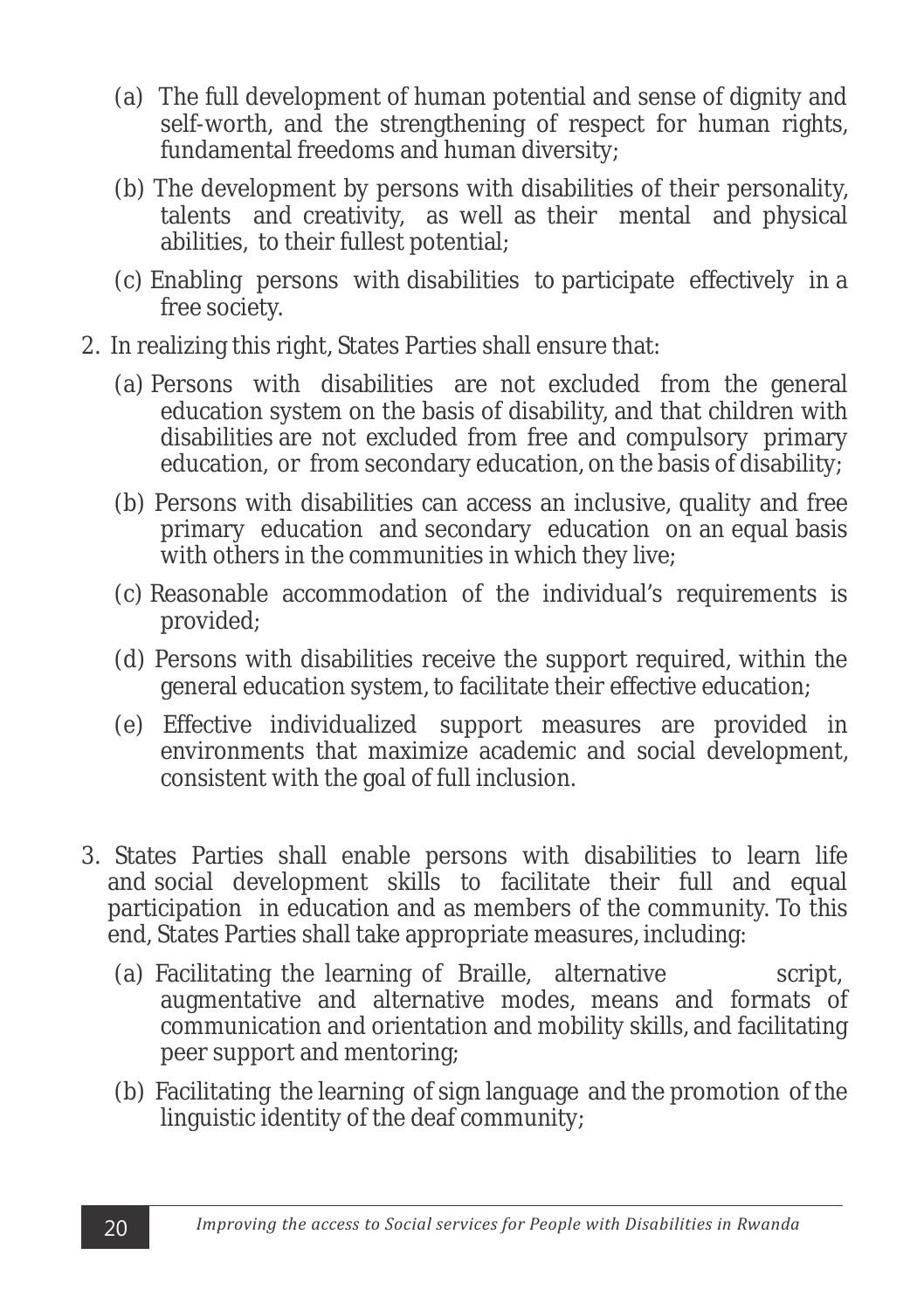(a) The full development of human potential and sense of dignity and self-worth, and the strengthening of respect for human rights, fundamental freedoms and human diversity;

(b) The development by persons with disabilities of their personality, talents and creativity, as well as their mental and physical abilities, to their fullest potential;

(c) Enabling persons with disabilities to participate effectively in a free society.

2. In realizing this right, States Parties shall ensure that:

   (a) Persons with disabilities are not excluded from the general education system on the basis of disability, and that children with disabilities are not excluded from free and compulsory primary education, or from secondary education, on the basis of disability;

   (b) Persons with disabilities can access an inclusive, quality and free primary education and secondary education on an equal basis with others in the communities in which they live;

   (c) Reasonable accommodation of the individual's requirements is provided;

   (d) Persons with disabilities receive the support required, within the general education system, to facilitate their effective education;

   (e) Effective individualized support measures are provided in environments that maximize academic and social development, consistent with the goal of full inclusion.

3. States Parties shall enable persons with disabilities to learn life and social development skills to facilitate their full and equal participation in education and as members of the community. To this end, States Parties shall take appropriate measures, including:

   (a) Facilitating the learning of Braille, alternative script, augmentative and alternative modes, means and formats of communication and orientation and mobility skills, and facilitating peer support and mentoring;

   (b) Facilitating the learning of sign language and the promotion of the linguistic identity of the deaf community;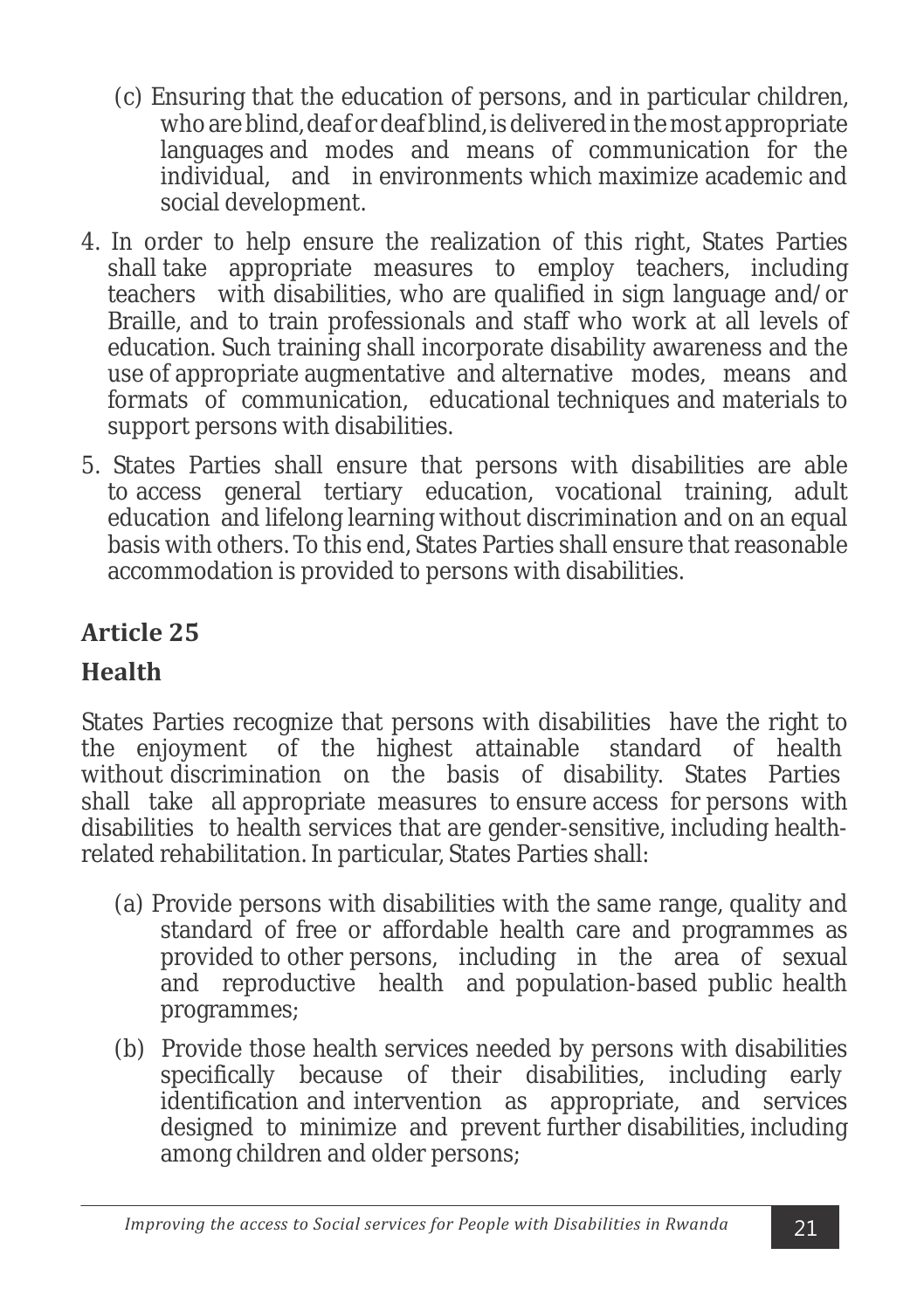(c) Ensuring that the education of persons, and in particular children, who are blind, deaf or deafblind, is delivered in the most appropriate languages and modes and means of communication for the individual, and in environments which maximize academic and social development.

4. In order to help ensure the realization of this right, States Parties shall take appropriate measures to employ teachers, including teachers with disabilities, who are qualified in sign language and/or Braille, and to train professionals and staff who work at all levels of education. Such training shall incorporate disability awareness and the use of appropriate augmentative and alternative modes, means and formats of communication, educational techniques and materials to support persons with disabilities.

5. States Parties shall ensure that persons with disabilities are able to access general tertiary education, vocational training, adult education and lifelong learning without discrimination and on an equal basis with others. To this end, States Parties shall ensure that reasonable accommodation is provided to persons with disabilities.

## Article 25

## Health

States Parties recognize that persons with disabilities have the right to the enjoyment of the highest attainable standard of health without discrimination on the basis of disability. States Parties shall take all appropriate measures to ensure access for persons with disabilities to health services that are gender-sensitive, including health-related rehabilitation. In particular, States Parties shall:

(a) Provide persons with disabilities with the same range, quality and standard of free or affordable health care and programmes as provided to other persons, including in the area of sexual and reproductive health and population-based public health programmes;

(b) Provide those health services needed by persons with disabilities specifically because of their disabilities, including early identification and intervention as appropriate, and services designed to minimize and prevent further disabilities, including among children and older persons;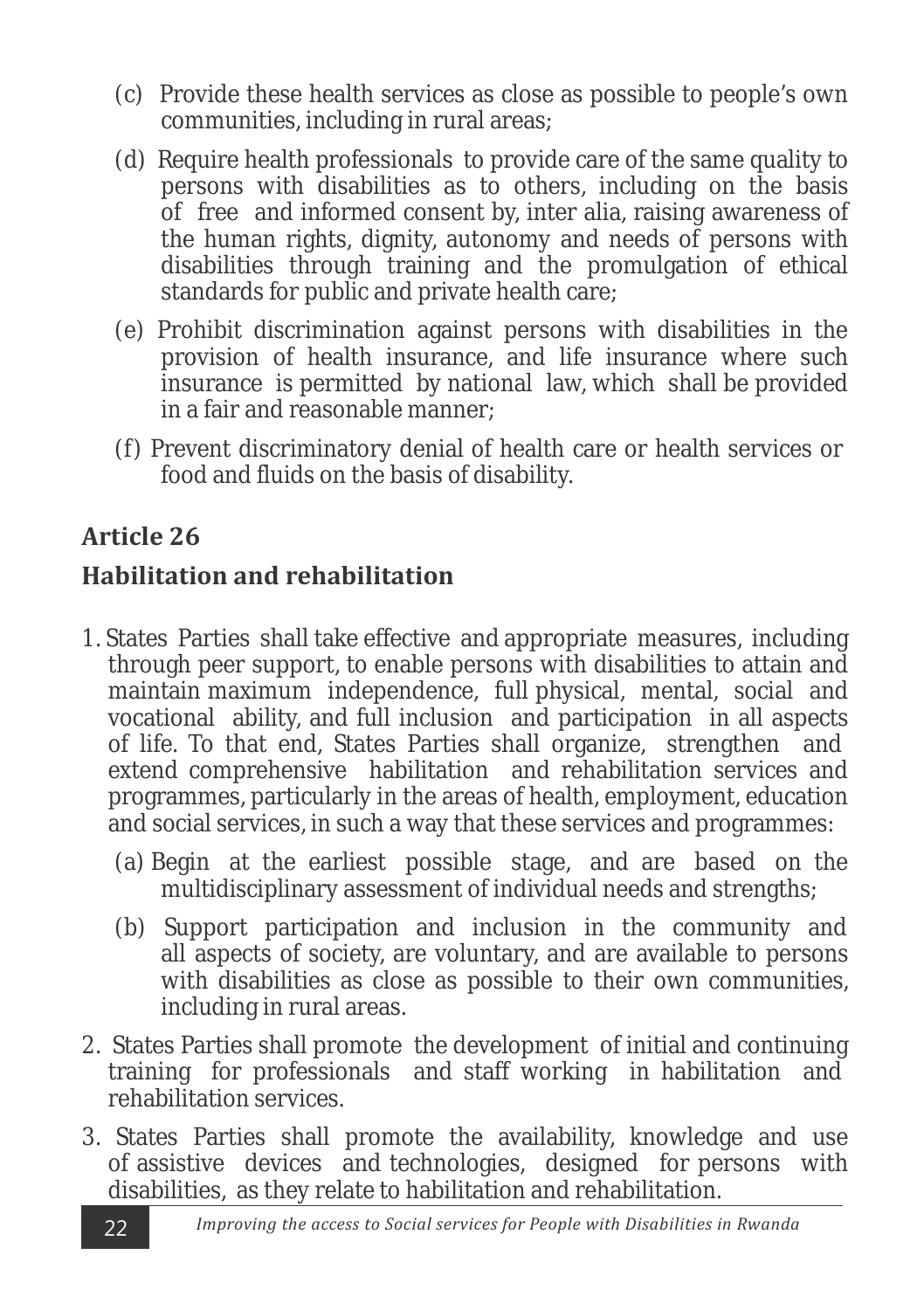(c) Provide these health services as close as possible to people's own communities, including in rural areas;

(d) Require health professionals to provide care of the same quality to persons with disabilities as to others, including on the basis of free and informed consent by, inter alia, raising awareness of the human rights, dignity, autonomy and needs of persons with disabilities through training and the promulgation of ethical standards for public and private health care;

(e) Prohibit discrimination against persons with disabilities in the provision of health insurance, and life insurance where such insurance is permitted by national law, which shall be provided in a fair and reasonable manner;

(f) Prevent discriminatory denial of health care or health services or food and fluids on the basis of disability.

## Article 26

## Habilitation and rehabilitation

1. States Parties shall take effective and appropriate measures, including through peer support, to enable persons with disabilities to attain and maintain maximum independence, full physical, mental, social and vocational ability, and full inclusion and participation in all aspects of life. To that end, States Parties shall organize, strengthen and extend comprehensive habilitation and rehabilitation services and programmes, particularly in the areas of health, employment, education and social services, in such a way that these services and programmes:

   (a) Begin at the earliest possible stage, and are based on the multidisciplinary assessment of individual needs and strengths;

   (b) Support participation and inclusion in the community and all aspects of society, are voluntary, and are available to persons with disabilities as close as possible to their own communities, including in rural areas.

2. States Parties shall promote the development of initial and continuing training for professionals and staff working in habilitation and rehabilitation services.

3. States Parties shall promote the availability, knowledge and use of assistive devices and technologies, designed for persons with disabilities, as they relate to habilitation and rehabilitation.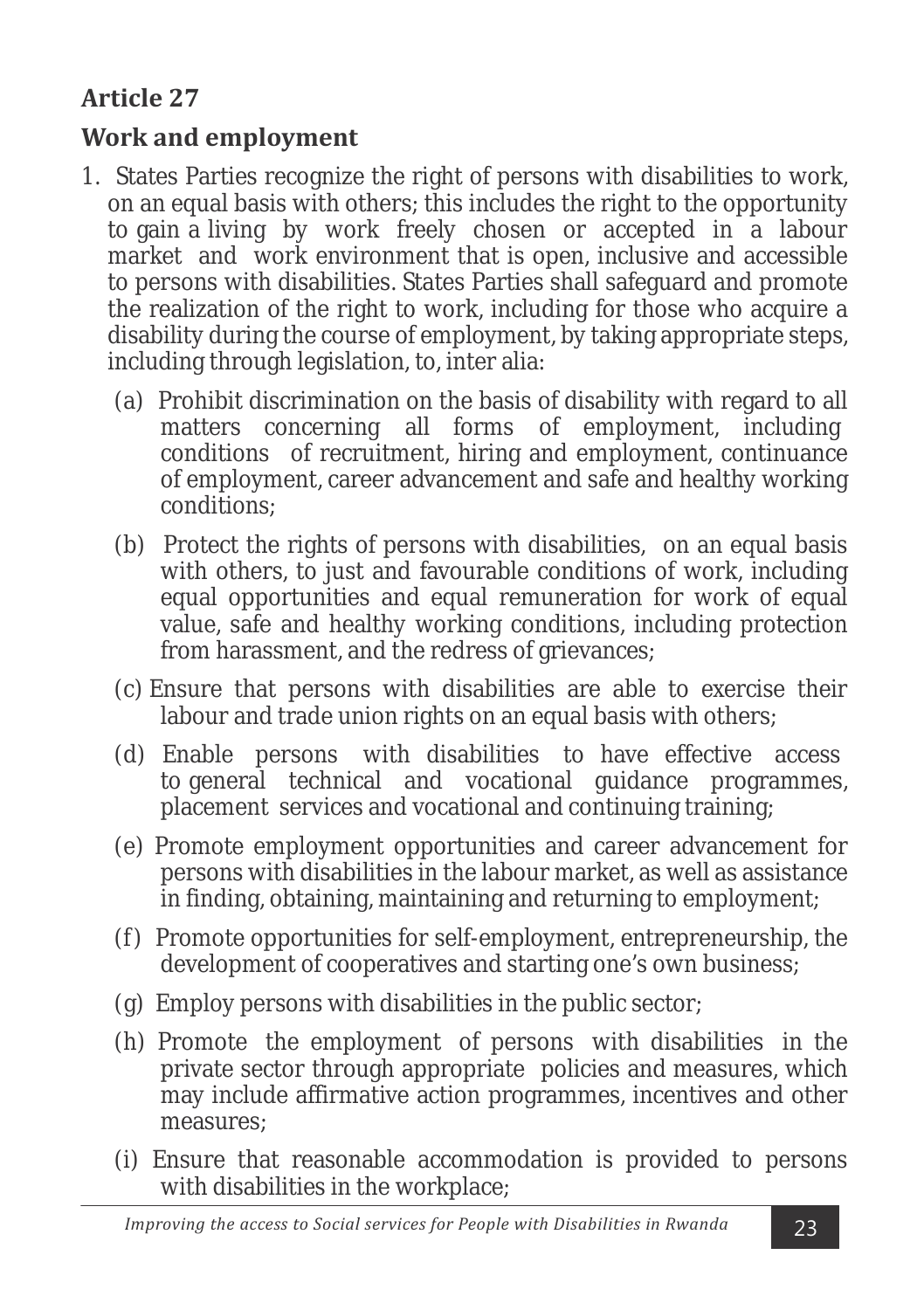## Article 27

### Work and employment

1. States Parties recognize the right of persons with disabilities to work, on an equal basis with others; this includes the right to the opportunity to gain a living by work freely chosen or accepted in a labour market and work environment that is open, inclusive and accessible to persons with disabilities. States Parties shall safeguard and promote the realization of the right to work, including for those who acquire a disability during the course of employment, by taking appropriate steps, including through legislation, to, inter alia:

   (a) Prohibit discrimination on the basis of disability with regard to all matters concerning all forms of employment, including conditions of recruitment, hiring and employment, continuance of employment, career advancement and safe and healthy working conditions;

   (b) Protect the rights of persons with disabilities, on an equal basis with others, to just and favourable conditions of work, including equal opportunities and equal remuneration for work of equal value, safe and healthy working conditions, including protection from harassment, and the redress of grievances;

   (c) Ensure that persons with disabilities are able to exercise their labour and trade union rights on an equal basis with others;

   (d) Enable persons with disabilities to have effective access to general technical and vocational guidance programmes, placement services and vocational and continuing training;

   (e) Promote employment opportunities and career advancement for persons with disabilities in the labour market, as well as assistance in finding, obtaining, maintaining and returning to employment;

   (f) Promote opportunities for self-employment, entrepreneurship, the development of cooperatives and starting one's own business;

   (g) Employ persons with disabilities in the public sector;

   (h) Promote the employment of persons with disabilities in the private sector through appropriate policies and measures, which may include affirmative action programmes, incentives and other measures;

   (i) Ensure that reasonable accommodation is provided to persons with disabilities in the workplace;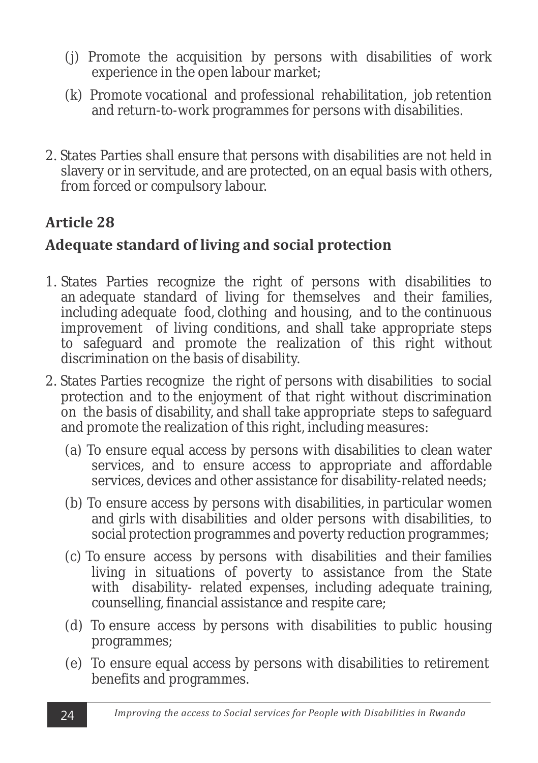(j) Promote the acquisition by persons with disabilities of work experience in the open labour market;

(k) Promote vocational and professional rehabilitation, job retention and return-to-work programmes for persons with disabilities.

2. States Parties shall ensure that persons with disabilities are not held in slavery or in servitude, and are protected, on an equal basis with others, from forced or compulsory labour.

## Article 28

## Adequate standard of living and social protection

1. States Parties recognize the right of persons with disabilities to an adequate standard of living for themselves and their families, including adequate food, clothing and housing, and to the continuous improvement of living conditions, and shall take appropriate steps to safeguard and promote the realization of this right without discrimination on the basis of disability.

2. States Parties recognize the right of persons with disabilities to social protection and to the enjoyment of that right without discrimination on the basis of disability, and shall take appropriate steps to safeguard and promote the realization of this right, including measures:

   (a) To ensure equal access by persons with disabilities to clean water services, and to ensure access to appropriate and affordable services, devices and other assistance for disability-related needs;

   (b) To ensure access by persons with disabilities, in particular women and girls with disabilities and older persons with disabilities, to social protection programmes and poverty reduction programmes;

   (c) To ensure access by persons with disabilities and their families living in situations of poverty to assistance from the State with disability- related expenses, including adequate training, counselling, financial assistance and respite care;

   (d) To ensure access by persons with disabilities to public housing programmes;

   (e) To ensure equal access by persons with disabilities to retirement benefits and programmes.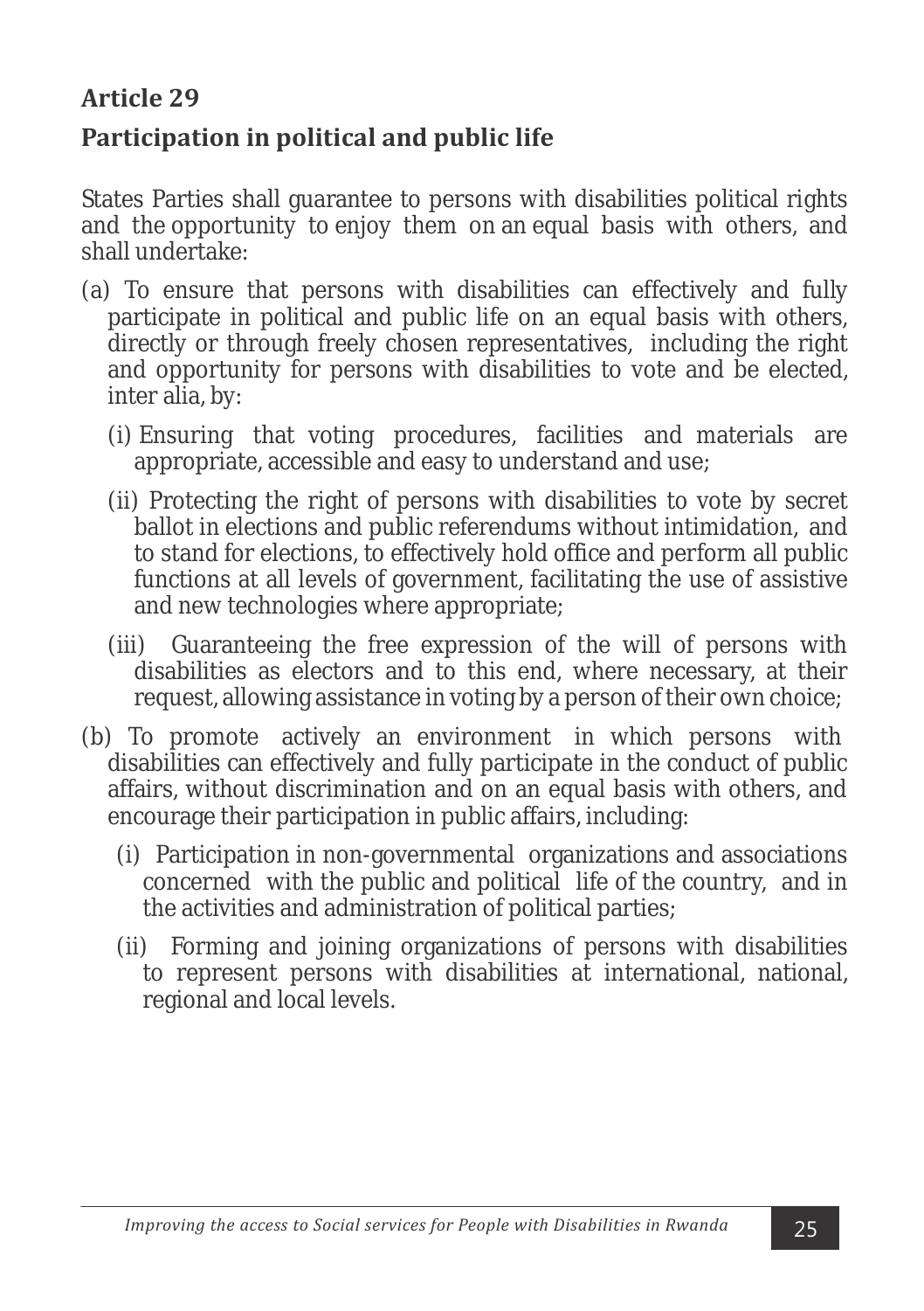## Article 29

## Participation in political and public life

States Parties shall guarantee to persons with disabilities political rights and the opportunity to enjoy them on an equal basis with others, and shall undertake:

(a) To ensure that persons with disabilities can effectively and fully participate in political and public life on an equal basis with others, directly or through freely chosen representatives, including the right and opportunity for persons with disabilities to vote and be elected, inter alia, by:

(i) Ensuring that voting procedures, facilities and materials are appropriate, accessible and easy to understand and use;

(ii) Protecting the right of persons with disabilities to vote by secret ballot in elections and public referendums without intimidation, and to stand for elections, to effectively hold office and perform all public functions at all levels of government, facilitating the use of assistive and new technologies where appropriate;

(iii) Guaranteeing the free expression of the will of persons with disabilities as electors and to this end, where necessary, at their request, allowing assistance in voting by a person of their own choice;

(b) To promote actively an environment in which persons with disabilities can effectively and fully participate in the conduct of public affairs, without discrimination and on an equal basis with others, and encourage their participation in public affairs, including:

(i) Participation in non-governmental organizations and associations concerned with the public and political life of the country, and in the activities and administration of political parties;

(ii) Forming and joining organizations of persons with disabilities to represent persons with disabilities at international, national, regional and local levels.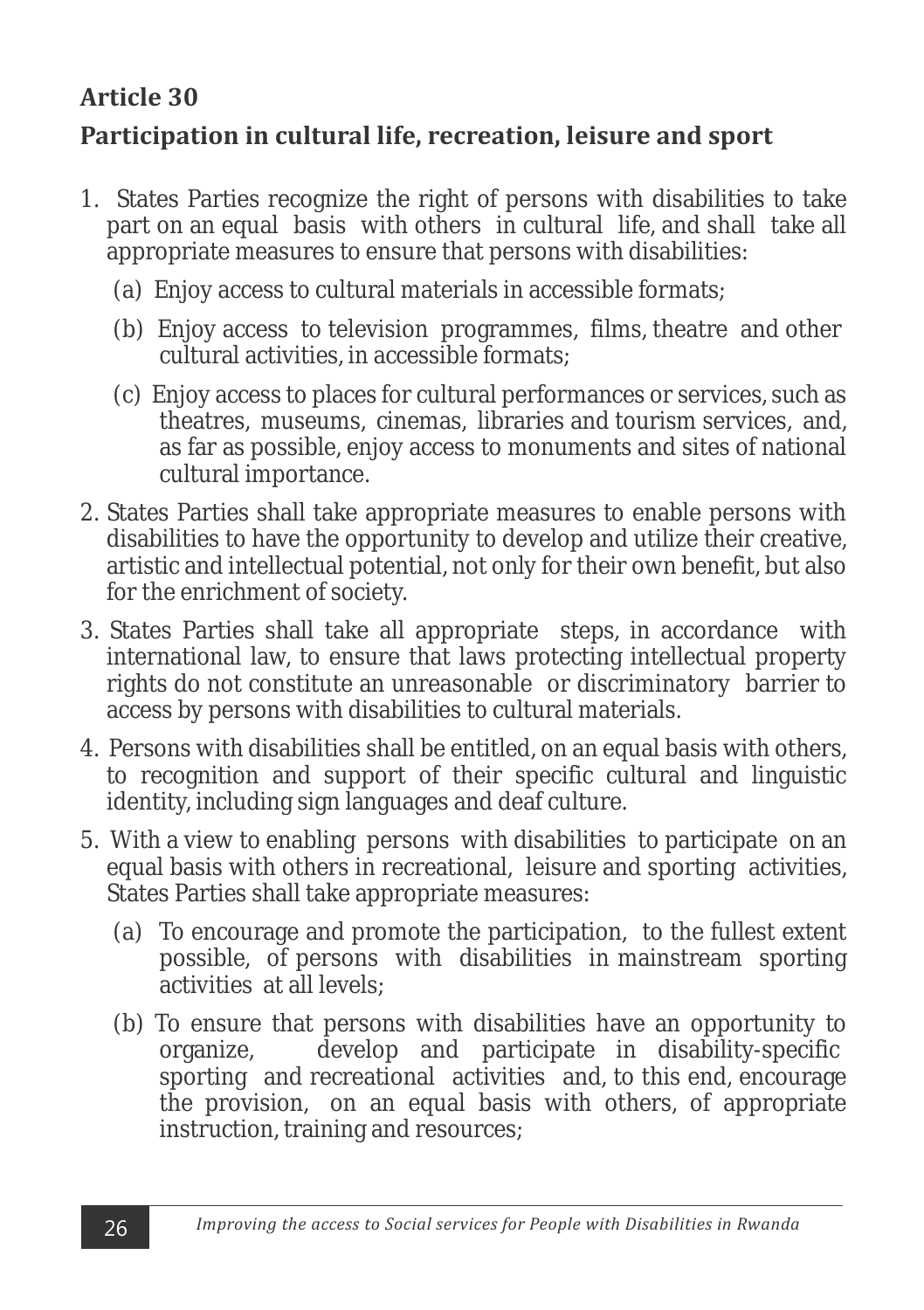## Article 30

## Participation in cultural life, recreation, leisure and sport

1. States Parties recognize the right of persons with disabilities to take part on an equal basis with others in cultural life, and shall take all appropriate measures to ensure that persons with disabilities:

   (a) Enjoy access to cultural materials in accessible formats;

   (b) Enjoy access to television programmes, films, theatre and other cultural activities, in accessible formats;

   (c) Enjoy access to places for cultural performances or services, such as theatres, museums, cinemas, libraries and tourism services, and, as far as possible, enjoy access to monuments and sites of national cultural importance.

2. States Parties shall take appropriate measures to enable persons with disabilities to have the opportunity to develop and utilize their creative, artistic and intellectual potential, not only for their own benefit, but also for the enrichment of society.

3. States Parties shall take all appropriate steps, in accordance with international law, to ensure that laws protecting intellectual property rights do not constitute an unreasonable or discriminatory barrier to access by persons with disabilities to cultural materials.

4. Persons with disabilities shall be entitled, on an equal basis with others, to recognition and support of their specific cultural and linguistic identity, including sign languages and deaf culture.

5. With a view to enabling persons with disabilities to participate on an equal basis with others in recreational, leisure and sporting activities, States Parties shall take appropriate measures:

   (a) To encourage and promote the participation, to the fullest extent possible, of persons with disabilities in mainstream sporting activities at all levels;

   (b) To ensure that persons with disabilities have an opportunity to organize, develop and participate in disability-specific sporting and recreational activities and, to this end, encourage the provision, on an equal basis with others, of appropriate instruction, training and resources;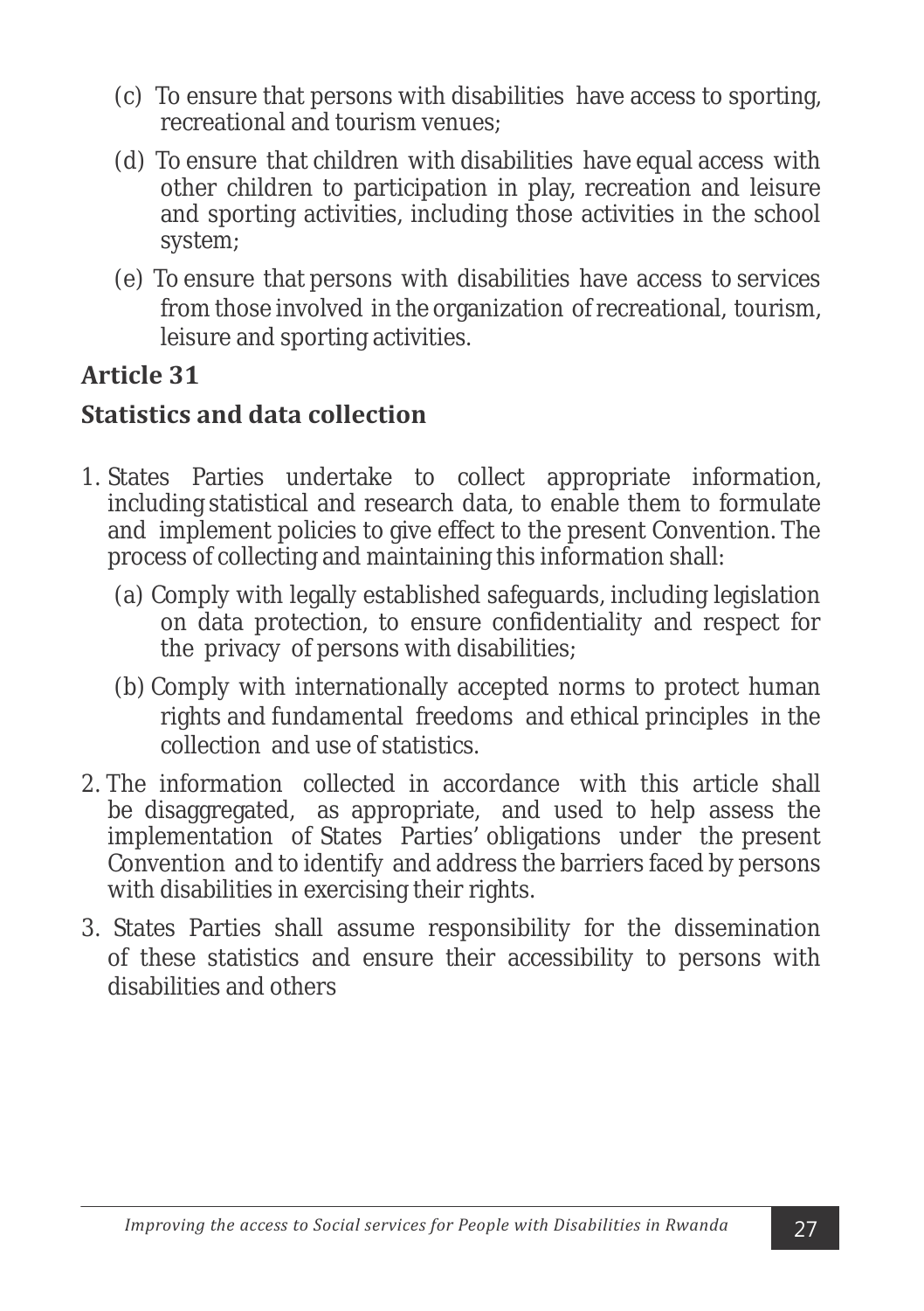(c) To ensure that persons with disabilities have access to sporting, recreational and tourism venues;

(d) To ensure that children with disabilities have equal access with other children to participation in play, recreation and leisure and sporting activities, including those activities in the school system;

(e) To ensure that persons with disabilities have access to services from those involved in the organization of recreational, tourism, leisure and sporting activities.

## Article 31

## Statistics and data collection

1. States Parties undertake to collect appropriate information, including statistical and research data, to enable them to formulate and implement policies to give effect to the present Convention. The process of collecting and maintaining this information shall:

   (a) Comply with legally established safeguards, including legislation on data protection, to ensure confidentiality and respect for the privacy of persons with disabilities;

   (b) Comply with internationally accepted norms to protect human rights and fundamental freedoms and ethical principles in the collection and use of statistics.

2. The information collected in accordance with this article shall be disaggregated, as appropriate, and used to help assess the implementation of States Parties' obligations under the present Convention and to identify and address the barriers faced by persons with disabilities in exercising their rights.

3. States Parties shall assume responsibility for the dissemination of these statistics and ensure their accessibility to persons with disabilities and others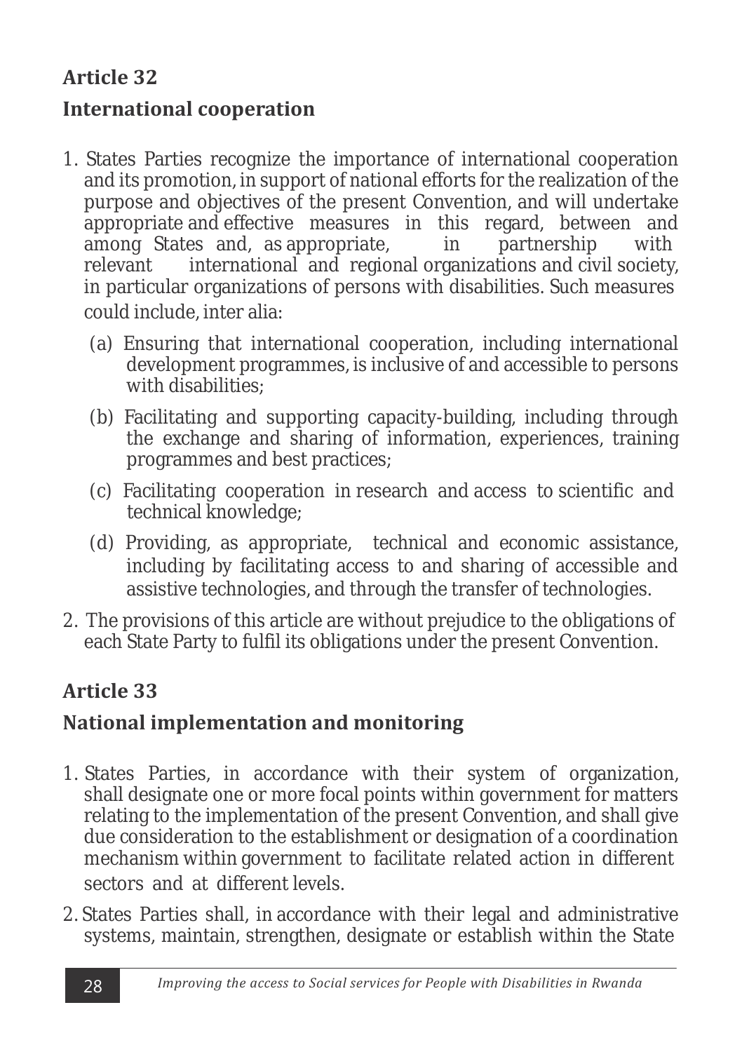## Article 32

### International cooperation

1. States Parties recognize the importance of international cooperation and its promotion, in support of national efforts for the realization of the purpose and objectives of the present Convention, and will undertake appropriate and effective measures in this regard, between and among States and, as appropriate, in partnership with relevant international and regional organizations and civil society, in particular organizations of persons with disabilities. Such measures could include, inter alia:

   (a) Ensuring that international cooperation, including international development programmes, is inclusive of and accessible to persons with disabilities;

   (b) Facilitating and supporting capacity-building, including through the exchange and sharing of information, experiences, training programmes and best practices;

   (c) Facilitating cooperation in research and access to scientific and technical knowledge;

   (d) Providing, as appropriate, technical and economic assistance, including by facilitating access to and sharing of accessible and assistive technologies, and through the transfer of technologies.

2. The provisions of this article are without prejudice to the obligations of each State Party to fulfil its obligations under the present Convention.

## Article 33

### National implementation and monitoring

1. States Parties, in accordance with their system of organization, shall designate one or more focal points within government for matters relating to the implementation of the present Convention, and shall give due consideration to the establishment or designation of a coordination mechanism within government to facilitate related action in different sectors and at different levels.

2. States Parties shall, in accordance with their legal and administrative systems, maintain, strengthen, designate or establish within the State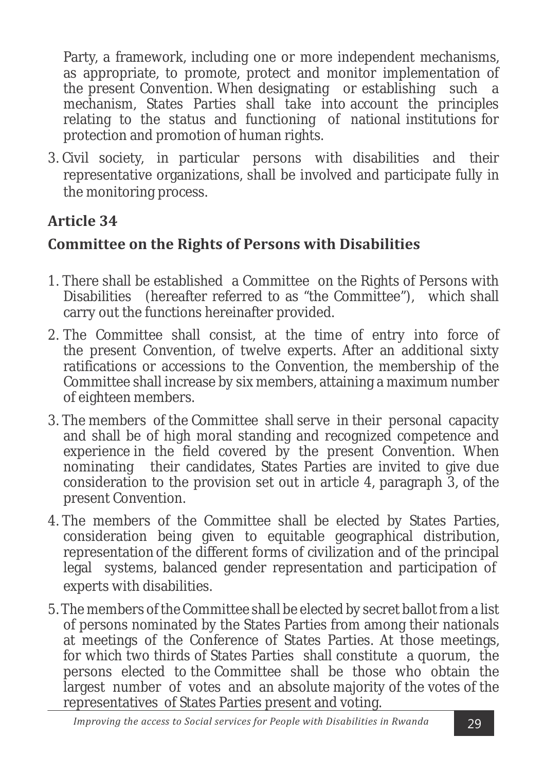Party, a framework, including one or more independent mechanisms, as appropriate, to promote, protect and monitor implementation of the present Convention. When designating or establishing such a mechanism, States Parties shall take into account the principles relating to the status and functioning of national institutions for protection and promotion of human rights.

3. Civil society, in particular persons with disabilities and their representative organizations, shall be involved and participate fully in the monitoring process.

## Article 34

## Committee on the Rights of Persons with Disabilities

1. There shall be established a Committee on the Rights of Persons with Disabilities (hereafter referred to as "the Committee"), which shall carry out the functions hereinafter provided.
2. The Committee shall consist, at the time of entry into force of the present Convention, of twelve experts. After an additional sixty ratifications or accessions to the Convention, the membership of the Committee shall increase by six members, attaining a maximum number of eighteen members.
3. The members of the Committee shall serve in their personal capacity and shall be of high moral standing and recognized competence and experience in the field covered by the present Convention. When nominating their candidates, States Parties are invited to give due consideration to the provision set out in article 4, paragraph 3, of the present Convention.
4. The members of the Committee shall be elected by States Parties, consideration being given to equitable geographical distribution, representation of the different forms of civilization and of the principal legal systems, balanced gender representation and participation of experts with disabilities.
5. The members of the Committee shall be elected by secret ballot from a list of persons nominated by the States Parties from among their nationals at meetings of the Conference of States Parties. At those meetings, for which two thirds of States Parties shall constitute a quorum, the persons elected to the Committee shall be those who obtain the largest number of votes and an absolute majority of the votes of the representatives of States Parties present and voting.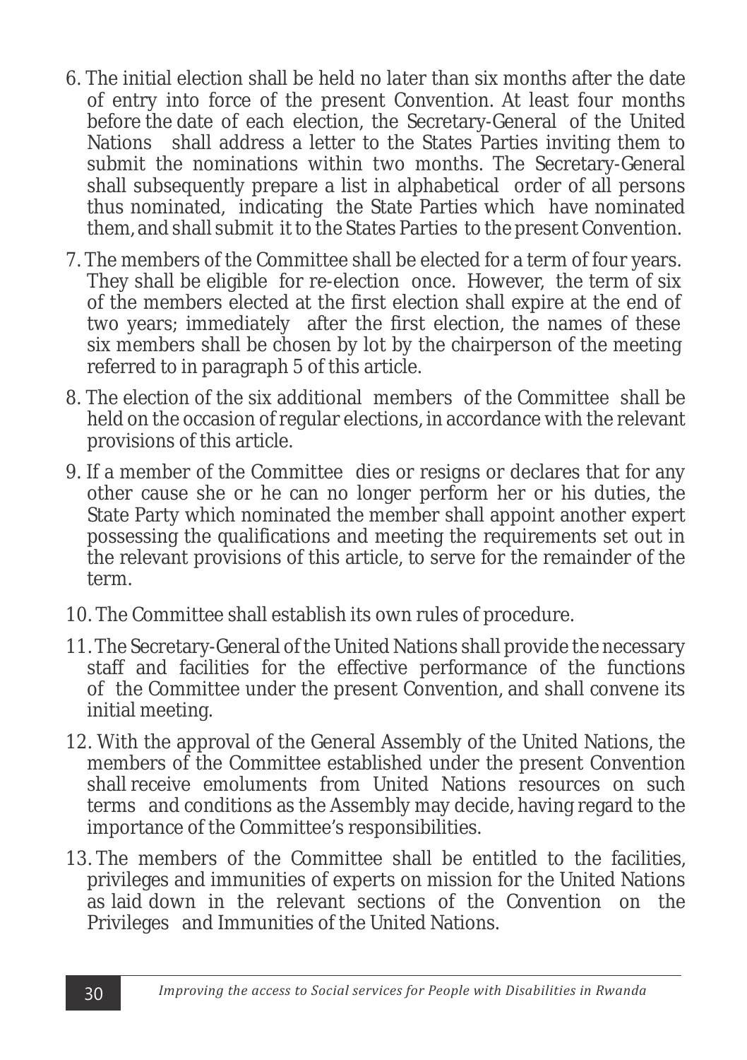6. The initial election shall be held no later than six months after the date of entry into force of the present Convention. At least four months before the date of each election, the Secretary-General of the United Nations shall address a letter to the States Parties inviting them to submit the nominations within two months. The Secretary-General shall subsequently prepare a list in alphabetical order of all persons thus nominated, indicating the State Parties which have nominated them, and shall submit it to the States Parties to the present Convention.

7. The members of the Committee shall be elected for a term of four years. They shall be eligible for re-election once. However, the term of six of the members elected at the first election shall expire at the end of two years; immediately after the first election, the names of these six members shall be chosen by lot by the chairperson of the meeting referred to in paragraph 5 of this article.

8. The election of the six additional members of the Committee shall be held on the occasion of regular elections, in accordance with the relevant provisions of this article.

9. If a member of the Committee dies or resigns or declares that for any other cause she or he can no longer perform her or his duties, the State Party which nominated the member shall appoint another expert possessing the qualifications and meeting the requirements set out in the relevant provisions of this article, to serve for the remainder of the term.

10. The Committee shall establish its own rules of procedure.

11. The Secretary-General of the United Nations shall provide the necessary staff and facilities for the effective performance of the functions of the Committee under the present Convention, and shall convene its initial meeting.

12. With the approval of the General Assembly of the United Nations, the members of the Committee established under the present Convention shall receive emoluments from United Nations resources on such terms and conditions as the Assembly may decide, having regard to the importance of the Committee's responsibilities.

13. The members of the Committee shall be entitled to the facilities, privileges and immunities of experts on mission for the United Nations as laid down in the relevant sections of the Convention on the Privileges and Immunities of the United Nations.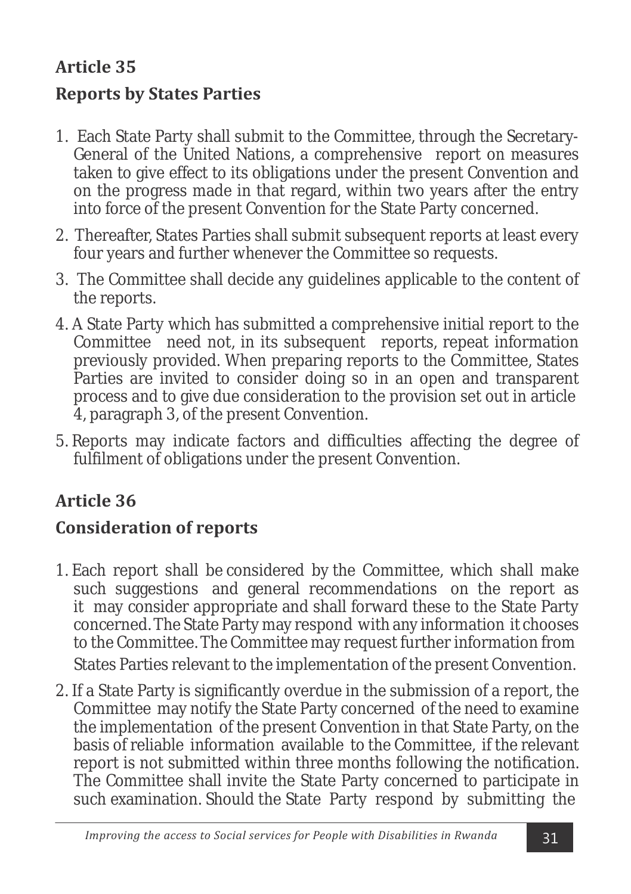## Article 35

## Reports by States Parties

1. Each State Party shall submit to the Committee, through the Secretary-General of the United Nations, a comprehensive report on measures taken to give effect to its obligations under the present Convention and on the progress made in that regard, within two years after the entry into force of the present Convention for the State Party concerned.
2. Thereafter, States Parties shall submit subsequent reports at least every four years and further whenever the Committee so requests.
3. The Committee shall decide any guidelines applicable to the content of the reports.
4. A State Party which has submitted a comprehensive initial report to the Committee need not, in its subsequent reports, repeat information previously provided. When preparing reports to the Committee, States Parties are invited to consider doing so in an open and transparent process and to give due consideration to the provision set out in article 4, paragraph 3, of the present Convention.
5. Reports may indicate factors and difficulties affecting the degree of fulfilment of obligations under the present Convention.

## Article 36

## Consideration of reports

1. Each report shall be considered by the Committee, which shall make such suggestions and general recommendations on the report as it may consider appropriate and shall forward these to the State Party concerned. The State Party may respond with any information it chooses to the Committee. The Committee may request further information from States Parties relevant to the implementation of the present Convention.
2. If a State Party is significantly overdue in the submission of a report, the Committee may notify the State Party concerned of the need to examine the implementation of the present Convention in that State Party, on the basis of reliable information available to the Committee, if the relevant report is not submitted within three months following the notification. The Committee shall invite the State Party concerned to participate in such examination. Should the State Party respond by submitting the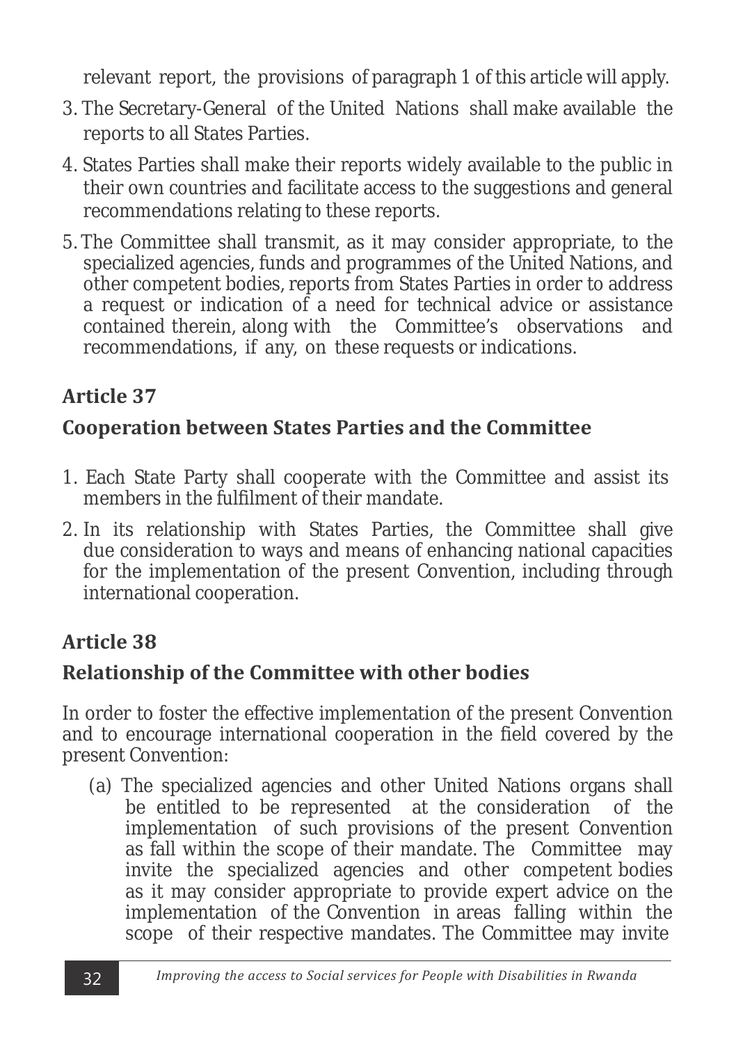relevant report, the provisions of paragraph 1 of this article will apply.

3. The Secretary-General of the United Nations shall make available the reports to all States Parties.
4. States Parties shall make their reports widely available to the public in their own countries and facilitate access to the suggestions and general recommendations relating to these reports.
5. The Committee shall transmit, as it may consider appropriate, to the specialized agencies, funds and programmes of the United Nations, and other competent bodies, reports from States Parties in order to address a request or indication of a need for technical advice or assistance contained therein, along with the Committee's observations and recommendations, if any, on these requests or indications.

## Article 37

### Cooperation between States Parties and the Committee

1. Each State Party shall cooperate with the Committee and assist its members in the fulfilment of their mandate.
2. In its relationship with States Parties, the Committee shall give due consideration to ways and means of enhancing national capacities for the implementation of the present Convention, including through international cooperation.

## Article 38

### Relationship of the Committee with other bodies

In order to foster the effective implementation of the present Convention and to encourage international cooperation in the field covered by the present Convention:

(a) The specialized agencies and other United Nations organs shall be entitled to be represented at the consideration of the implementation of such provisions of the present Convention as fall within the scope of their mandate. The Committee may invite the specialized agencies and other competent bodies as it may consider appropriate to provide expert advice on the implementation of the Convention in areas falling within the scope of their respective mandates. The Committee may invite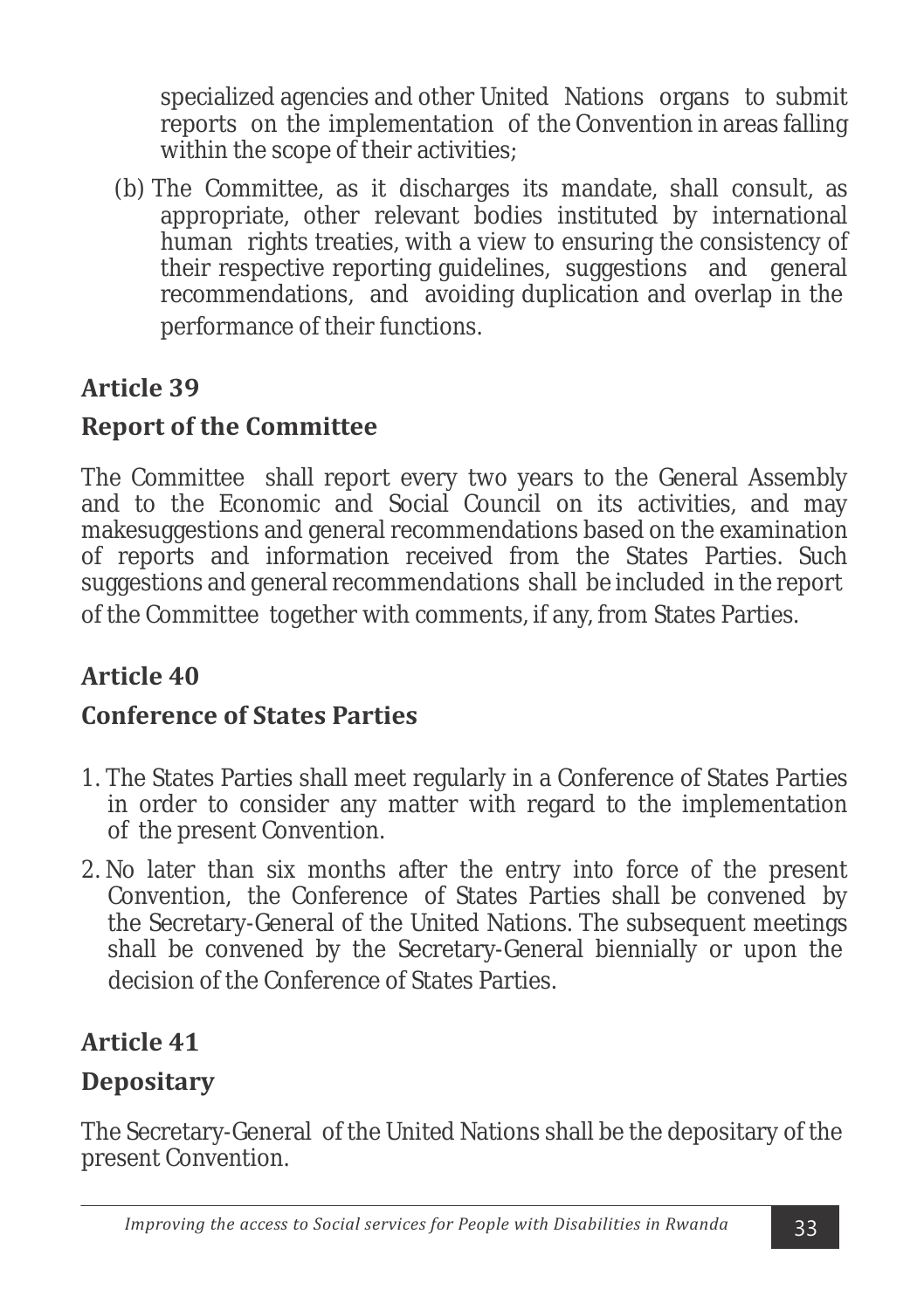specialized agencies and other United Nations organs to submit reports on the implementation of the Convention in areas falling within the scope of their activities;

(b) The Committee, as it discharges its mandate, shall consult, as appropriate, other relevant bodies instituted by international human rights treaties, with a view to ensuring the consistency of their respective reporting guidelines, suggestions and general recommendations, and avoiding duplication and overlap in the performance of their functions.

## Article 39

## Report of the Committee

The Committee shall report every two years to the General Assembly and to the Economic and Social Council on its activities, and may makesuggestions and general recommendations based on the examination of reports and information received from the States Parties. Such suggestions and general recommendations shall be included in the report of the Committee together with comments, if any, from States Parties.

## Article 40

## Conference of States Parties

1. The States Parties shall meet regularly in a Conference of States Parties in order to consider any matter with regard to the implementation of the present Convention.
2. No later than six months after the entry into force of the present Convention, the Conference of States Parties shall be convened by the Secretary-General of the United Nations. The subsequent meetings shall be convened by the Secretary-General biennially or upon the decision of the Conference of States Parties.

## Article 41

## Depositary

The Secretary-General of the United Nations shall be the depositary of the present Convention.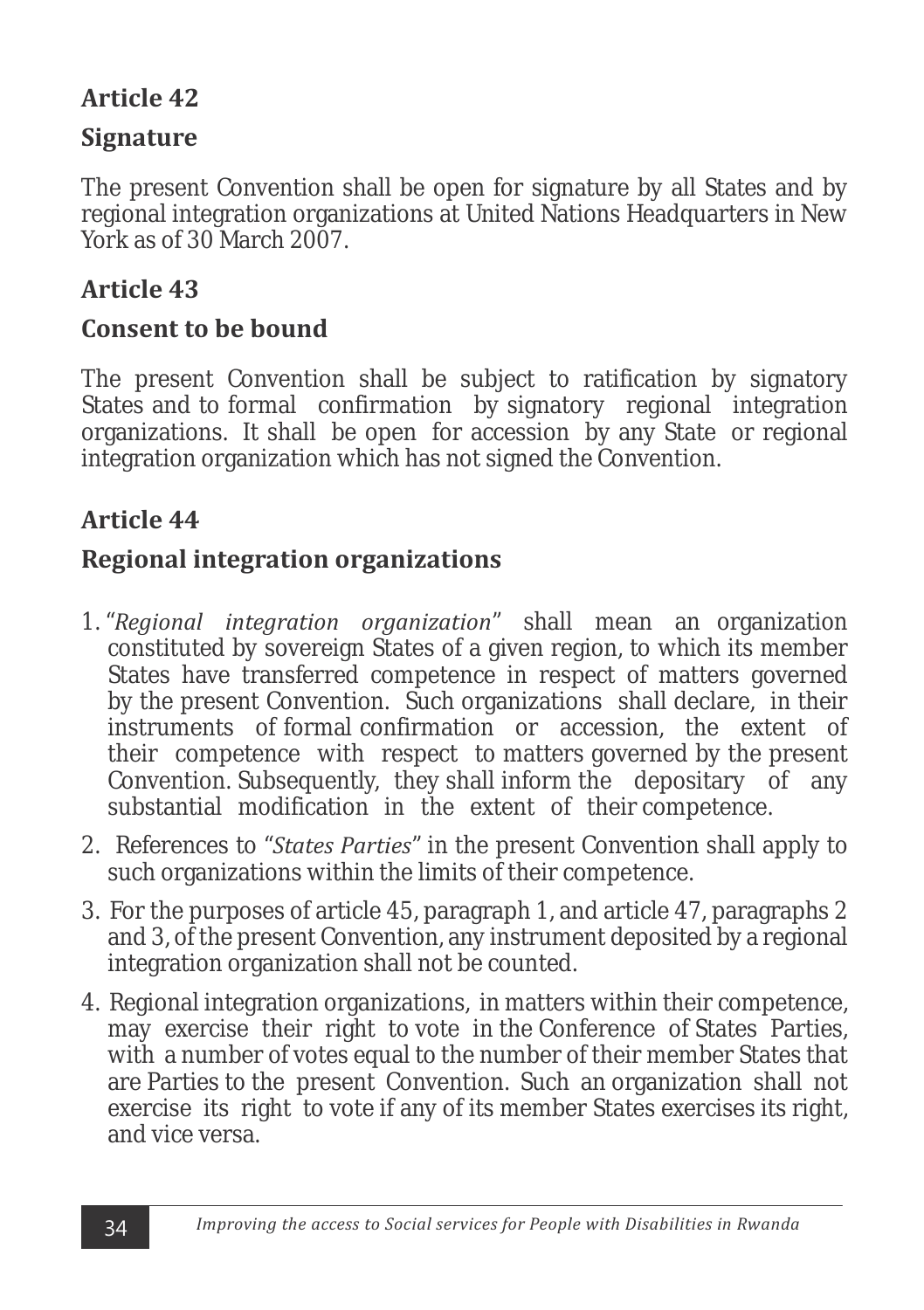## Article 42

### Signature

The present Convention shall be open for signature by all States and by regional integration organizations at United Nations Headquarters in New York as of 30 March 2007.

## Article 43

### Consent to be bound

The present Convention shall be subject to ratification by signatory States and to formal confirmation by signatory regional integration organizations. It shall be open for accession by any State or regional integration organization which has not signed the Convention.

## Article 44

### Regional integration organizations

1. "*Regional integration organization*" shall mean an organization constituted by sovereign States of a given region, to which its member States have transferred competence in respect of matters governed by the present Convention. Such organizations shall declare, in their instruments of formal confirmation or accession, the extent of their competence with respect to matters governed by the present Convention. Subsequently, they shall inform the depositary of any substantial modification in the extent of their competence.
2. References to "*States Parties*" in the present Convention shall apply to such organizations within the limits of their competence.
3. For the purposes of article 45, paragraph 1, and article 47, paragraphs 2 and 3, of the present Convention, any instrument deposited by a regional integration organization shall not be counted.
4. Regional integration organizations, in matters within their competence, may exercise their right to vote in the Conference of States Parties, with a number of votes equal to the number of their member States that are Parties to the present Convention. Such an organization shall not exercise its right to vote if any of its member States exercises its right, and vice versa.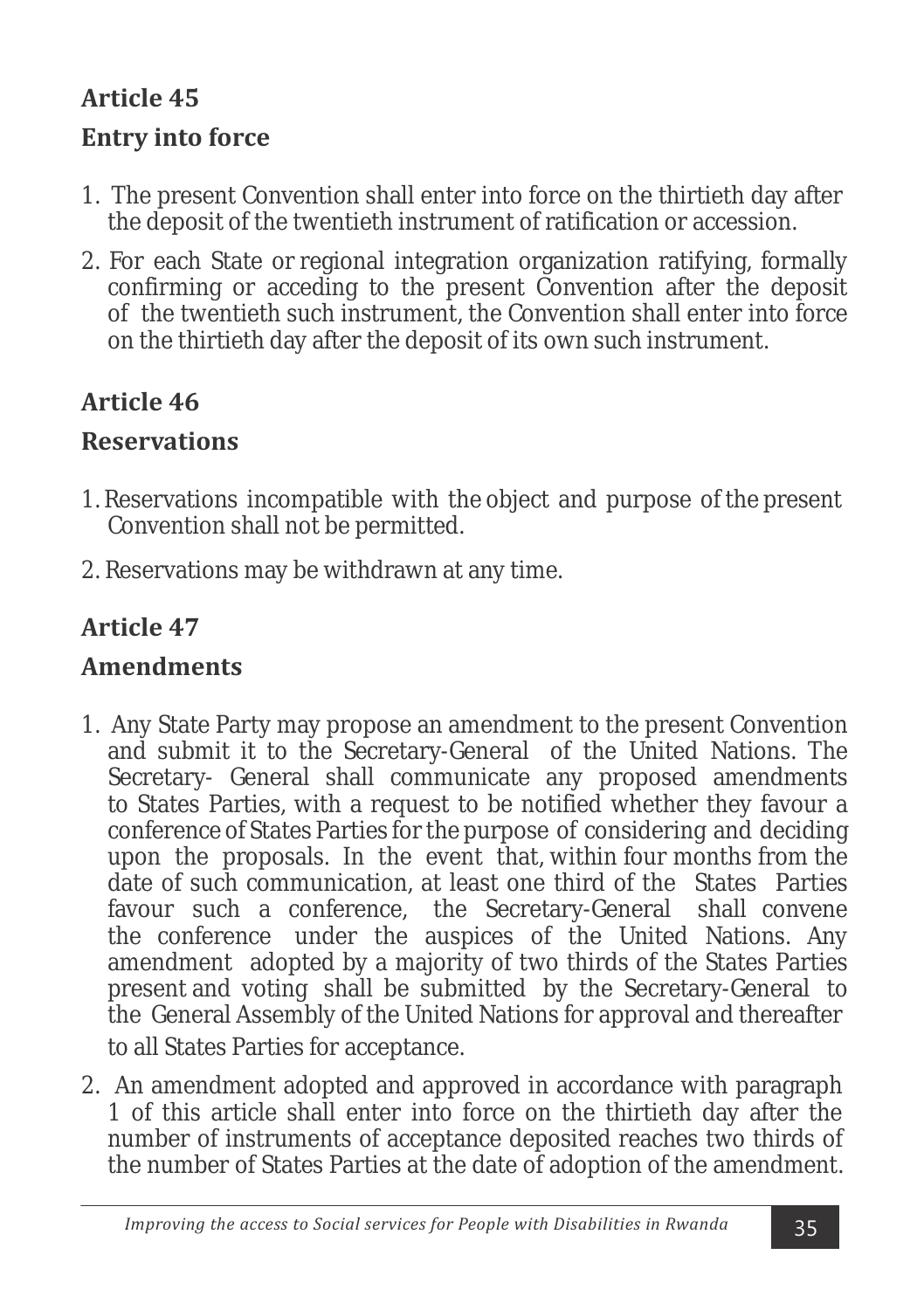## Article 45

### Entry into force

1. The present Convention shall enter into force on the thirtieth day after the deposit of the twentieth instrument of ratification or accession.
2. For each State or regional integration organization ratifying, formally confirming or acceding to the present Convention after the deposit of the twentieth such instrument, the Convention shall enter into force on the thirtieth day after the deposit of its own such instrument.

## Article 46

### Reservations

1. Reservations incompatible with the object and purpose of the present Convention shall not be permitted.
2. Reservations may be withdrawn at any time.

## Article 47

### Amendments

1. Any State Party may propose an amendment to the present Convention and submit it to the Secretary-General of the United Nations. The Secretary- General shall communicate any proposed amendments to States Parties, with a request to be notified whether they favour a conference of States Parties for the purpose of considering and deciding upon the proposals. In the event that, within four months from the date of such communication, at least one third of the States Parties favour such a conference, the Secretary-General shall convene the conference under the auspices of the United Nations. Any amendment adopted by a majority of two thirds of the States Parties present and voting shall be submitted by the Secretary-General to the General Assembly of the United Nations for approval and thereafter to all States Parties for acceptance.
2. An amendment adopted and approved in accordance with paragraph 1 of this article shall enter into force on the thirtieth day after the number of instruments of acceptance deposited reaches two thirds of the number of States Parties at the date of adoption of the amendment.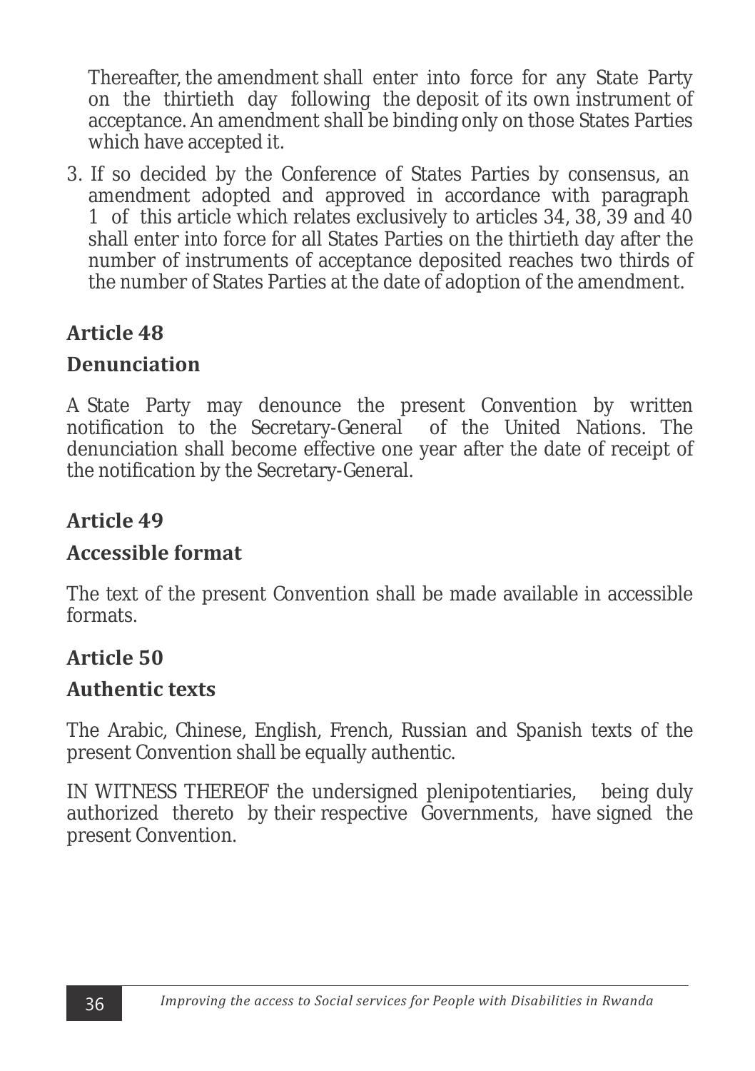Thereafter, the amendment shall enter into force for any State Party on the thirtieth day following the deposit of its own instrument of acceptance. An amendment shall be binding only on those States Parties which have accepted it.

3. If so decided by the Conference of States Parties by consensus, an amendment adopted and approved in accordance with paragraph 1 of this article which relates exclusively to articles 34, 38, 39 and 40 shall enter into force for all States Parties on the thirtieth day after the number of instruments of acceptance deposited reaches two thirds of the number of States Parties at the date of adoption of the amendment.

## Article 48

### Denunciation

A State Party may denounce the present Convention by written notification to the Secretary-General of the United Nations. The denunciation shall become effective one year after the date of receipt of the notification by the Secretary-General.

## Article 49

### Accessible format

The text of the present Convention shall be made available in accessible formats.

## Article 50

### Authentic texts

The Arabic, Chinese, English, French, Russian and Spanish texts of the present Convention shall be equally authentic.

IN WITNESS THEREOF the undersigned plenipotentiaries, being duly authorized thereto by their respective Governments, have signed the present Convention.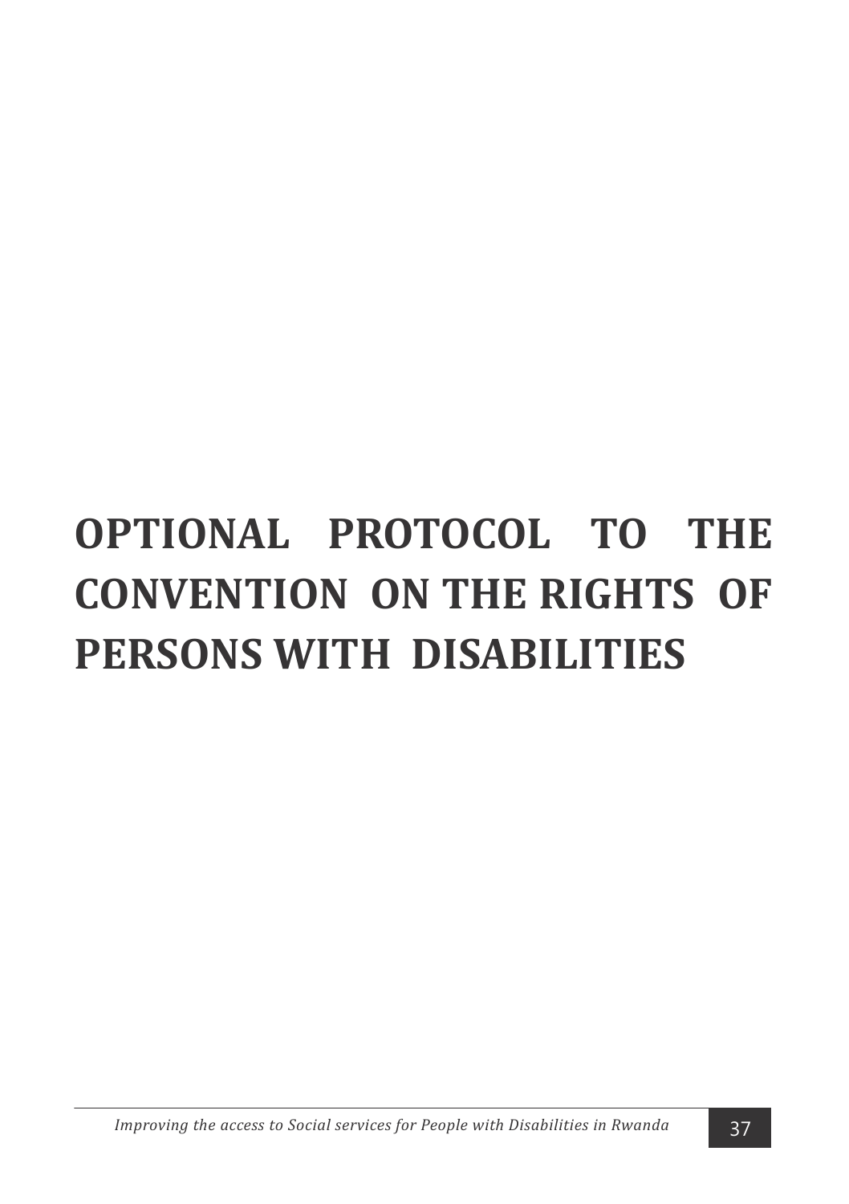# OPTIONAL PROTOCOL TO THE CONVENTION ON THE RIGHTS OF PERSONS WITH DISABILITIES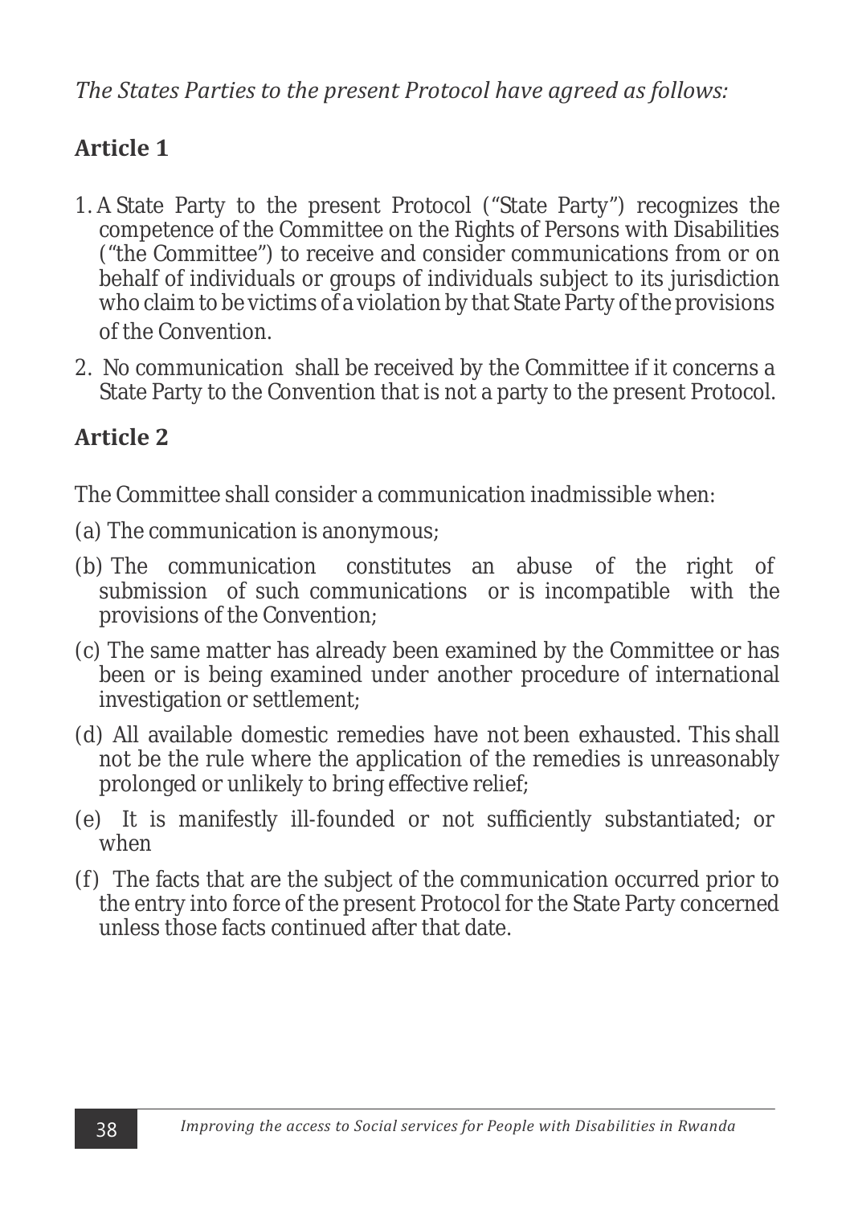*The States Parties to the present Protocol have agreed as follows:*

## Article 1

1. A State Party to the present Protocol ("State Party") recognizes the competence of the Committee on the Rights of Persons with Disabilities ("the Committee") to receive and consider communications from or on behalf of individuals or groups of individuals subject to its jurisdiction who claim to be victims of a violation by that State Party of the provisions of the Convention.
2. No communication shall be received by the Committee if it concerns a State Party to the Convention that is not a party to the present Protocol.

## Article 2

The Committee shall consider a communication inadmissible when:

(a) The communication is anonymous;

(b) The communication constitutes an abuse of the right of submission of such communications or is incompatible with the provisions of the Convention;

(c) The same matter has already been examined by the Committee or has been or is being examined under another procedure of international investigation or settlement;

(d) All available domestic remedies have not been exhausted. This shall not be the rule where the application of the remedies is unreasonably prolonged or unlikely to bring effective relief;

(e) It is manifestly ill-founded or not sufficiently substantiated; or when

(f) The facts that are the subject of the communication occurred prior to the entry into force of the present Protocol for the State Party concerned unless those facts continued after that date.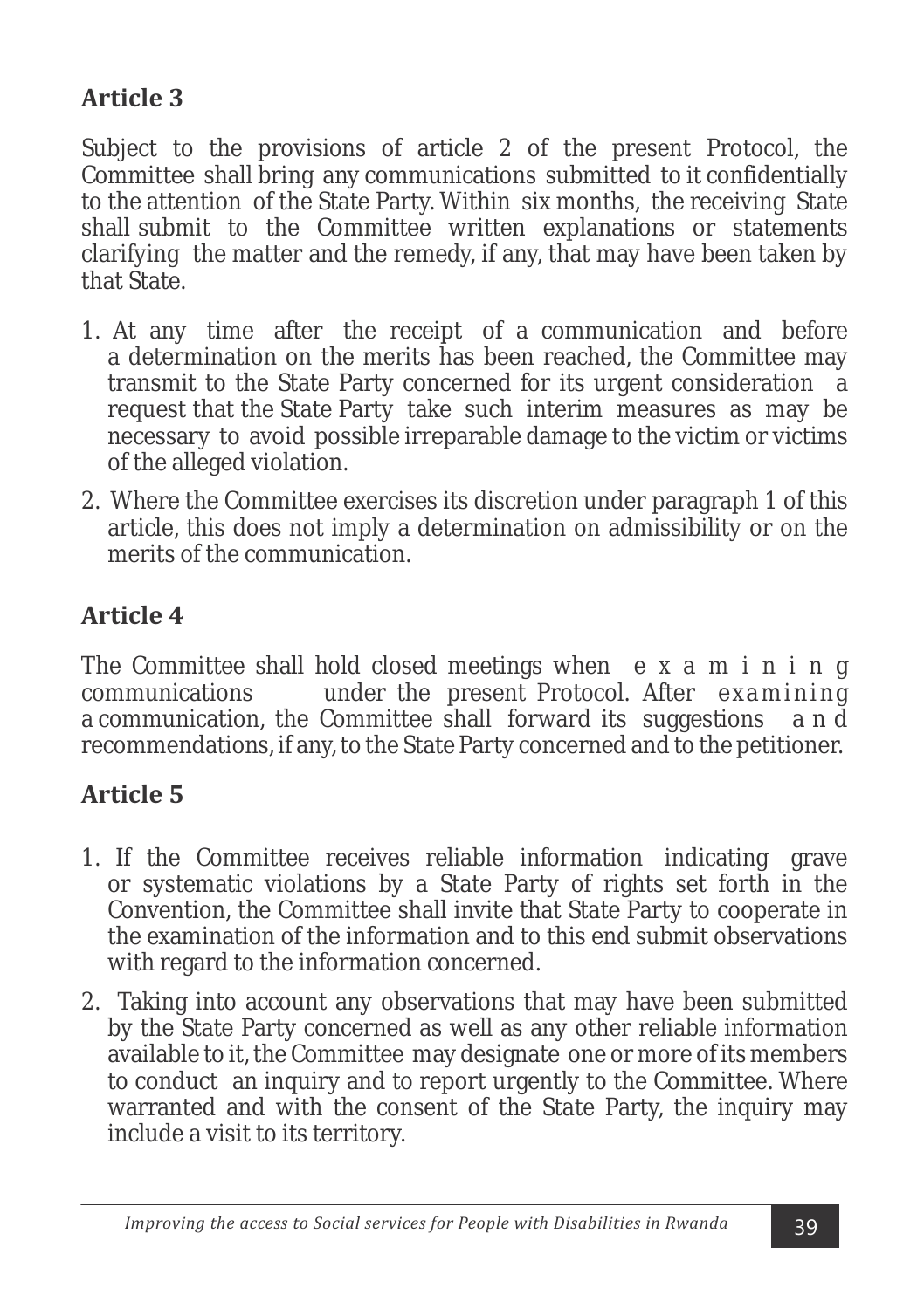## Article 3

Subject to the provisions of article 2 of the present Protocol, the Committee shall bring any communications submitted to it confidentially to the attention of the State Party. Within six months, the receiving State shall submit to the Committee written explanations or statements clarifying the matter and the remedy, if any, that may have been taken by that State.

1. At any time after the receipt of a communication and before a determination on the merits has been reached, the Committee may transmit to the State Party concerned for its urgent consideration a request that the State Party take such interim measures as may be necessary to avoid possible irreparable damage to the victim or victims of the alleged violation.
2. Where the Committee exercises its discretion under paragraph 1 of this article, this does not imply a determination on admissibility or on the merits of the communication.

## Article 4

The Committee shall hold closed meetings when examining communications under the present Protocol. After examining a communication, the Committee shall forward its suggestions and recommendations, if any, to the State Party concerned and to the petitioner.

## Article 5

1. If the Committee receives reliable information indicating grave or systematic violations by a State Party of rights set forth in the Convention, the Committee shall invite that State Party to cooperate in the examination of the information and to this end submit observations with regard to the information concerned.
2. Taking into account any observations that may have been submitted by the State Party concerned as well as any other reliable information available to it, the Committee may designate one or more of its members to conduct an inquiry and to report urgently to the Committee. Where warranted and with the consent of the State Party, the inquiry may include a visit to its territory.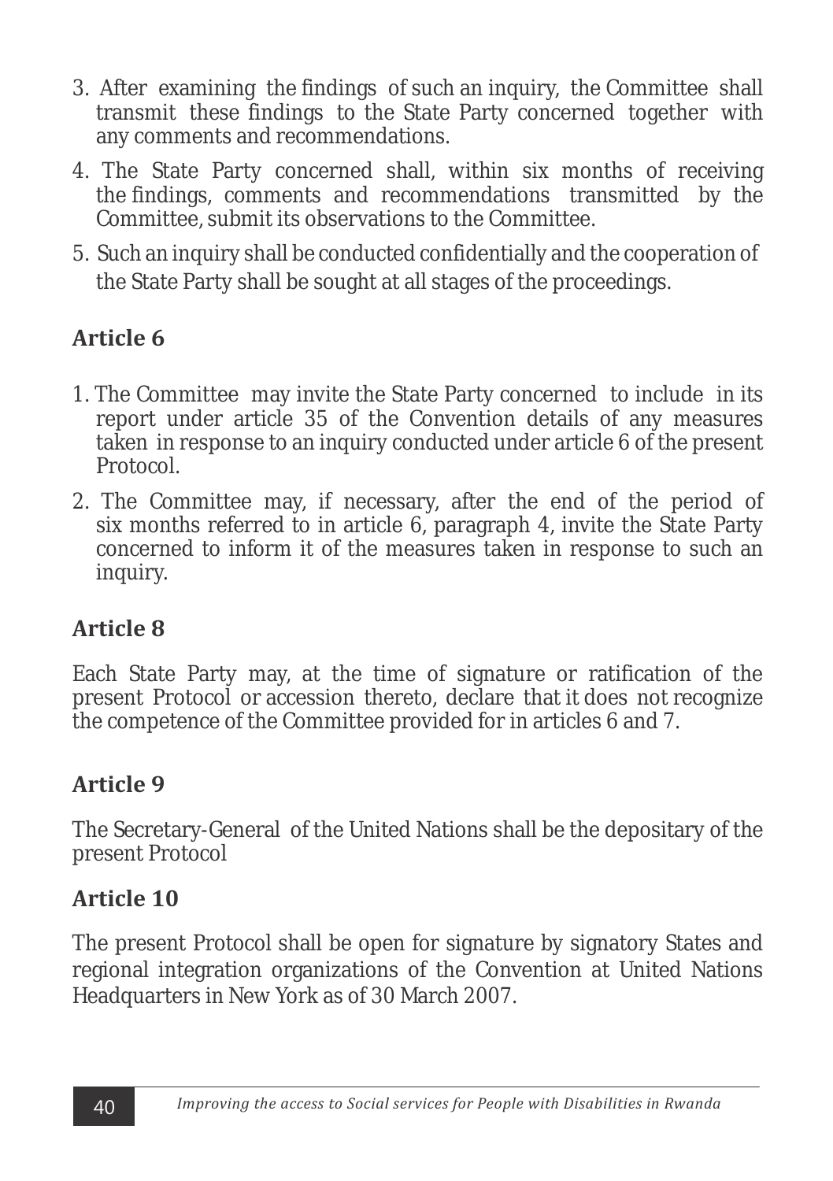3. After examining the findings of such an inquiry, the Committee shall transmit these findings to the State Party concerned together with any comments and recommendations.
4. The State Party concerned shall, within six months of receiving the findings, comments and recommendations transmitted by the Committee, submit its observations to the Committee.
5. Such an inquiry shall be conducted confidentially and the cooperation of the State Party shall be sought at all stages of the proceedings.

## Article 6

1. The Committee may invite the State Party concerned to include in its report under article 35 of the Convention details of any measures taken in response to an inquiry conducted under article 6 of the present Protocol.
2. The Committee may, if necessary, after the end of the period of six months referred to in article 6, paragraph 4, invite the State Party concerned to inform it of the measures taken in response to such an inquiry.

## Article 8

Each State Party may, at the time of signature or ratification of the present Protocol or accession thereto, declare that it does not recognize the competence of the Committee provided for in articles 6 and 7.

## Article 9

The Secretary-General of the United Nations shall be the depositary of the present Protocol

## Article 10

The present Protocol shall be open for signature by signatory States and regional integration organizations of the Convention at United Nations Headquarters in New York as of 30 March 2007.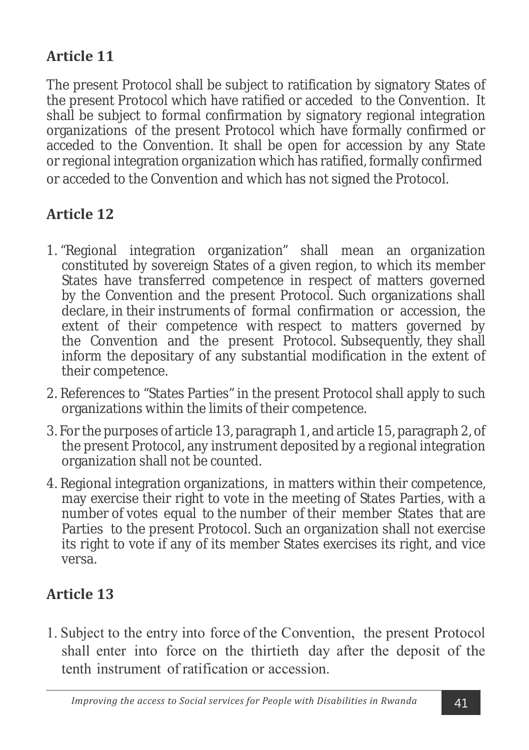## Article 11

The present Protocol shall be subject to ratification by signatory States of the present Protocol which have ratified or acceded to the Convention. It shall be subject to formal confirmation by signatory regional integration organizations of the present Protocol which have formally confirmed or acceded to the Convention. It shall be open for accession by any State or regional integration organization which has ratified, formally confirmed or acceded to the Convention and which has not signed the Protocol.

## Article 12

1. "Regional integration organization" shall mean an organization constituted by sovereign States of a given region, to which its member States have transferred competence in respect of matters governed by the Convention and the present Protocol. Such organizations shall declare, in their instruments of formal confirmation or accession, the extent of their competence with respect to matters governed by the Convention and the present Protocol. Subsequently, they shall inform the depositary of any substantial modification in the extent of their competence.
2. References to "States Parties" in the present Protocol shall apply to such organizations within the limits of their competence.
3. For the purposes of article 13, paragraph 1, and article 15, paragraph 2, of the present Protocol, any instrument deposited by a regional integration organization shall not be counted.
4. Regional integration organizations, in matters within their competence, may exercise their right to vote in the meeting of States Parties, with a number of votes equal to the number of their member States that are Parties to the present Protocol. Such an organization shall not exercise its right to vote if any of its member States exercises its right, and vice versa.

## Article 13

1. Subject to the entry into force of the Convention, the present Protocol shall enter into force on the thirtieth day after the deposit of the tenth instrument of ratification or accession.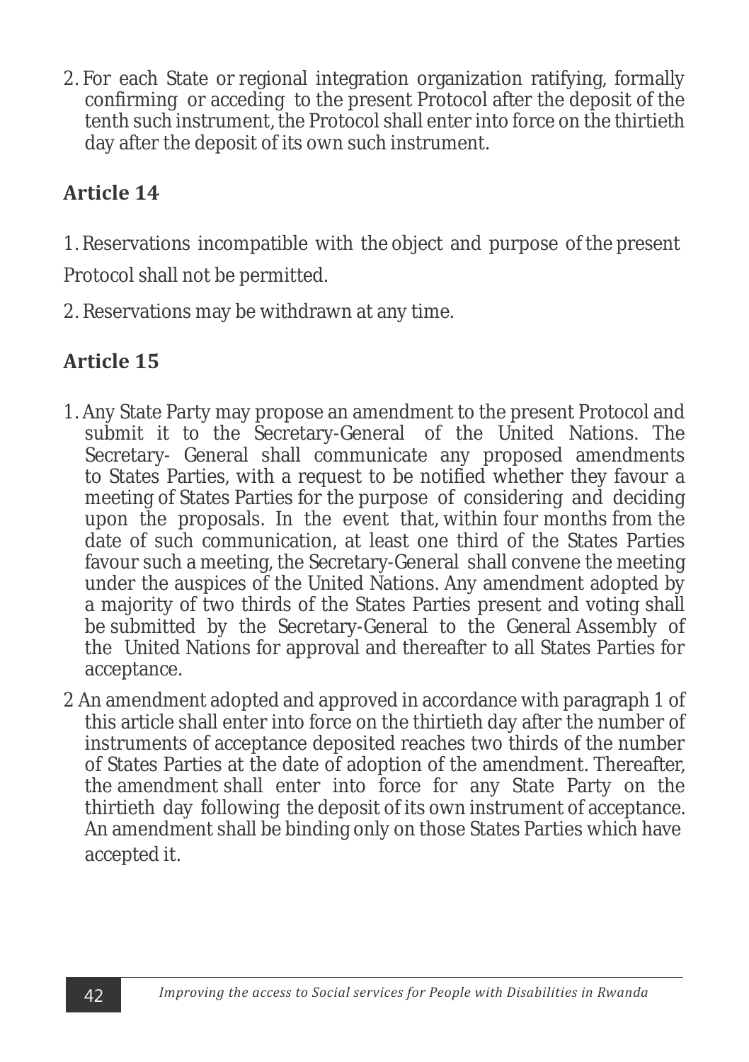2. For each State or regional integration organization ratifying, formally confirming or acceding to the present Protocol after the deposit of the tenth such instrument, the Protocol shall enter into force on the thirtieth day after the deposit of its own such instrument.

## Article 14

1. Reservations incompatible with the object and purpose of the present Protocol shall not be permitted.
2. Reservations may be withdrawn at any time.

## Article 15

1. Any State Party may propose an amendment to the present Protocol and submit it to the Secretary-General of the United Nations. The Secretary- General shall communicate any proposed amendments to States Parties, with a request to be notified whether they favour a meeting of States Parties for the purpose of considering and deciding upon the proposals. In the event that, within four months from the date of such communication, at least one third of the States Parties favour such a meeting, the Secretary-General shall convene the meeting under the auspices of the United Nations. Any amendment adopted by a majority of two thirds of the States Parties present and voting shall be submitted by the Secretary-General to the General Assembly of the United Nations for approval and thereafter to all States Parties for acceptance.

2 An amendment adopted and approved in accordance with paragraph 1 of this article shall enter into force on the thirtieth day after the number of instruments of acceptance deposited reaches two thirds of the number of States Parties at the date of adoption of the amendment. Thereafter, the amendment shall enter into force for any State Party on the thirtieth day following the deposit of its own instrument of acceptance. An amendment shall be binding only on those States Parties which have accepted it.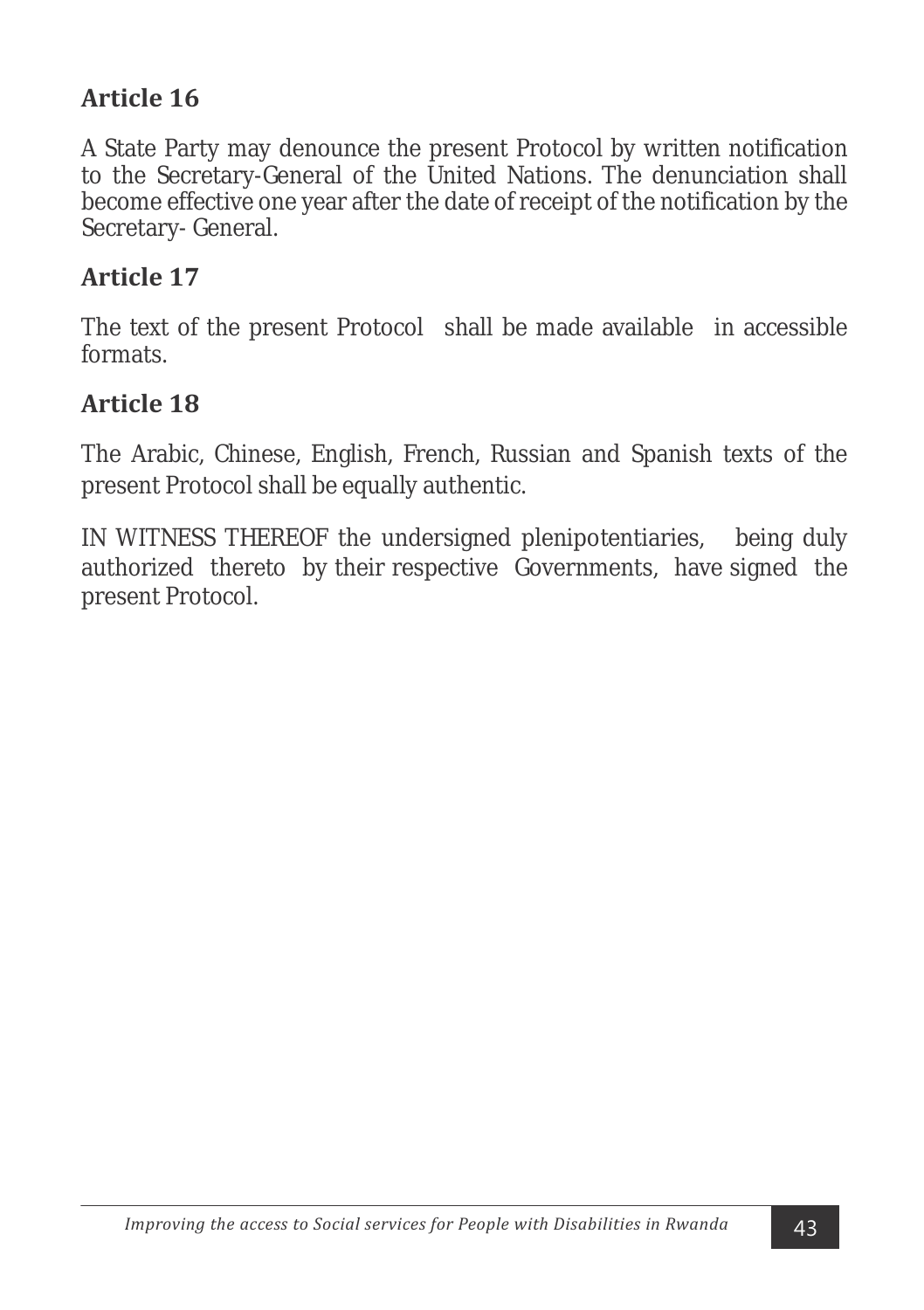### Article 16

A State Party may denounce the present Protocol by written notification to the Secretary-General of the United Nations. The denunciation shall become effective one year after the date of receipt of the notification by the Secretary- General.

### Article 17

The text of the present Protocol shall be made available in accessible formats.

### Article 18

The Arabic, Chinese, English, French, Russian and Spanish texts of the present Protocol shall be equally authentic.

IN WITNESS THEREOF the undersigned plenipotentiaries, being duly authorized thereto by their respective Governments, have signed the present Protocol.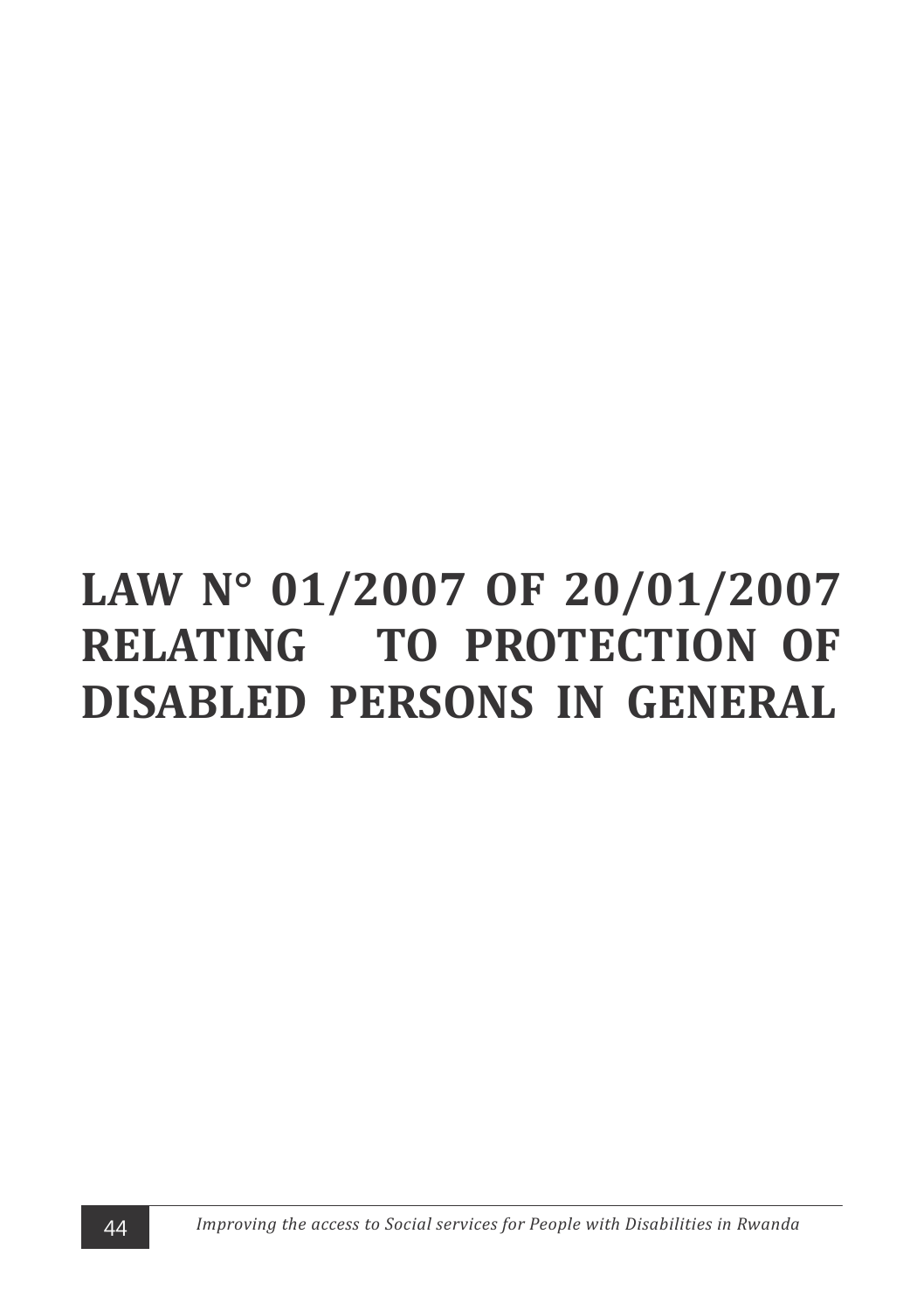# LAW N° 01/2007 OF 20/01/2007 RELATING TO PROTECTION OF DISABLED PERSONS IN GENERAL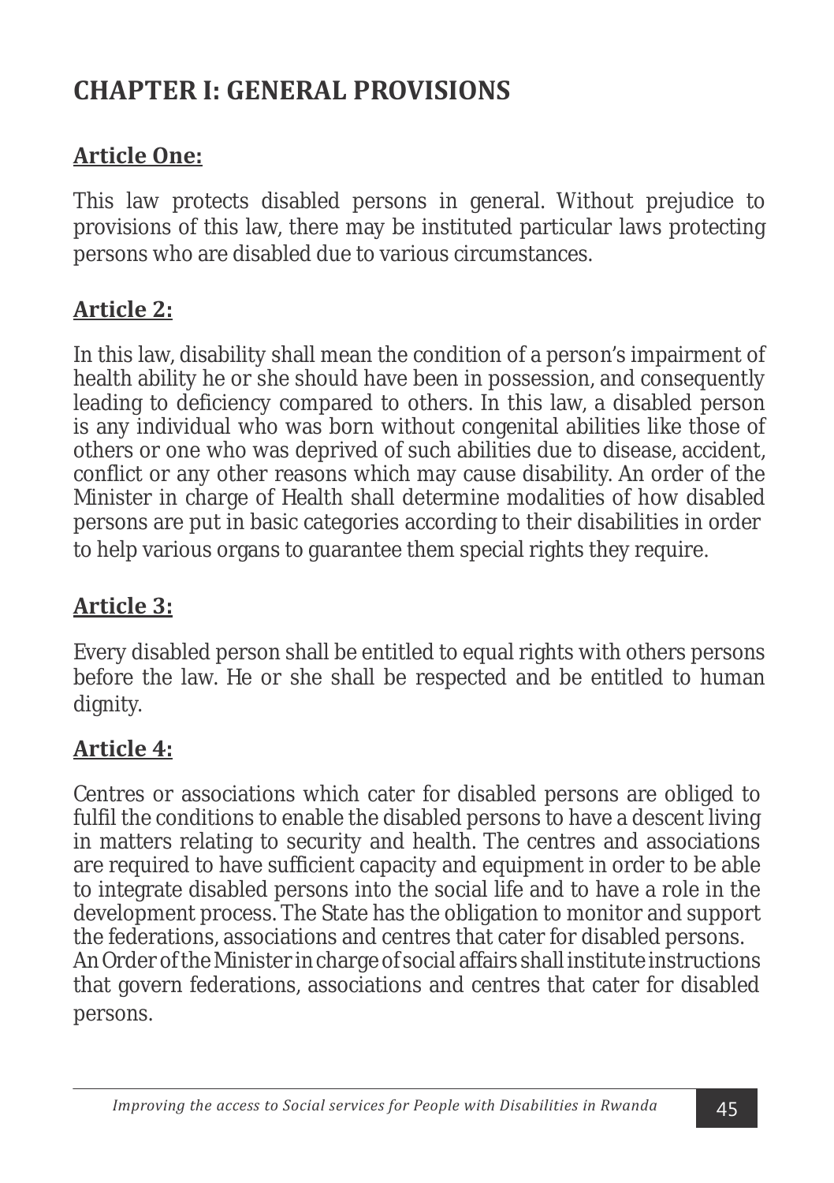# CHAPTER I: GENERAL PROVISIONS

## Article One:

This law protects disabled persons in general. Without prejudice to provisions of this law, there may be instituted particular laws protecting persons who are disabled due to various circumstances.

## Article 2:

In this law, disability shall mean the condition of a person's impairment of health ability he or she should have been in possession, and consequently leading to deficiency compared to others. In this law, a disabled person is any individual who was born without congenital abilities like those of others or one who was deprived of such abilities due to disease, accident, conflict or any other reasons which may cause disability. An order of the Minister in charge of Health shall determine modalities of how disabled persons are put in basic categories according to their disabilities in order to help various organs to guarantee them special rights they require.

## Article 3:

Every disabled person shall be entitled to equal rights with others persons before the law. He or she shall be respected and be entitled to human dignity.

## Article 4:

Centres or associations which cater for disabled persons are obliged to fulfil the conditions to enable the disabled persons to have a descent living in matters relating to security and health. The centres and associations are required to have sufficient capacity and equipment in order to be able to integrate disabled persons into the social life and to have a role in the development process. The State has the obligation to monitor and support the federations, associations and centres that cater for disabled persons. An Order of the Minister in charge of social affairs shall institute instructions that govern federations, associations and centres that cater for disabled persons.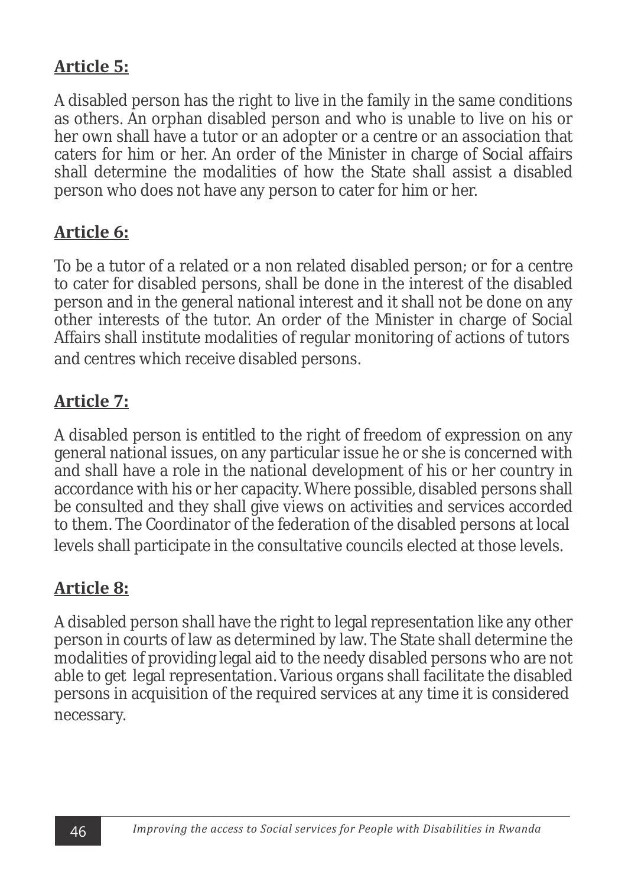**Article 5:**

A disabled person has the right to live in the family in the same conditions as others. An orphan disabled person and who is unable to live on his or her own shall have a tutor or an adopter or a centre or an association that caters for him or her. An order of the Minister in charge of Social affairs shall determine the modalities of how the State shall assist a disabled person who does not have any person to cater for him or her.

**Article 6:**

To be a tutor of a related or a non related disabled person; or for a centre to cater for disabled persons, shall be done in the interest of the disabled person and in the general national interest and it shall not be done on any other interests of the tutor. An order of the Minister in charge of Social Affairs shall institute modalities of regular monitoring of actions of tutors and centres which receive disabled persons.

**Article 7:**

A disabled person is entitled to the right of freedom of expression on any general national issues, on any particular issue he or she is concerned with and shall have a role in the national development of his or her country in accordance with his or her capacity. Where possible, disabled persons shall be consulted and they shall give views on activities and services accorded to them. The Coordinator of the federation of the disabled persons at local levels shall participate in the consultative councils elected at those levels.

**Article 8:**

A disabled person shall have the right to legal representation like any other person in courts of law as determined by law. The State shall determine the modalities of providing legal aid to the needy disabled persons who are not able to get legal representation. Various organs shall facilitate the disabled persons in acquisition of the required services at any time it is considered necessary.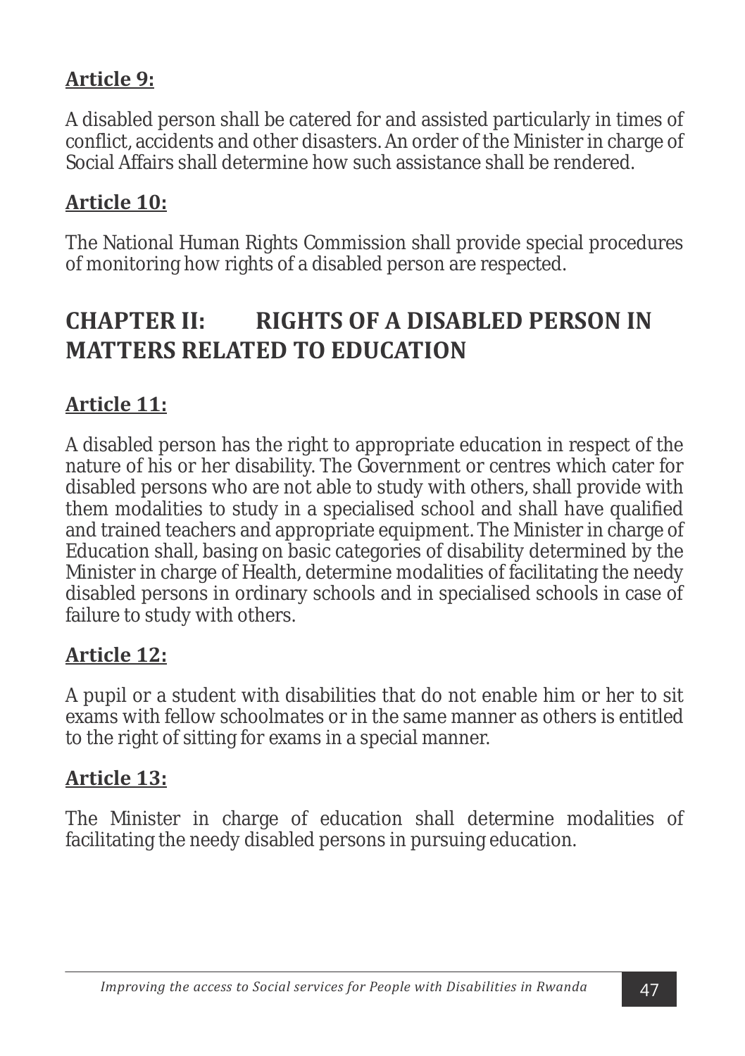**Article 9:**

A disabled person shall be catered for and assisted particularly in times of conflict, accidents and other disasters. An order of the Minister in charge of Social Affairs shall determine how such assistance shall be rendered.

**Article 10:**

The National Human Rights Commission shall provide special procedures of monitoring how rights of a disabled person are respected.

## CHAPTER II: RIGHTS OF A DISABLED PERSON IN MATTERS RELATED TO EDUCATION

**Article 11:**

A disabled person has the right to appropriate education in respect of the nature of his or her disability. The Government or centres which cater for disabled persons who are not able to study with others, shall provide with them modalities to study in a specialised school and shall have qualified and trained teachers and appropriate equipment. The Minister in charge of Education shall, basing on basic categories of disability determined by the Minister in charge of Health, determine modalities of facilitating the needy disabled persons in ordinary schools and in specialised schools in case of failure to study with others.

**Article 12:**

A pupil or a student with disabilities that do not enable him or her to sit exams with fellow schoolmates or in the same manner as others is entitled to the right of sitting for exams in a special manner.

**Article 13:**

The Minister in charge of education shall determine modalities of facilitating the needy disabled persons in pursuing education.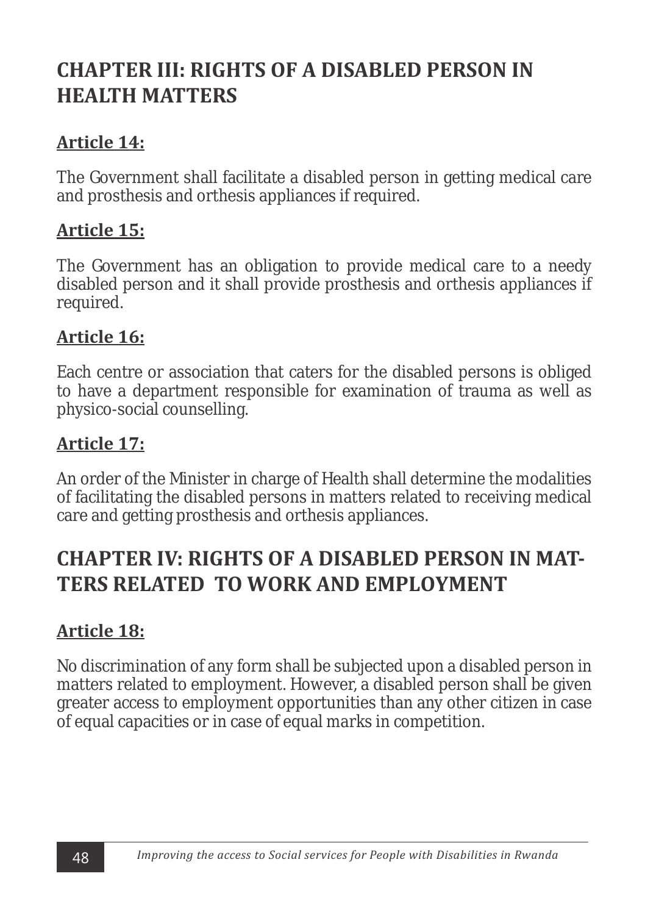## CHAPTER III: RIGHTS OF A DISABLED PERSON IN HEALTH MATTERS

### Article 14:

The Government shall facilitate a disabled person in getting medical care and prosthesis and orthesis appliances if required.

### Article 15:

The Government has an obligation to provide medical care to a needy disabled person and it shall provide prosthesis and orthesis appliances if required.

### Article 16:

Each centre or association that caters for the disabled persons is obliged to have a department responsible for examination of trauma as well as physico-social counselling.

### Article 17:

An order of the Minister in charge of Health shall determine the modalities of facilitating the disabled persons in matters related to receiving medical care and getting prosthesis and orthesis appliances.

## CHAPTER IV: RIGHTS OF A DISABLED PERSON IN MATTERS RELATED TO WORK AND EMPLOYMENT

### Article 18:

No discrimination of any form shall be subjected upon a disabled person in matters related to employment. However, a disabled person shall be given greater access to employment opportunities than any other citizen in case of equal capacities or in case of equal marks in competition.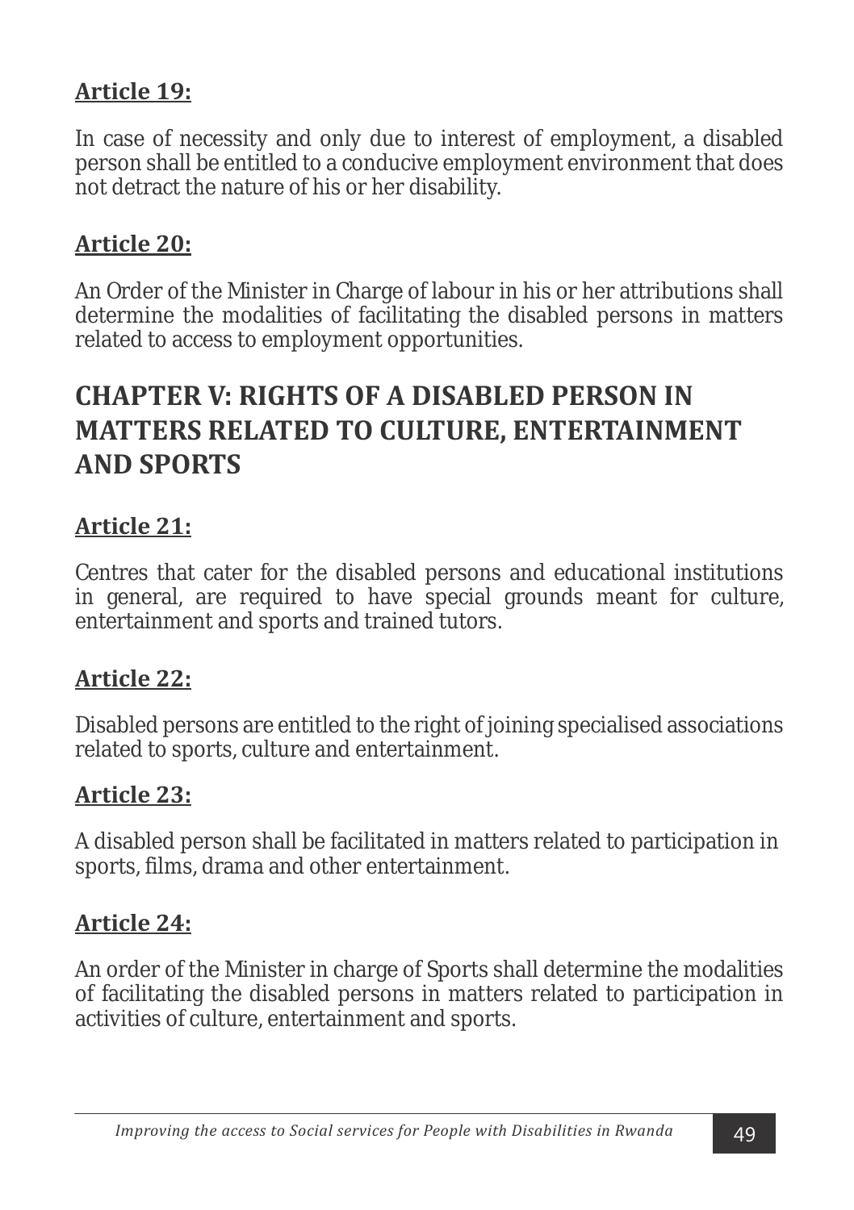**Article 19:**

In case of necessity and only due to interest of employment, a disabled person shall be entitled to a conducive employment environment that does not detract the nature of his or her disability.

**Article 20:**

An Order of the Minister in Charge of labour in his or her attributions shall determine the modalities of facilitating the disabled persons in matters related to access to employment opportunities.

## CHAPTER V: RIGHTS OF A DISABLED PERSON IN MATTERS RELATED TO CULTURE, ENTERTAINMENT AND SPORTS

**Article 21:**

Centres that cater for the disabled persons and educational institutions in general, are required to have special grounds meant for culture, entertainment and sports and trained tutors.

**Article 22:**

Disabled persons are entitled to the right of joining specialised associations related to sports, culture and entertainment.

**Article 23:**

A disabled person shall be facilitated in matters related to participation in sports, films, drama and other entertainment.

**Article 24:**

An order of the Minister in charge of Sports shall determine the modalities of facilitating the disabled persons in matters related to participation in activities of culture, entertainment and sports.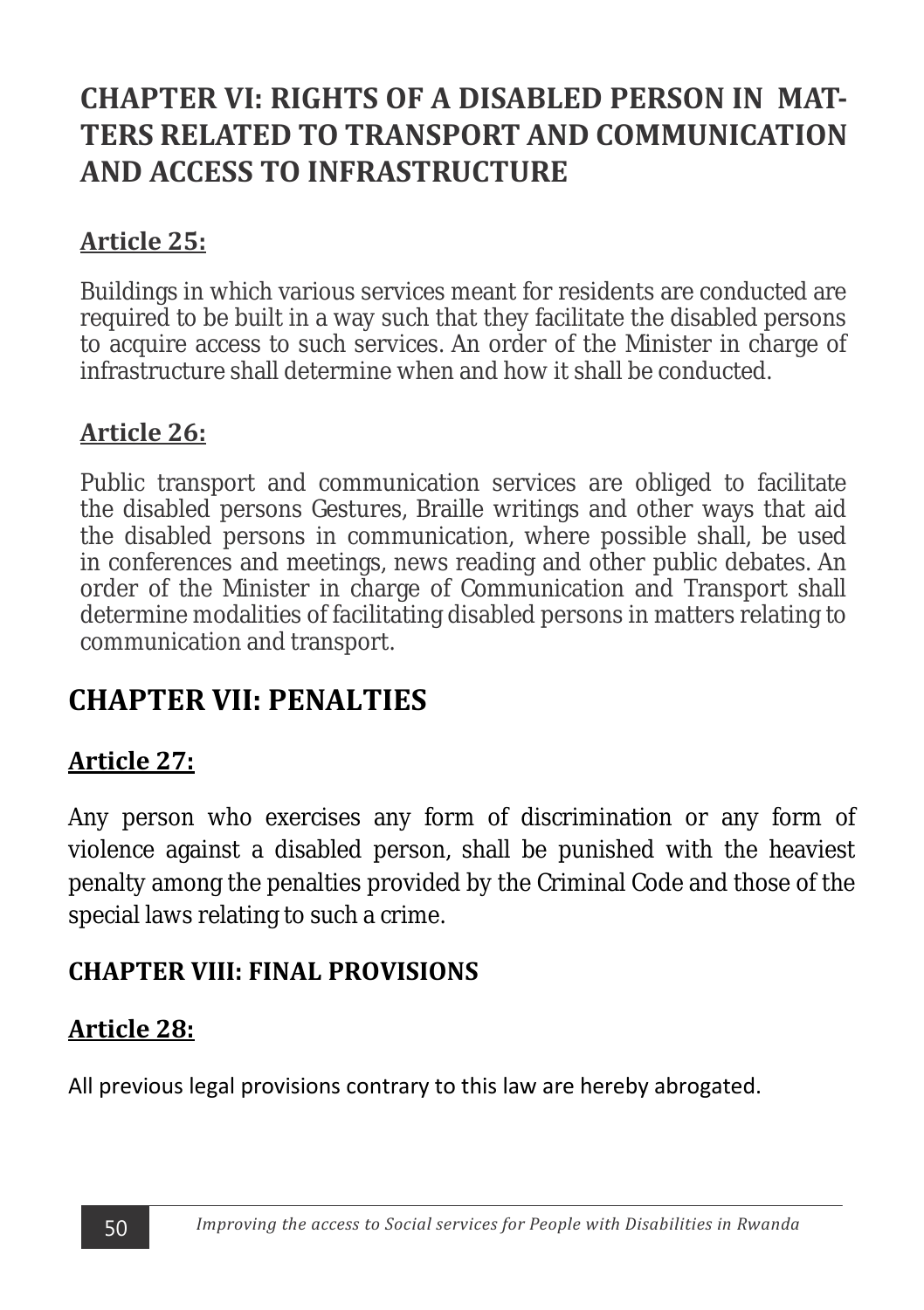## CHAPTER VI: RIGHTS OF A DISABLED PERSON IN MATTERS RELATED TO TRANSPORT AND COMMUNICATION AND ACCESS TO INFRASTRUCTURE

### Article 25:

Buildings in which various services meant for residents are conducted are required to be built in a way such that they facilitate the disabled persons to acquire access to such services. An order of the Minister in charge of infrastructure shall determine when and how it shall be conducted.

### Article 26:

Public transport and communication services are obliged to facilitate the disabled persons Gestures, Braille writings and other ways that aid the disabled persons in communication, where possible shall, be used in conferences and meetings, news reading and other public debates. An order of the Minister in charge of Communication and Transport shall determine modalities of facilitating disabled persons in matters relating to communication and transport.

## CHAPTER VII: PENALTIES

### Article 27:

Any person who exercises any form of discrimination or any form of violence against a disabled person, shall be punished with the heaviest penalty among the penalties provided by the Criminal Code and those of the special laws relating to such a crime.

## CHAPTER VIII: FINAL PROVISIONS

### Article 28:

All previous legal provisions contrary to this law are hereby abrogated.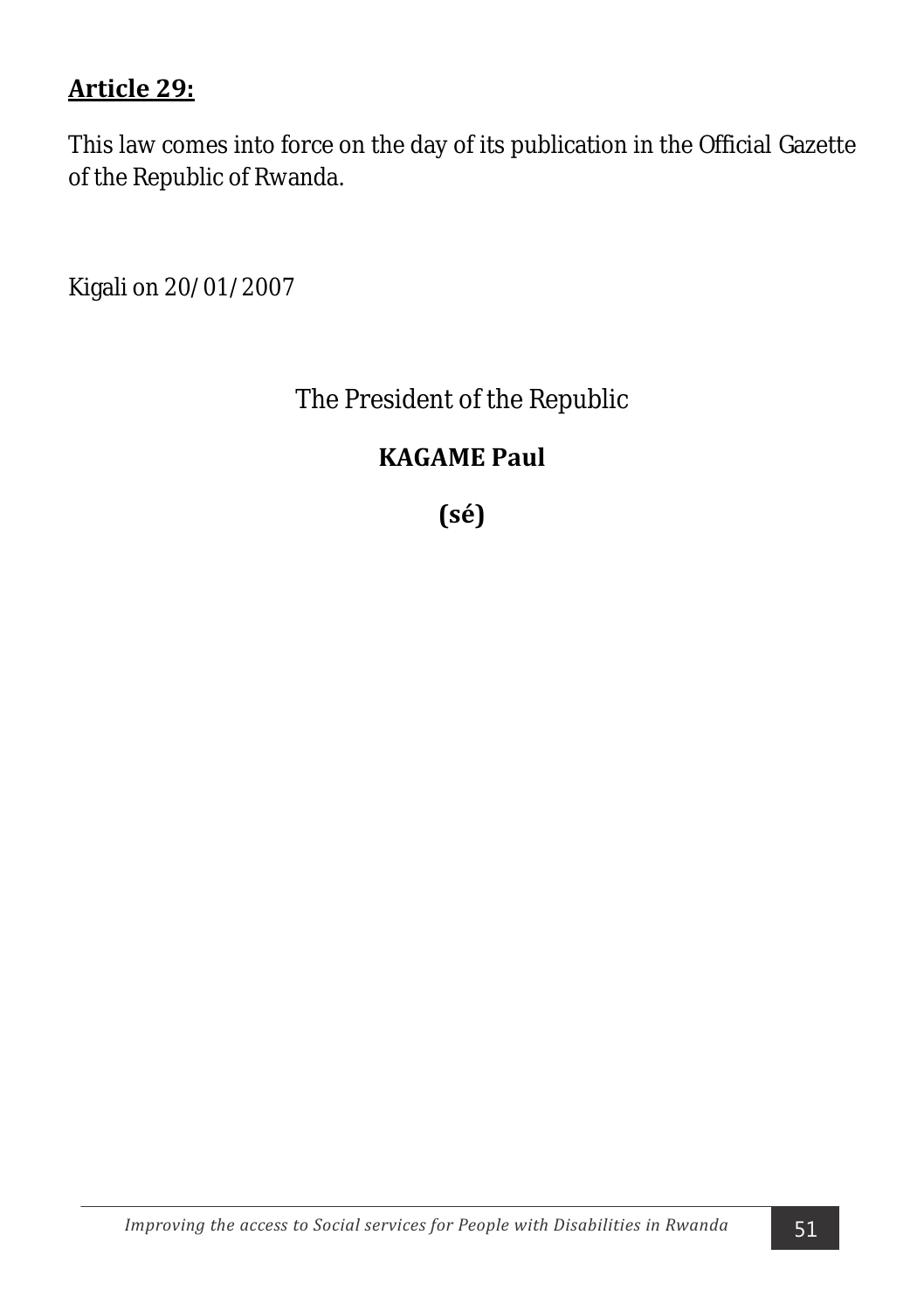**Article 29:**

This law comes into force on the day of its publication in the Official Gazette of the Republic of Rwanda.

Kigali on 20/01/2007

The President of the Republic

**KAGAME Paul**

**(sé)**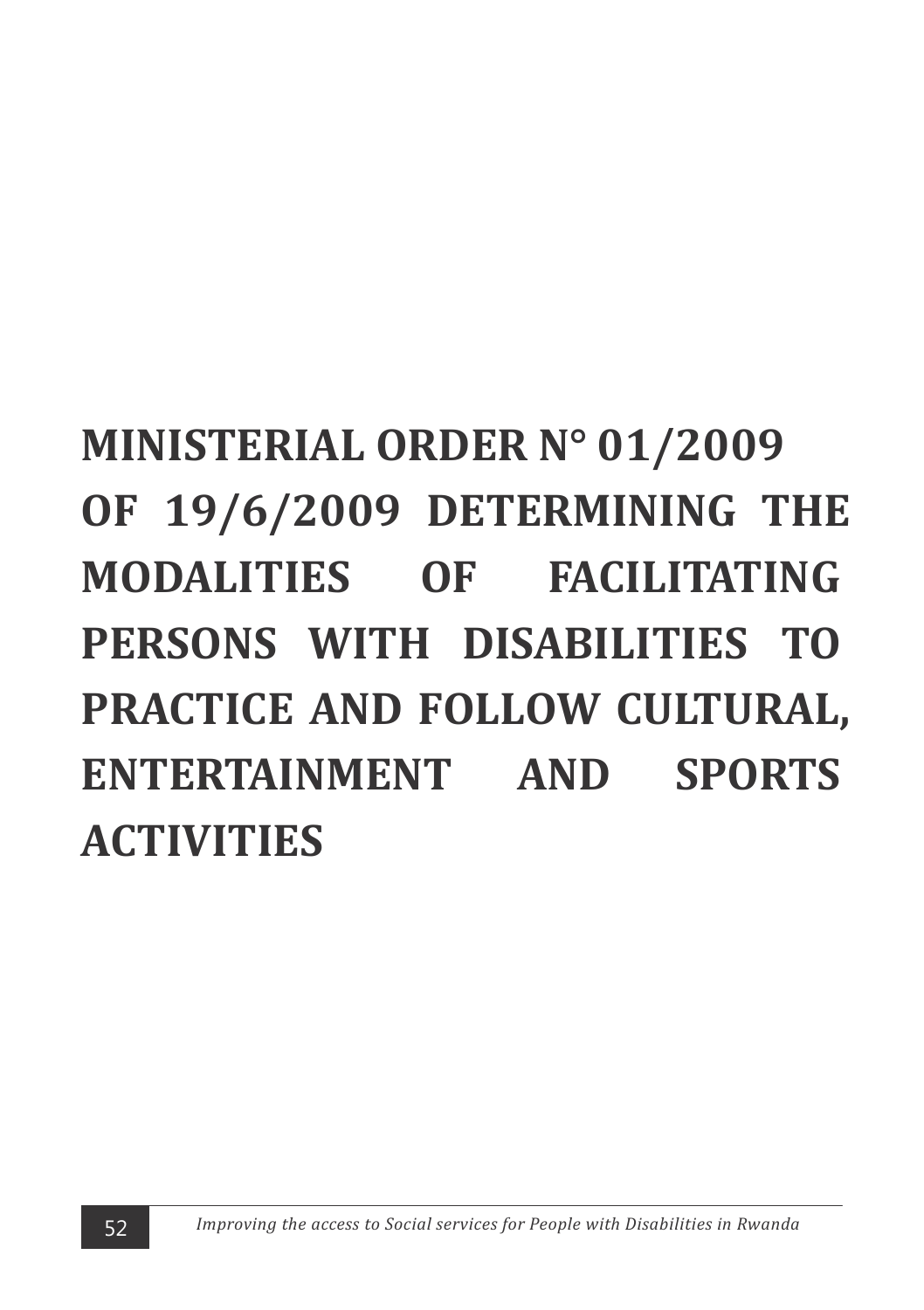# MINISTERIAL ORDER N° 01/2009 OF 19/6/2009 DETERMINING THE MODALITIES OF FACILITATING PERSONS WITH DISABILITIES TO PRACTICE AND FOLLOW CULTURAL, ENTERTAINMENT AND SPORTS ACTIVITIES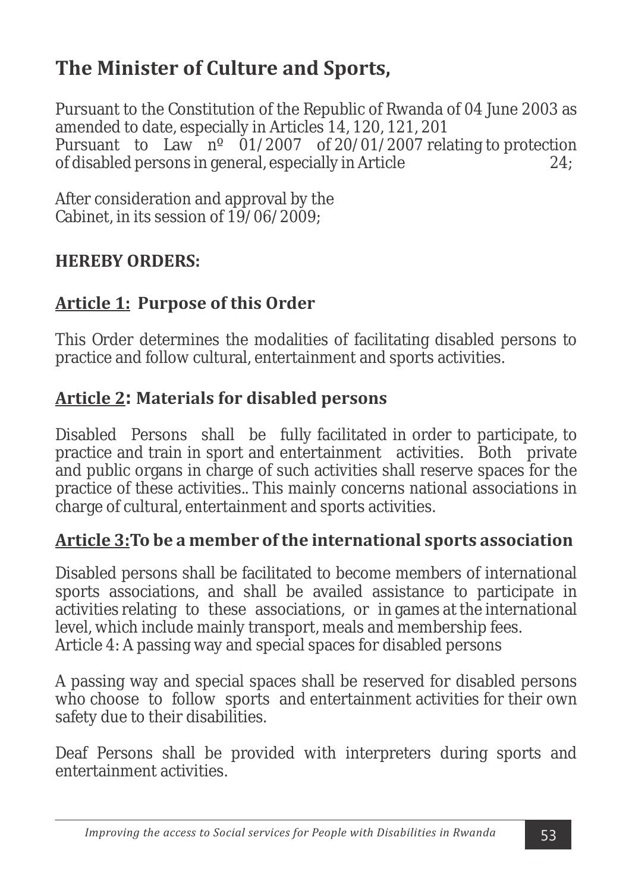# The Minister of Culture and Sports,

Pursuant to the Constitution of the Republic of Rwanda of 04 June 2003 as amended to date, especially in Articles 14, 120, 121, 201
Pursuant to Law nº 01/2007 of 20/01/2007 relating to protection of disabled persons in general, especially in Article 24;

After consideration and approval by the Cabinet, in its session of 19/06/2009;

**HEREBY ORDERS:**

## Article 1: Purpose of this Order

This Order determines the modalities of facilitating disabled persons to practice and follow cultural, entertainment and sports activities.

## Article 2: Materials for disabled persons

Disabled Persons shall be fully facilitated in order to participate, to practice and train in sport and entertainment activities. Both private and public organs in charge of such activities shall reserve spaces for the practice of these activities.. This mainly concerns national associations in charge of cultural, entertainment and sports activities.

## Article 3: To be a member of the international sports association

Disabled persons shall be facilitated to become members of international sports associations, and shall be availed assistance to participate in activities relating to these associations, or in games at the international level, which include mainly transport, meals and membership fees.
Article 4: A passing way and special spaces for disabled persons

A passing way and special spaces shall be reserved for disabled persons who choose to follow sports and entertainment activities for their own safety due to their disabilities.

Deaf Persons shall be provided with interpreters during sports and entertainment activities.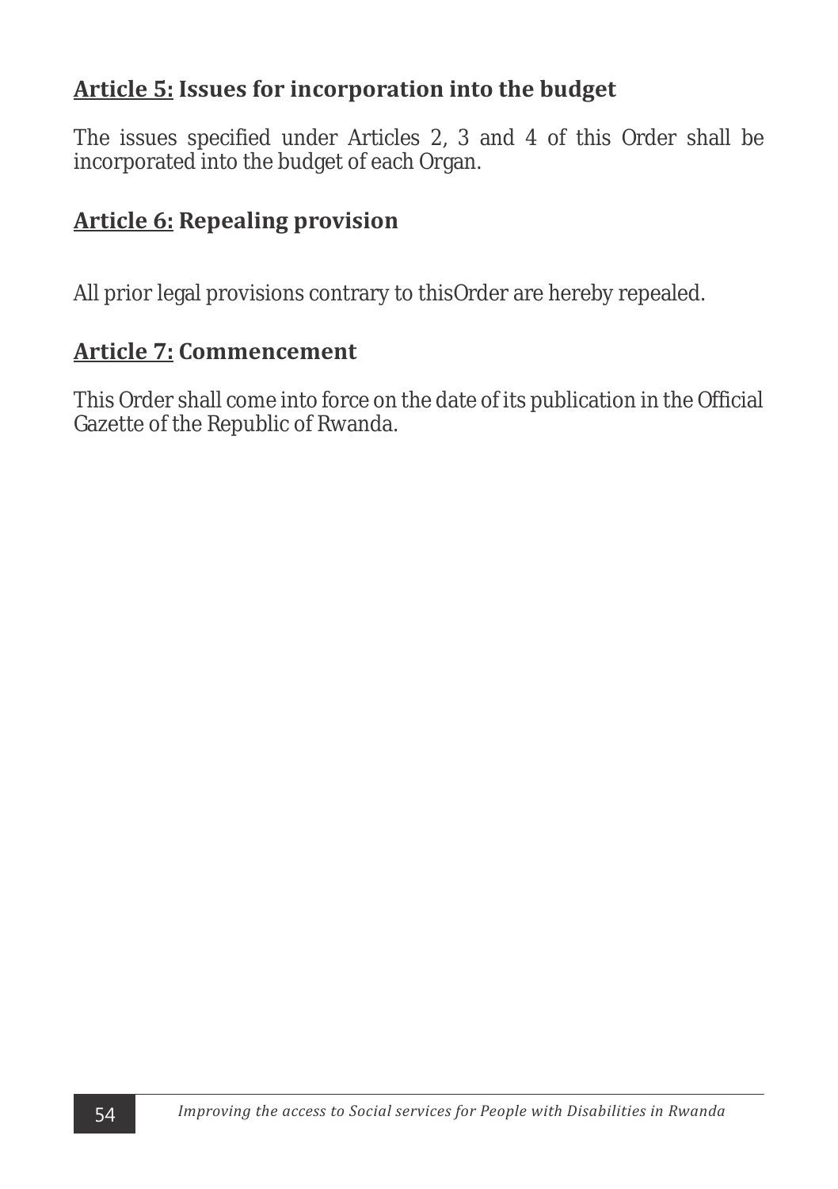**Article 5: Issues for incorporation into the budget**

The issues specified under Articles 2, 3 and 4 of this Order shall be incorporated into the budget of each Organ.

**Article 6: Repealing provision**

All prior legal provisions contrary to thisOrder are hereby repealed.

**Article 7: Commencement**

This Order shall come into force on the date of its publication in the Official Gazette of the Republic of Rwanda.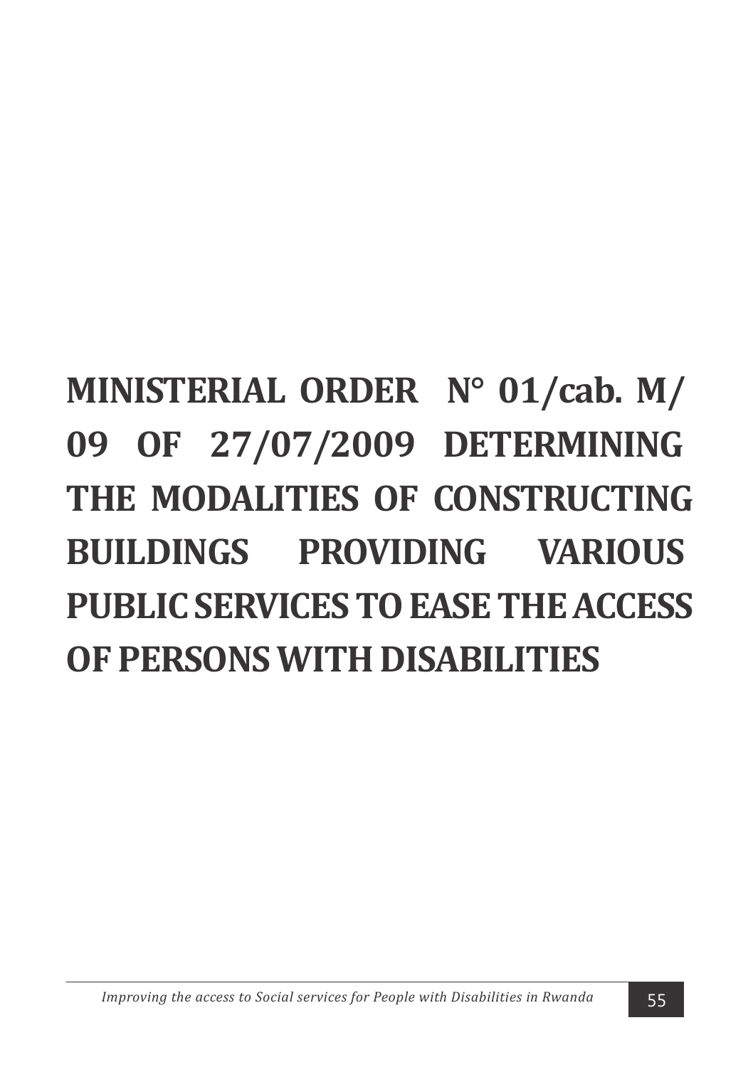# MINISTERIAL ORDER N° 01/cab. M/09 OF 27/07/2009 DETERMINING THE MODALITIES OF CONSTRUCTING BUILDINGS PROVIDING VARIOUS PUBLIC SERVICES TO EASE THE ACCESS OF PERSONS WITH DISABILITIES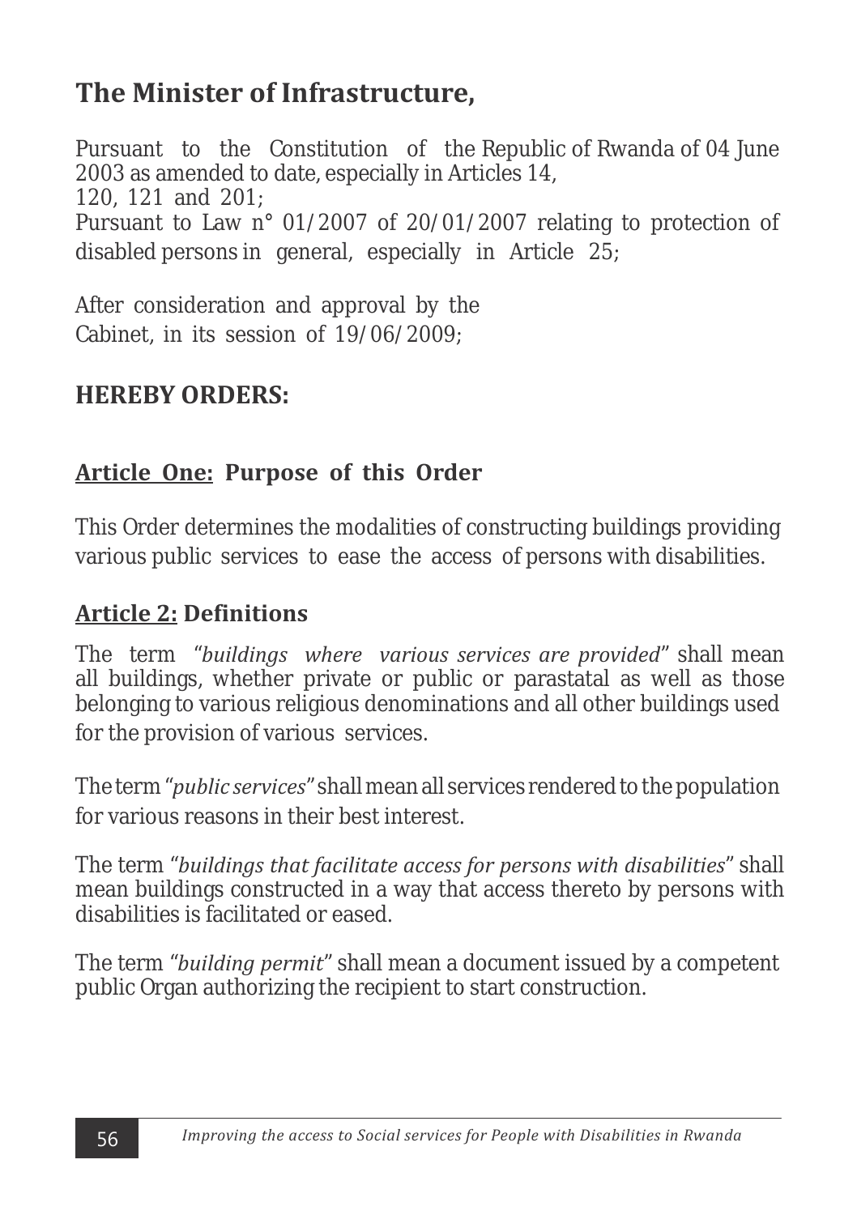## The Minister of Infrastructure,

Pursuant to the Constitution of the Republic of Rwanda of 04 June 2003 as amended to date, especially in Articles 14, 120, 121 and 201;

Pursuant to Law n° 01/2007 of 20/01/2007 relating to protection of disabled persons in general, especially in Article 25;

After consideration and approval by the Cabinet, in its session of 19/06/2009;

### HEREBY ORDERS:

### Article One: Purpose of this Order

This Order determines the modalities of constructing buildings providing various public services to ease the access of persons with disabilities.

### Article 2: Definitions

The term "*buildings where various services are provided*" shall mean all buildings, whether private or public or parastatal as well as those belonging to various religious denominations and all other buildings used for the provision of various services.

The term "*public services*" shall mean all services rendered to the population for various reasons in their best interest.

The term "*buildings that facilitate access for persons with disabilities*" shall mean buildings constructed in a way that access thereto by persons with disabilities is facilitated or eased.

The term "*building permit*" shall mean a document issued by a competent public Organ authorizing the recipient to start construction.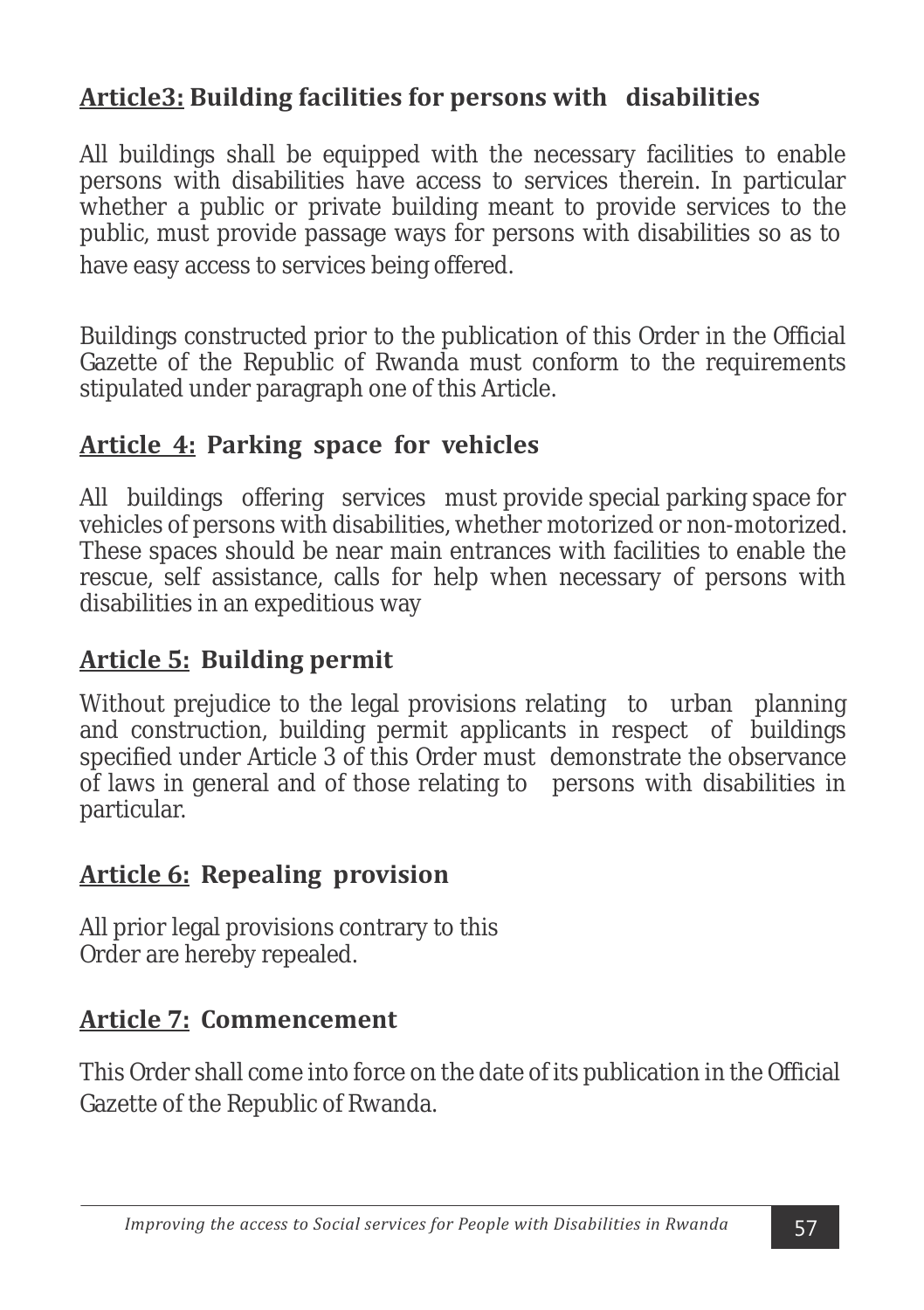## **Article3: Building facilities for persons with disabilities**

All buildings shall be equipped with the necessary facilities to enable persons with disabilities have access to services therein. In particular whether a public or private building meant to provide services to the public, must provide passage ways for persons with disabilities so as to have easy access to services being offered.

Buildings constructed prior to the publication of this Order in the Official Gazette of the Republic of Rwanda must conform to the requirements stipulated under paragraph one of this Article.

## **Article 4: Parking space for vehicles**

All buildings offering services must provide special parking space for vehicles of persons with disabilities, whether motorized or non-motorized. These spaces should be near main entrances with facilities to enable the rescue, self assistance, calls for help when necessary of persons with disabilities in an expeditious way

## **Article 5: Building permit**

Without prejudice to the legal provisions relating to urban planning and construction, building permit applicants in respect of buildings specified under Article 3 of this Order must demonstrate the observance of laws in general and of those relating to persons with disabilities in particular.

## **Article 6: Repealing provision**

All prior legal provisions contrary to this Order are hereby repealed.

## **Article 7: Commencement**

This Order shall come into force on the date of its publication in the Official Gazette of the Republic of Rwanda.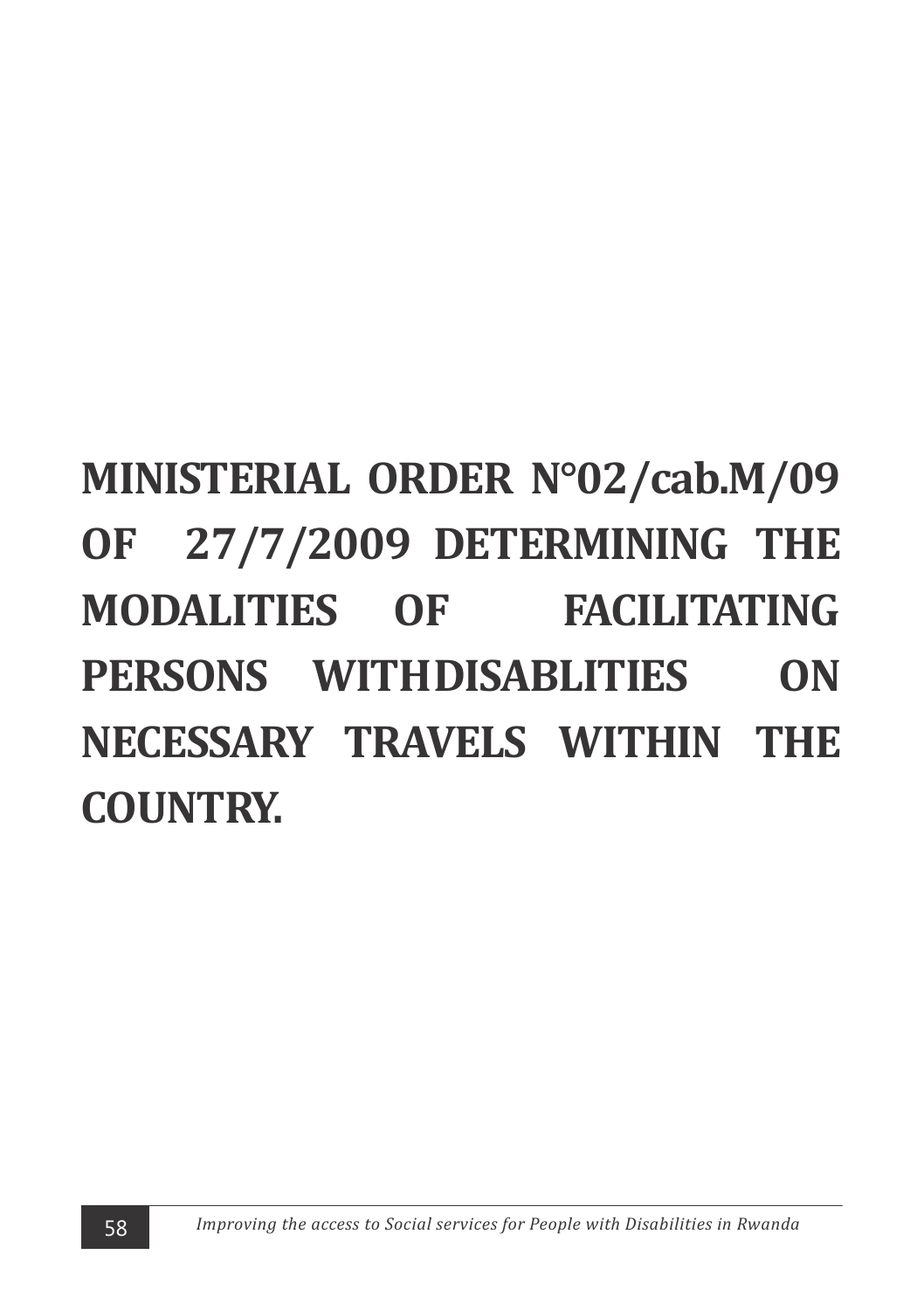# MINISTERIAL ORDER N°02/cab.M/09 OF 27/7/2009 DETERMINING THE MODALITIES OF FACILITATING PERSONS WITHDISABLITIES ON NECESSARY TRAVELS WITHIN THE COUNTRY.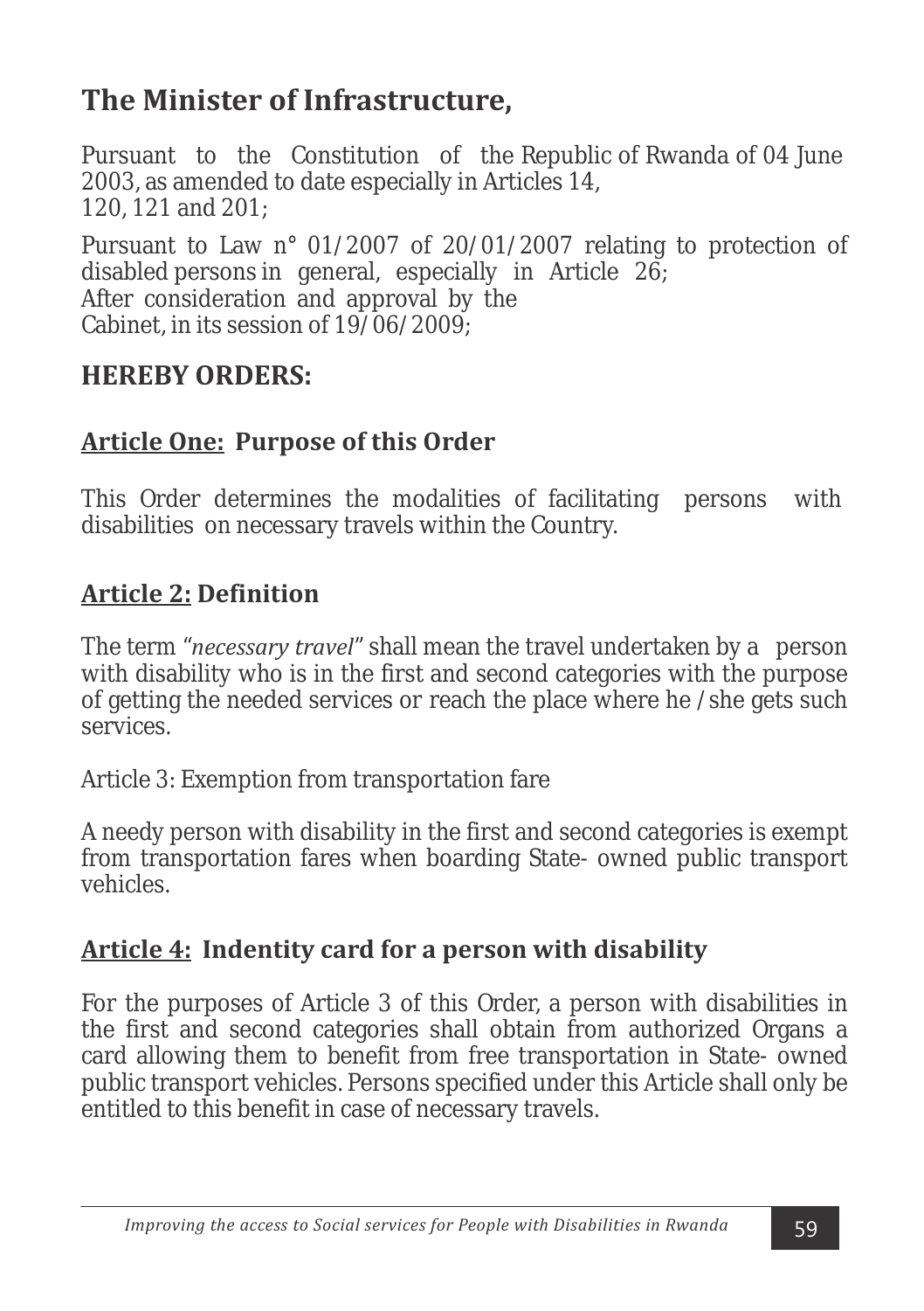## The Minister of Infrastructure,

Pursuant to the Constitution of the Republic of Rwanda of 04 June 2003, as amended to date especially in Articles 14, 120, 121 and 201;

Pursuant to Law n° 01/2007 of 20/01/2007 relating to protection of disabled persons in general, especially in Article 26;
After consideration and approval by the Cabinet, in its session of 19/06/2009;

### HEREBY ORDERS:

### Article One: Purpose of this Order

This Order determines the modalities of facilitating persons with disabilities on necessary travels within the Country.

### Article 2: Definition

The term "*necessary travel*" shall mean the travel undertaken by a person with disability who is in the first and second categories with the purpose of getting the needed services or reach the place where he /she gets such services.

Article 3: Exemption from transportation fare

A needy person with disability in the first and second categories is exempt from transportation fares when boarding State- owned public transport vehicles.

### Article 4: Indentity card for a person with disability

For the purposes of Article 3 of this Order, a person with disabilities in the first and second categories shall obtain from authorized Organs a card allowing them to benefit from free transportation in State- owned public transport vehicles. Persons specified under this Article shall only be entitled to this benefit in case of necessary travels.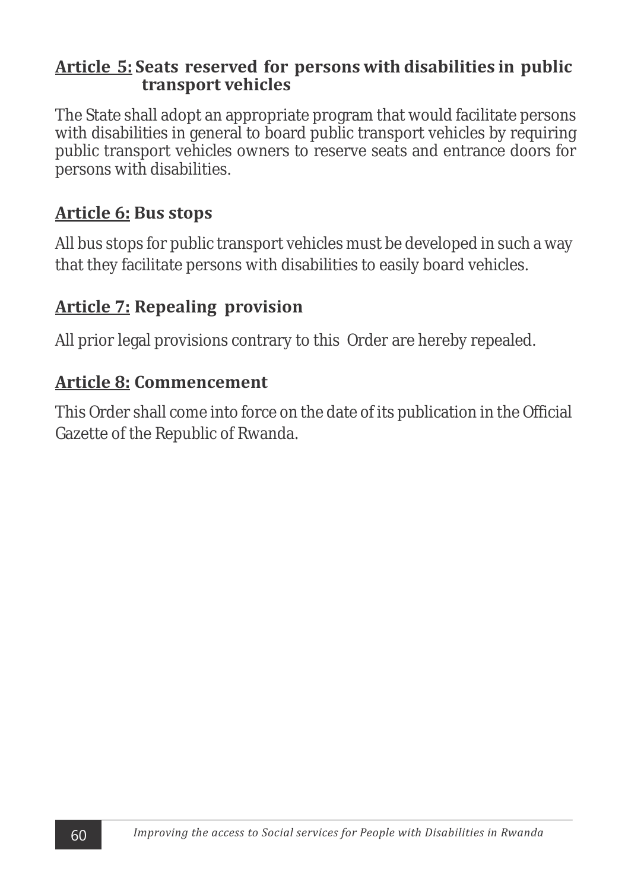**<u>Article 5:</u> Seats reserved for persons with disabilities in public transport vehicles**

The State shall adopt an appropriate program that would facilitate persons with disabilities in general to board public transport vehicles by requiring public transport vehicles owners to reserve seats and entrance doors for persons with disabilities.

**<u>Article 6:</u> Bus stops**

All bus stops for public transport vehicles must be developed in such a way that they facilitate persons with disabilities to easily board vehicles.

**<u>Article 7:</u> Repealing provision**

All prior legal provisions contrary to this Order are hereby repealed.

**<u>Article 8:</u> Commencement**

This Order shall come into force on the date of its publication in the Official Gazette of the Republic of Rwanda.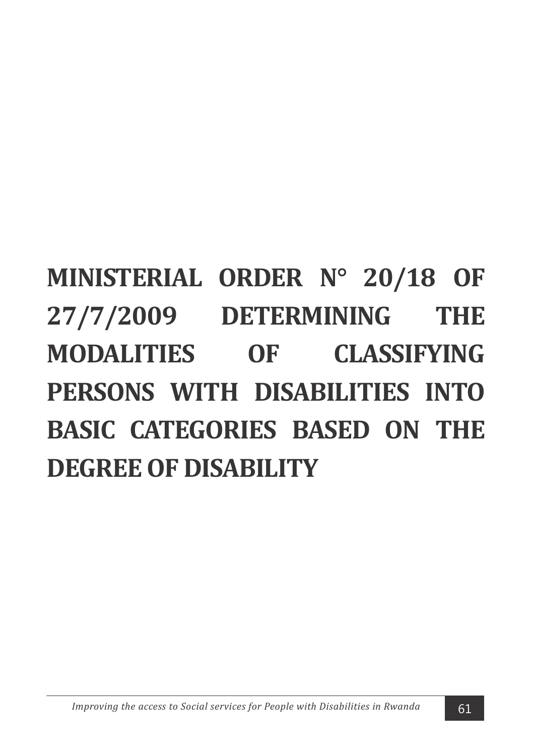# MINISTERIAL ORDER N° 20/18 OF 27/7/2009 DETERMINING THE MODALITIES OF CLASSIFYING PERSONS WITH DISABILITIES INTO BASIC CATEGORIES BASED ON THE DEGREE OF DISABILITY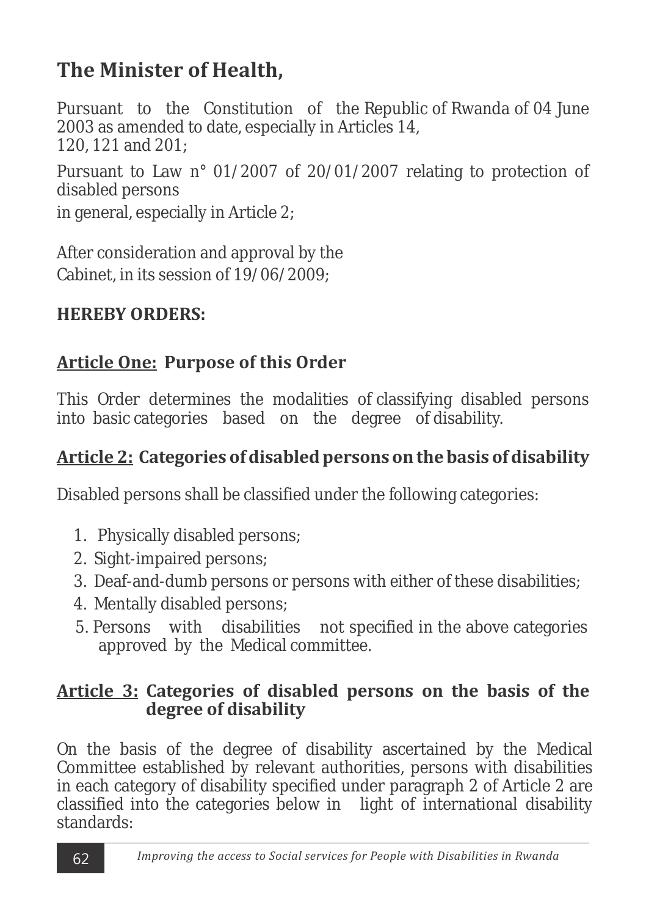## The Minister of Health,

Pursuant to the Constitution of the Republic of Rwanda of 04 June 2003 as amended to date, especially in Articles 14, 120, 121 and 201;

Pursuant to Law n° 01/2007 of 20/01/2007 relating to protection of disabled persons in general, especially in Article 2;

After consideration and approval by the Cabinet, in its session of 19/06/2009;

**HEREBY ORDERS:**

### <u>Article One:</u> Purpose of this Order

This Order determines the modalities of classifying disabled persons into basic categories based on the degree of disability.

### <u>Article 2:</u> Categories of disabled persons on the basis of disability

Disabled persons shall be classified under the following categories:

1. Physically disabled persons;
2. Sight-impaired persons;
3. Deaf-and-dumb persons or persons with either of these disabilities;
4. Mentally disabled persons;
5. Persons with disabilities not specified in the above categories approved by the Medical committee.

### <u>Article 3:</u> Categories of disabled persons on the basis of the degree of disability

On the basis of the degree of disability ascertained by the Medical Committee established by relevant authorities, persons with disabilities in each category of disability specified under paragraph 2 of Article 2 are classified into the categories below in light of international disability standards: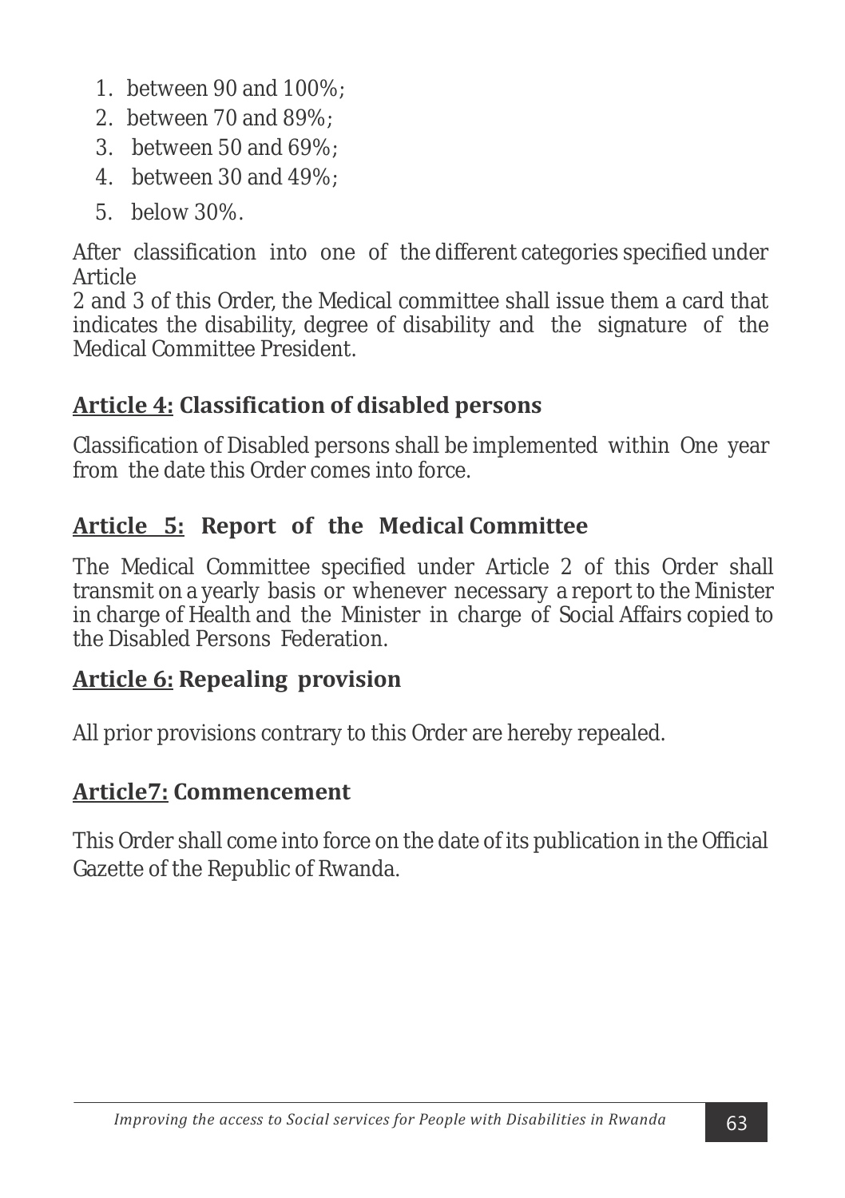1. between 90 and 100%;
2. between 70 and 89%;
3. between 50 and 69%;
4. between 30 and 49%;
5. below 30%.

After classification into one of the different categories specified under Article 2 and 3 of this Order, the Medical committee shall issue them a card that indicates the disability, degree of disability and the signature of the Medical Committee President.

### **Article 4:** Classification of disabled persons

Classification of Disabled persons shall be implemented within One year from the date this Order comes into force.

### **Article 5:** Report of the Medical Committee

The Medical Committee specified under Article 2 of this Order shall transmit on a yearly basis or whenever necessary a report to the Minister in charge of Health and the Minister in charge of Social Affairs copied to the Disabled Persons Federation.

### **Article 6:** Repealing provision

All prior provisions contrary to this Order are hereby repealed.

### **Article7:** Commencement

This Order shall come into force on the date of its publication in the Official Gazette of the Republic of Rwanda.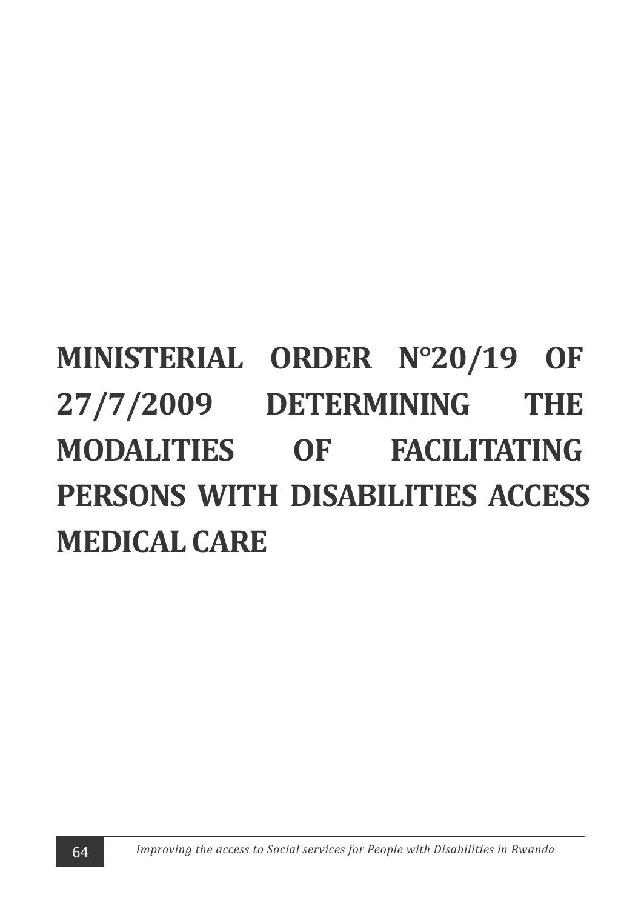# MINISTERIAL ORDER N°20/19 OF 27/7/2009 DETERMINING THE MODALITIES OF FACILITATING PERSONS WITH DISABILITIES ACCESS MEDICAL CARE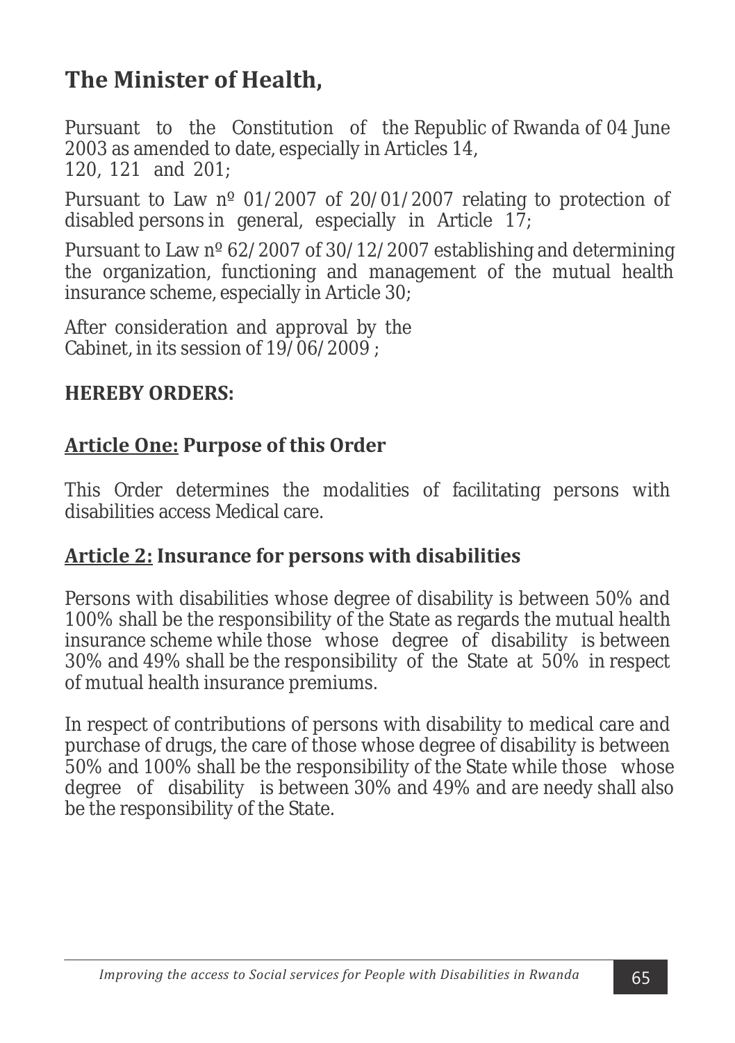## The Minister of Health,

Pursuant to the Constitution of the Republic of Rwanda of 04 June 2003 as amended to date, especially in Articles 14, 120, 121 and 201;

Pursuant to Law nº 01/2007 of 20/01/2007 relating to protection of disabled persons in general, especially in Article 17;

Pursuant to Law nº 62/2007 of 30/12/2007 establishing and determining the organization, functioning and management of the mutual health insurance scheme, especially in Article 30;

After consideration and approval by the Cabinet, in its session of 19/06/2009 ;

**HEREBY ORDERS:**

### Article One: Purpose of this Order

This Order determines the modalities of facilitating persons with disabilities access Medical care.

### Article 2: Insurance for persons with disabilities

Persons with disabilities whose degree of disability is between 50% and 100% shall be the responsibility of the State as regards the mutual health insurance scheme while those whose degree of disability is between 30% and 49% shall be the responsibility of the State at 50% in respect of mutual health insurance premiums.

In respect of contributions of persons with disability to medical care and purchase of drugs, the care of those whose degree of disability is between 50% and 100% shall be the responsibility of the State while those whose degree of disability is between 30% and 49% and are needy shall also be the responsibility of the State.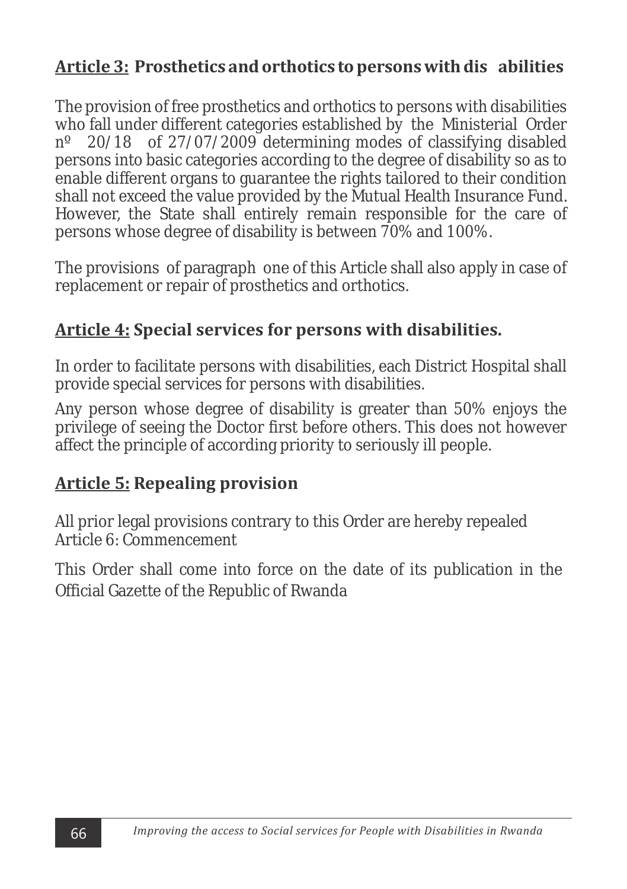**Article 3: Prosthetics and orthotics to persons with dis abilities**

The provision of free prosthetics and orthotics to persons with disabilities who fall under different categories established by the Ministerial Order nº 20/18 of 27/07/2009 determining modes of classifying disabled persons into basic categories according to the degree of disability so as to enable different organs to guarantee the rights tailored to their condition shall not exceed the value provided by the Mutual Health Insurance Fund. However, the State shall entirely remain responsible for the care of persons whose degree of disability is between 70% and 100%.

The provisions of paragraph one of this Article shall also apply in case of replacement or repair of prosthetics and orthotics.

**Article 4: Special services for persons with disabilities.**

In order to facilitate persons with disabilities, each District Hospital shall provide special services for persons with disabilities.

Any person whose degree of disability is greater than 50% enjoys the privilege of seeing the Doctor first before others. This does not however affect the principle of according priority to seriously ill people.

**Article 5: Repealing provision**

All prior legal provisions contrary to this Order are hereby repealed
Article 6: Commencement

This Order shall come into force on the date of its publication in the Official Gazette of the Republic of Rwanda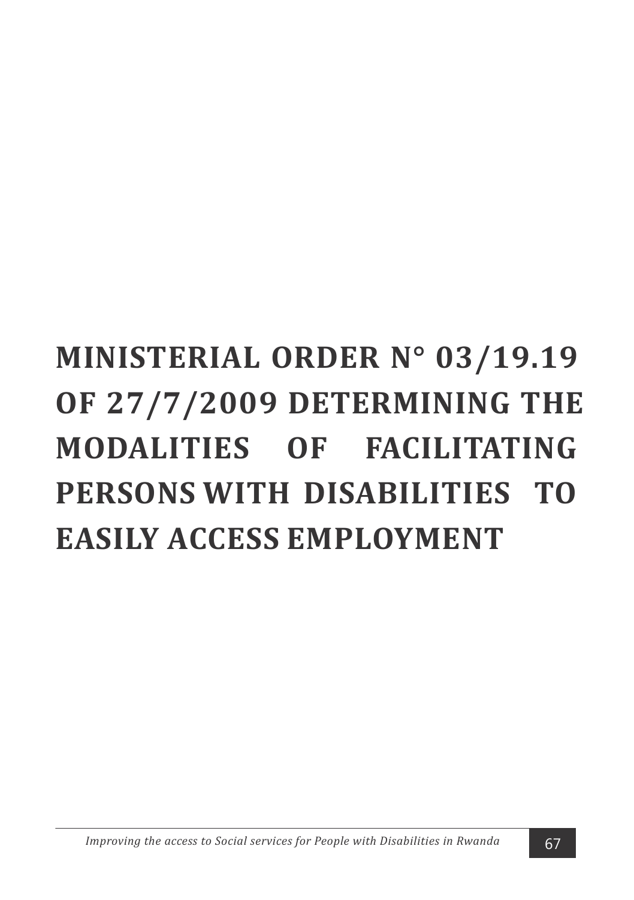# MINISTERIAL ORDER N° 03/19.19 OF 27/7/2009 DETERMINING THE MODALITIES OF FACILITATING PERSONS WITH DISABILITIES TO EASILY ACCESS EMPLOYMENT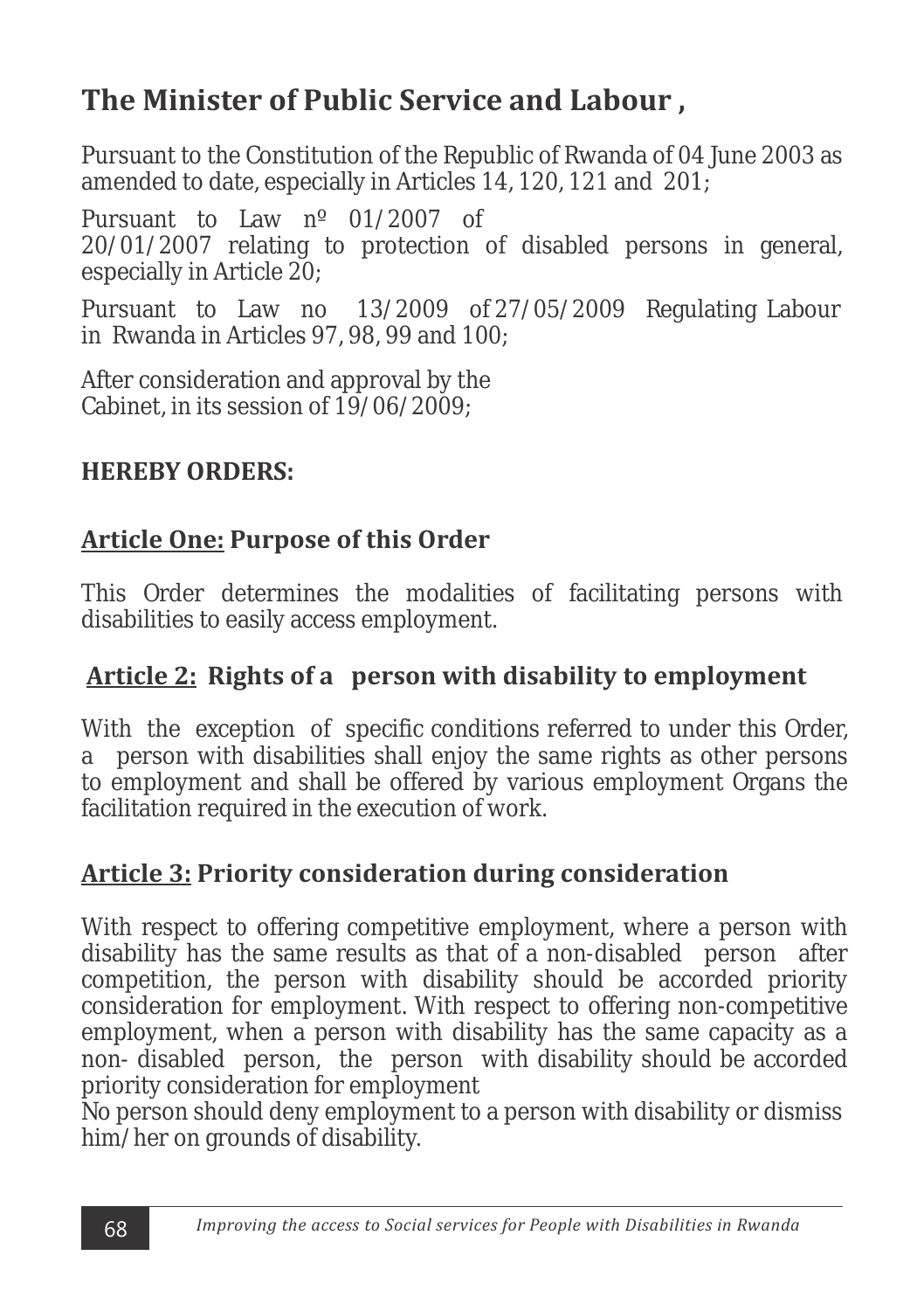# The Minister of Public Service and Labour ,

Pursuant to the Constitution of the Republic of Rwanda of 04 June 2003 as amended to date, especially in Articles 14, 120, 121 and 201;

Pursuant to Law nº 01/2007 of 20/01/2007 relating to protection of disabled persons in general, especially in Article 20;

Pursuant to Law no 13/2009 of 27/05/2009 Regulating Labour in Rwanda in Articles 97, 98, 99 and 100;

After consideration and approval by the Cabinet, in its session of 19/06/2009;

**HEREBY ORDERS:**

## <u>Article One:</u> Purpose of this Order

This Order determines the modalities of facilitating persons with disabilities to easily access employment.

## <u>Article 2:</u> Rights of a person with disability to employment

With the exception of specific conditions referred to under this Order, a person with disabilities shall enjoy the same rights as other persons to employment and shall be offered by various employment Organs the facilitation required in the execution of work.

## <u>Article 3:</u> Priority consideration during consideration

With respect to offering competitive employment, where a person with disability has the same results as that of a non-disabled person after competition, the person with disability should be accorded priority consideration for employment. With respect to offering non-competitive employment, when a person with disability has the same capacity as a non- disabled person, the person with disability should be accorded priority consideration for employment

No person should deny employment to a person with disability or dismiss him/her on grounds of disability.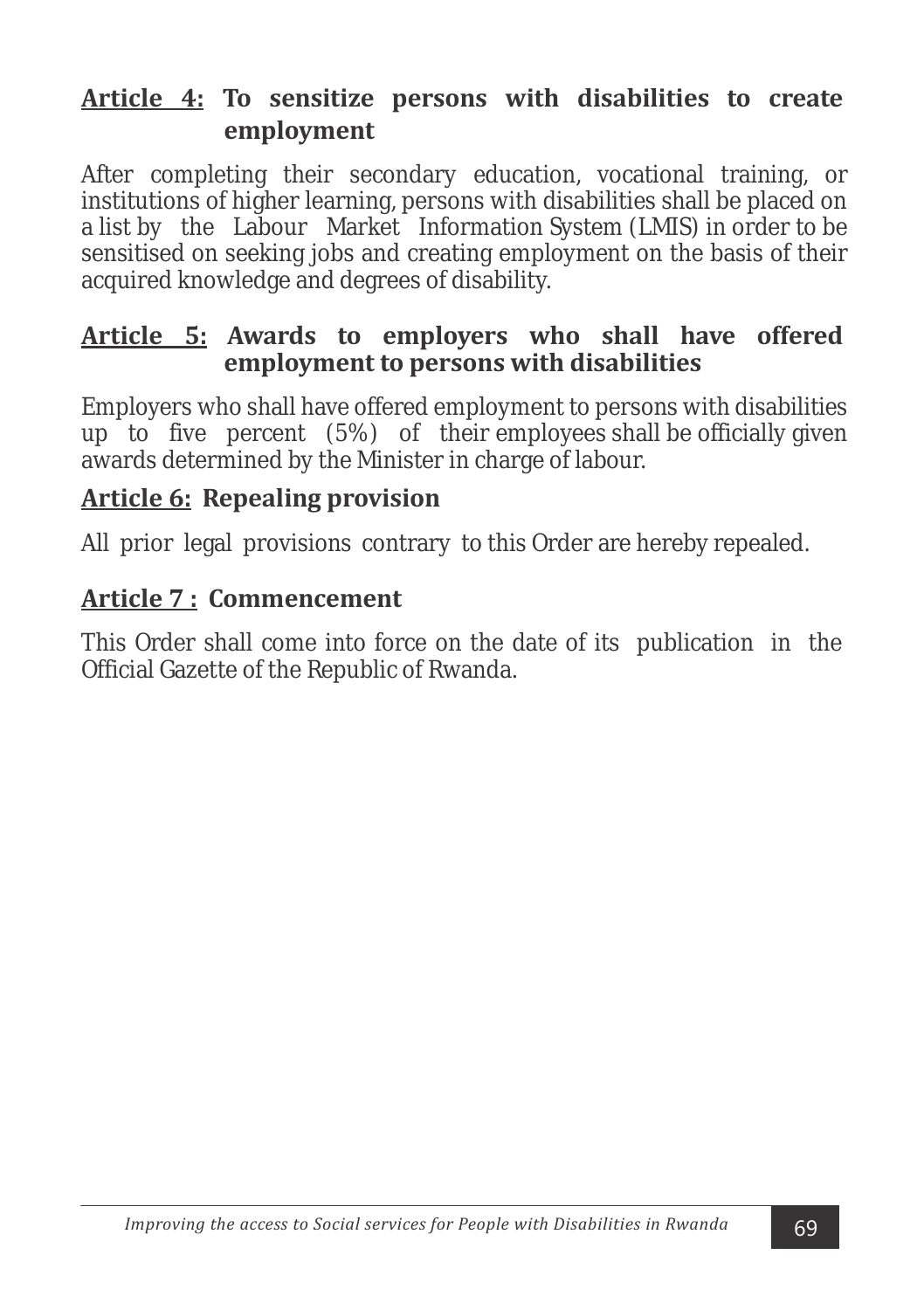**Article 4: To sensitize persons with disabilities to create employment**

After completing their secondary education, vocational training, or institutions of higher learning, persons with disabilities shall be placed on a list by the Labour Market Information System (LMIS) in order to be sensitised on seeking jobs and creating employment on the basis of their acquired knowledge and degrees of disability.

**Article 5: Awards to employers who shall have offered employment to persons with disabilities**

Employers who shall have offered employment to persons with disabilities up to five percent (5%) of their employees shall be officially given awards determined by the Minister in charge of labour.

**Article 6: Repealing provision**

All prior legal provisions contrary to this Order are hereby repealed.

**Article 7 : Commencement**

This Order shall come into force on the date of its publication in the Official Gazette of the Republic of Rwanda.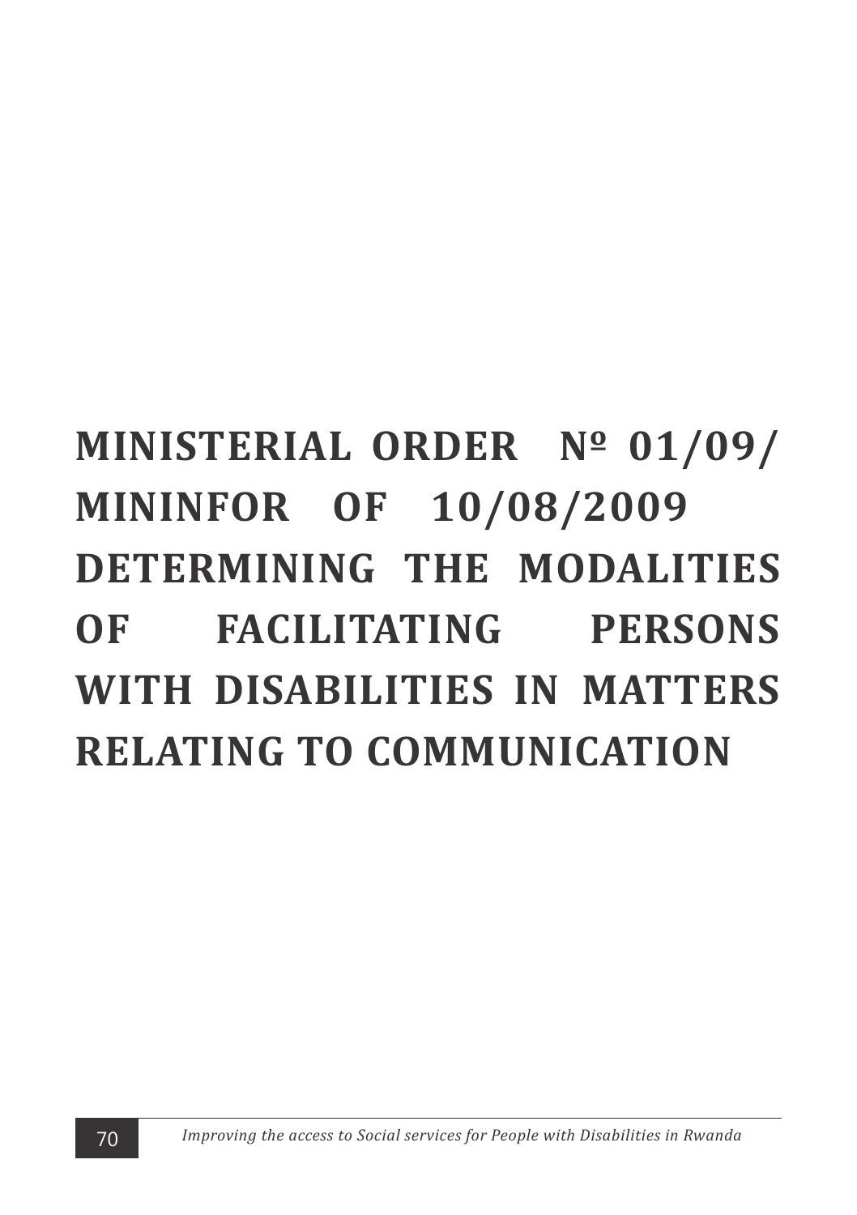# MINISTERIAL ORDER Nº 01/09/MININFOR OF 10/08/2009 DETERMINING THE MODALITIES OF FACILITATING PERSONS WITH DISABILITIES IN MATTERS RELATING TO COMMUNICATION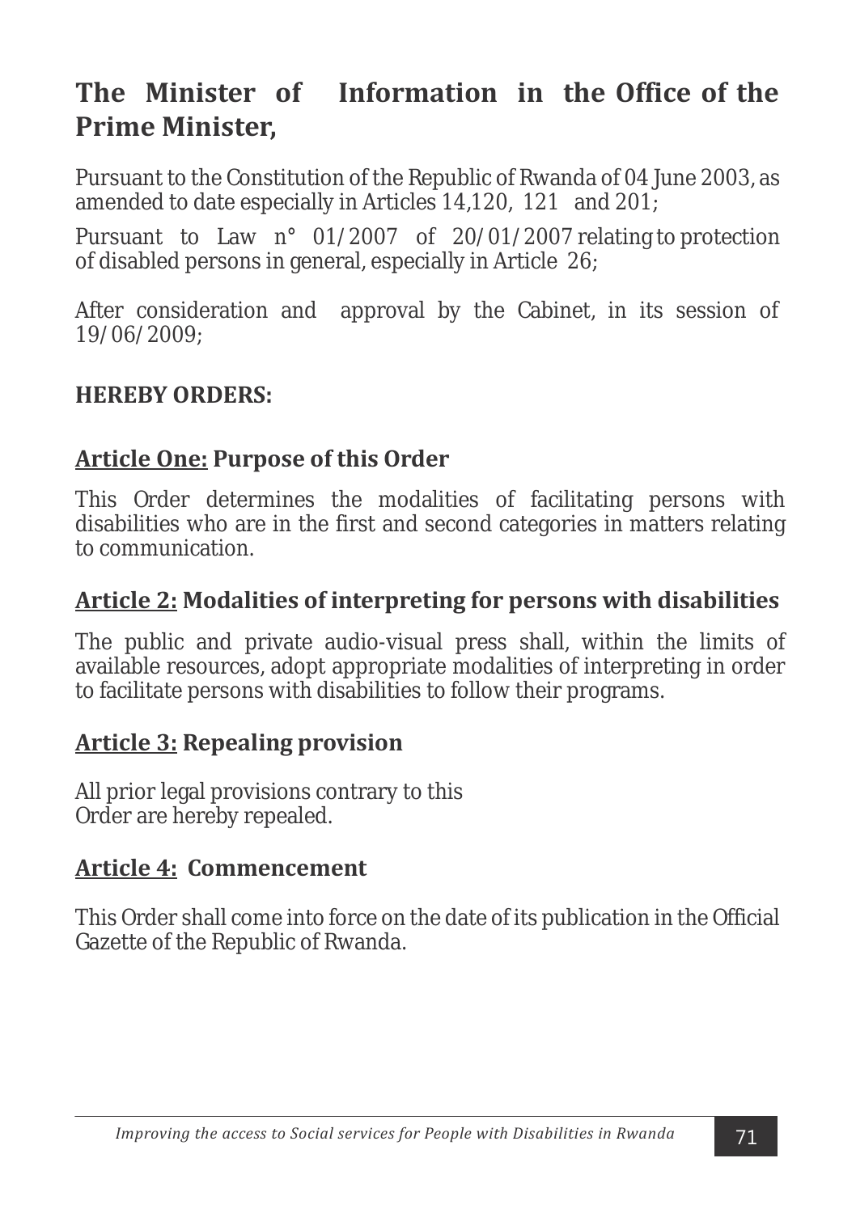**The Minister of Information in the Office of the Prime Minister,**

Pursuant to the Constitution of the Republic of Rwanda of 04 June 2003, as amended to date especially in Articles 14,120, 121 and 201;

Pursuant to Law n° 01/2007 of 20/01/2007 relating to protection of disabled persons in general, especially in Article 26;

After consideration and approval by the Cabinet, in its session of 19/06/2009;

**HEREBY ORDERS:**

**Article One: Purpose of this Order**

This Order determines the modalities of facilitating persons with disabilities who are in the first and second categories in matters relating to communication.

**Article 2: Modalities of interpreting for persons with disabilities**

The public and private audio-visual press shall, within the limits of available resources, adopt appropriate modalities of interpreting in order to facilitate persons with disabilities to follow their programs.

**Article 3: Repealing provision**

All prior legal provisions contrary to this Order are hereby repealed.

**Article 4: Commencement**

This Order shall come into force on the date of its publication in the Official Gazette of the Republic of Rwanda.